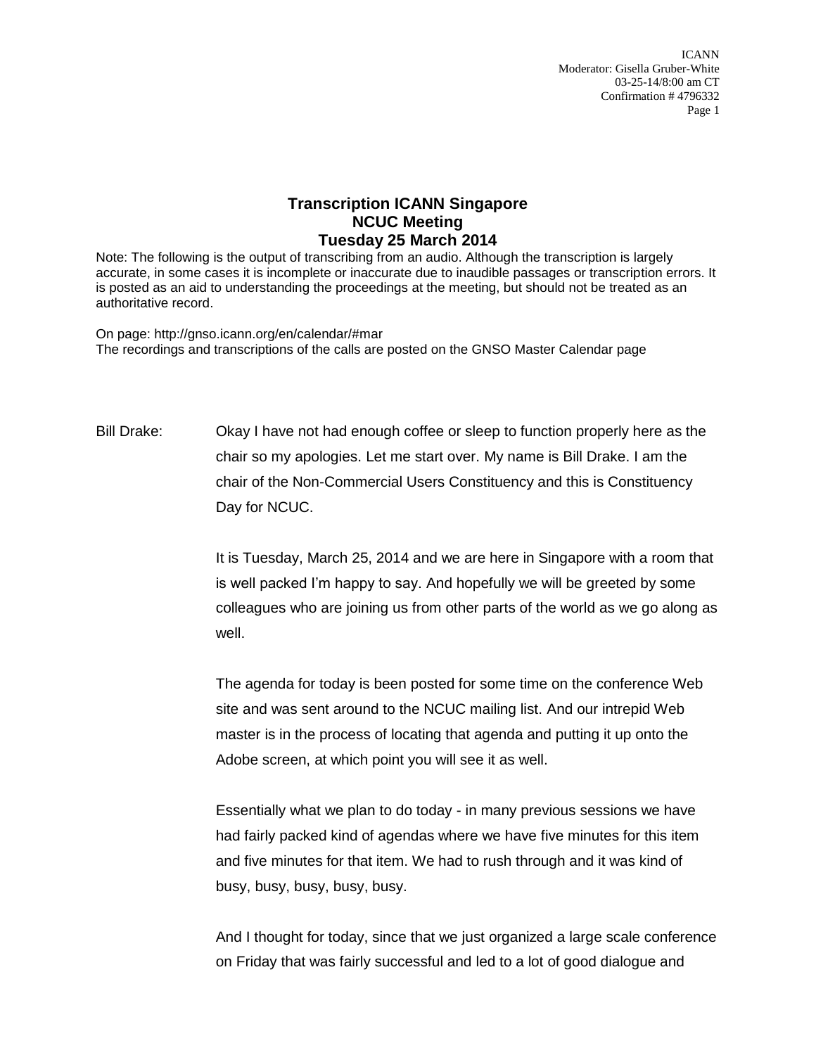# Transcription ICANN Singapore
# NCUC Meeting
# Tuesday 25 March 2014

Note: The following is the output of transcribing from an audio. Although the transcription is largely accurate, in some cases it is incomplete or inaccurate due to inaudible passages or transcription errors. It is posted as an aid to understanding the proceedings at the meeting, but should not be treated as an authoritative record.

On page: http://gnso.icann.org/en/calendar/#mar
The recordings and transcriptions of the calls are posted on the GNSO Master Calendar page

Bill Drake: Okay I have not had enough coffee or sleep to function properly here as the chair so my apologies. Let me start over. My name is Bill Drake. I am the chair of the Non-Commercial Users Constituency and this is Constituency Day for NCUC.

It is Tuesday, March 25, 2014 and we are here in Singapore with a room that is well packed I'm happy to say. And hopefully we will be greeted by some colleagues who are joining us from other parts of the world as we go along as well.

The agenda for today is been posted for some time on the conference Web site and was sent around to the NCUC mailing list. And our intrepid Web master is in the process of locating that agenda and putting it up onto the Adobe screen, at which point you will see it as well.

Essentially what we plan to do today - in many previous sessions we have had fairly packed kind of agendas where we have five minutes for this item and five minutes for that item. We had to rush through and it was kind of busy, busy, busy, busy, busy.

And I thought for today, since that we just organized a large scale conference on Friday that was fairly successful and led to a lot of good dialogue and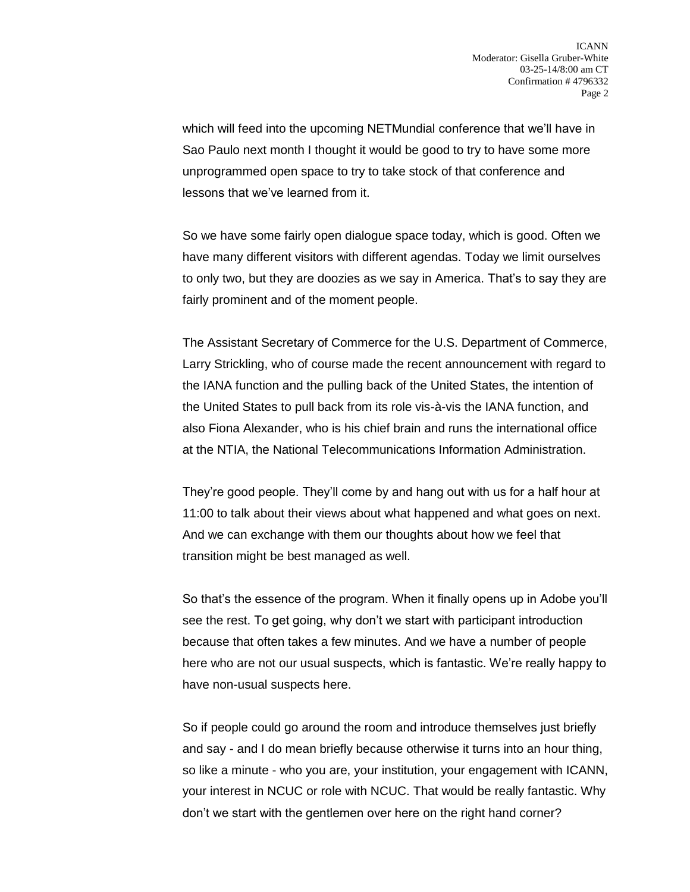which will feed into the upcoming NETMundial conference that we'll have in Sao Paulo next month I thought it would be good to try to have some more unprogrammed open space to try to take stock of that conference and lessons that we've learned from it.

So we have some fairly open dialogue space today, which is good. Often we have many different visitors with different agendas. Today we limit ourselves to only two, but they are doozies as we say in America. That's to say they are fairly prominent and of the moment people.

The Assistant Secretary of Commerce for the U.S. Department of Commerce, Larry Strickling, who of course made the recent announcement with regard to the IANA function and the pulling back of the United States, the intention of the United States to pull back from its role vis-à-vis the IANA function, and also Fiona Alexander, who is his chief brain and runs the international office at the NTIA, the National Telecommunications Information Administration.

They're good people. They'll come by and hang out with us for a half hour at 11:00 to talk about their views about what happened and what goes on next. And we can exchange with them our thoughts about how we feel that transition might be best managed as well.

So that's the essence of the program. When it finally opens up in Adobe you'll see the rest. To get going, why don't we start with participant introduction because that often takes a few minutes. And we have a number of people here who are not our usual suspects, which is fantastic. We're really happy to have non-usual suspects here.

So if people could go around the room and introduce themselves just briefly and say - and I do mean briefly because otherwise it turns into an hour thing, so like a minute - who you are, your institution, your engagement with ICANN, your interest in NCUC or role with NCUC. That would be really fantastic. Why don't we start with the gentlemen over here on the right hand corner?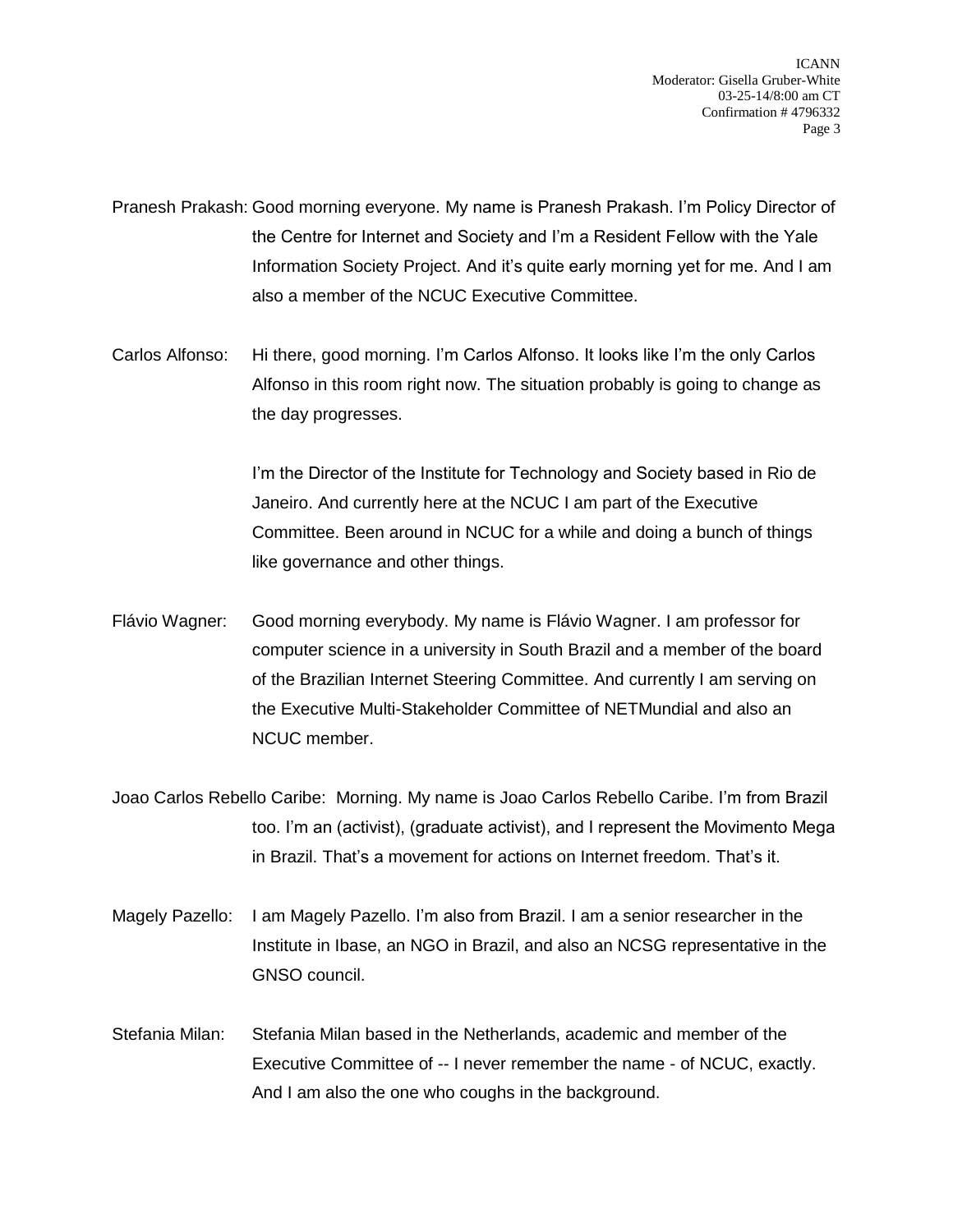Pranesh Prakash: Good morning everyone. My name is Pranesh Prakash. I'm Policy Director of the Centre for Internet and Society and I'm a Resident Fellow with the Yale Information Society Project. And it's quite early morning yet for me. And I am also a member of the NCUC Executive Committee.

Carlos Alfonso: Hi there, good morning. I'm Carlos Alfonso. It looks like I'm the only Carlos Alfonso in this room right now. The situation probably is going to change as the day progresses.

I'm the Director of the Institute for Technology and Society based in Rio de Janeiro. And currently here at the NCUC I am part of the Executive Committee. Been around in NCUC for a while and doing a bunch of things like governance and other things.

Flávio Wagner: Good morning everybody. My name is Flávio Wagner. I am professor for computer science in a university in South Brazil and a member of the board of the Brazilian Internet Steering Committee. And currently I am serving on the Executive Multi-Stakeholder Committee of NETMundial and also an NCUC member.

Joao Carlos Rebello Caribe: Morning. My name is Joao Carlos Rebello Caribe. I'm from Brazil too. I'm an (activist), (graduate activist), and I represent the Movimento Mega in Brazil. That's a movement for actions on Internet freedom. That's it.

Magely Pazello: I am Magely Pazello. I'm also from Brazil. I am a senior researcher in the Institute in Ibase, an NGO in Brazil, and also an NCSG representative in the GNSO council.

Stefania Milan: Stefania Milan based in the Netherlands, academic and member of the Executive Committee of -- I never remember the name - of NCUC, exactly. And I am also the one who coughs in the background.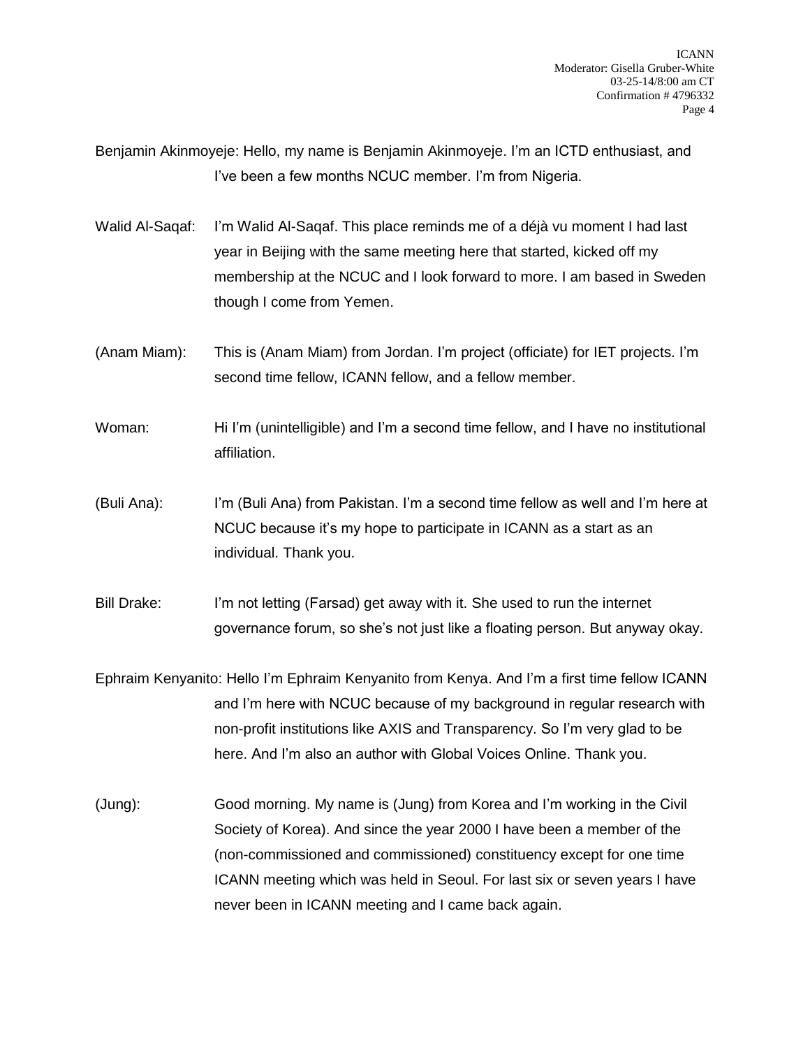Benjamin Akinmoyeje: Hello, my name is Benjamin Akinmoyeje. I'm an ICTD enthusiast, and I've been a few months NCUC member. I'm from Nigeria.

Walid Al-Saqaf: I'm Walid Al-Saqaf. This place reminds me of a déjà vu moment I had last year in Beijing with the same meeting here that started, kicked off my membership at the NCUC and I look forward to more. I am based in Sweden though I come from Yemen.

(Anam Miam): This is (Anam Miam) from Jordan. I'm project (officiate) for IET projects. I'm second time fellow, ICANN fellow, and a fellow member.

Woman: Hi I'm (unintelligible) and I'm a second time fellow, and I have no institutional affiliation.

(Buli Ana): I'm (Buli Ana) from Pakistan. I'm a second time fellow as well and I'm here at NCUC because it's my hope to participate in ICANN as a start as an individual. Thank you.

Bill Drake: I'm not letting (Farsad) get away with it. She used to run the internet governance forum, so she's not just like a floating person. But anyway okay.

Ephraim Kenyanito: Hello I'm Ephraim Kenyanito from Kenya. And I'm a first time fellow ICANN and I'm here with NCUC because of my background in regular research with non-profit institutions like AXIS and Transparency. So I'm very glad to be here. And I'm also an author with Global Voices Online. Thank you.

(Jung): Good morning. My name is (Jung) from Korea and I'm working in the Civil Society of Korea). And since the year 2000 I have been a member of the (non-commissioned and commissioned) constituency except for one time ICANN meeting which was held in Seoul. For last six or seven years I have never been in ICANN meeting and I came back again.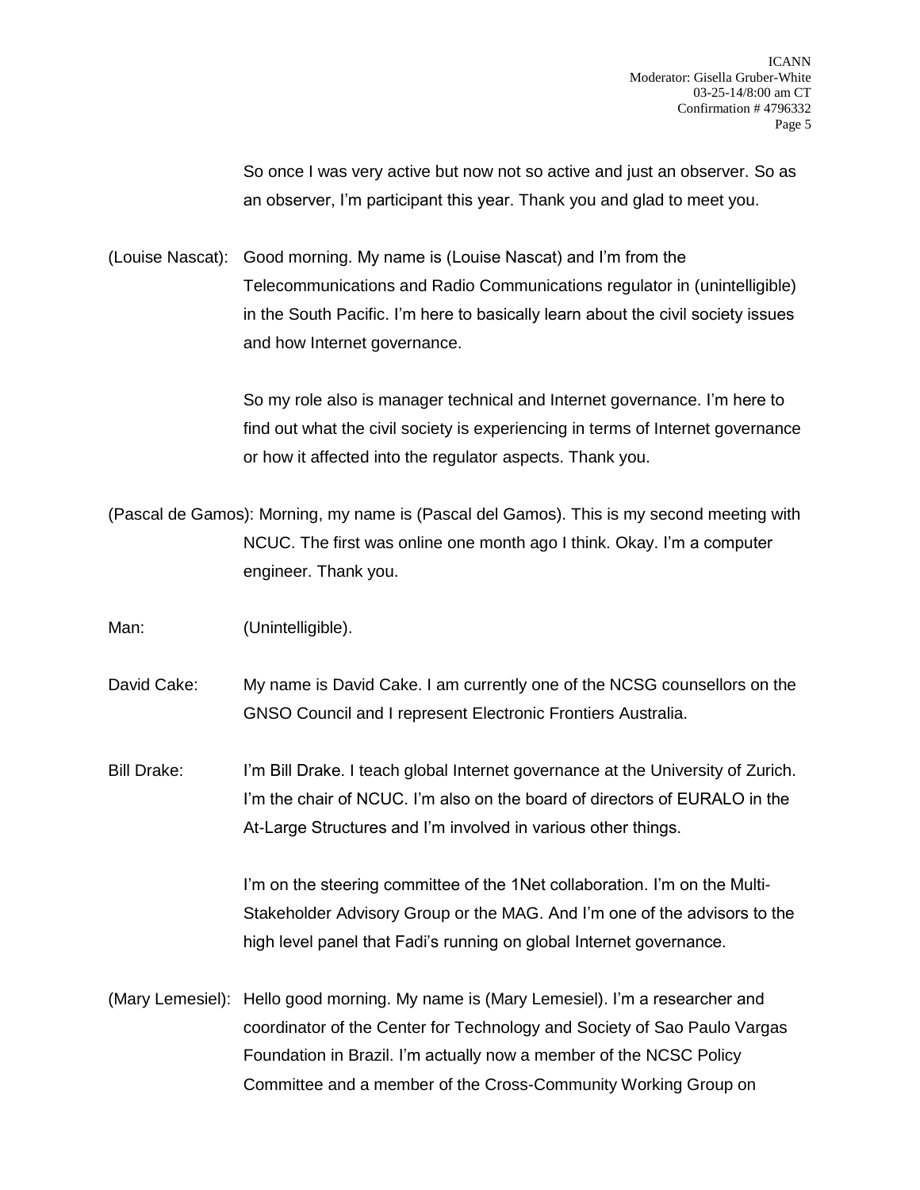So once I was very active but now not so active and just an observer. So as an observer, I'm participant this year. Thank you and glad to meet you.

(Louise Nascat): Good morning. My name is (Louise Nascat) and I'm from the Telecommunications and Radio Communications regulator in (unintelligible) in the South Pacific. I'm here to basically learn about the civil society issues and how Internet governance.

So my role also is manager technical and Internet governance. I'm here to find out what the civil society is experiencing in terms of Internet governance or how it affected into the regulator aspects. Thank you.

(Pascal de Gamos): Morning, my name is (Pascal del Gamos). This is my second meeting with NCUC. The first was online one month ago I think. Okay. I'm a computer engineer. Thank you.

Man: (Unintelligible).

David Cake: My name is David Cake. I am currently one of the NCSG counsellors on the GNSO Council and I represent Electronic Frontiers Australia.

Bill Drake: I'm Bill Drake. I teach global Internet governance at the University of Zurich. I'm the chair of NCUC. I'm also on the board of directors of EURALO in the At-Large Structures and I'm involved in various other things.

I'm on the steering committee of the 1Net collaboration. I'm on the Multi-Stakeholder Advisory Group or the MAG. And I'm one of the advisors to the high level panel that Fadi's running on global Internet governance.

(Mary Lemesiel): Hello good morning. My name is (Mary Lemesiel). I'm a researcher and coordinator of the Center for Technology and Society of Sao Paulo Vargas Foundation in Brazil. I'm actually now a member of the NCSC Policy Committee and a member of the Cross-Community Working Group on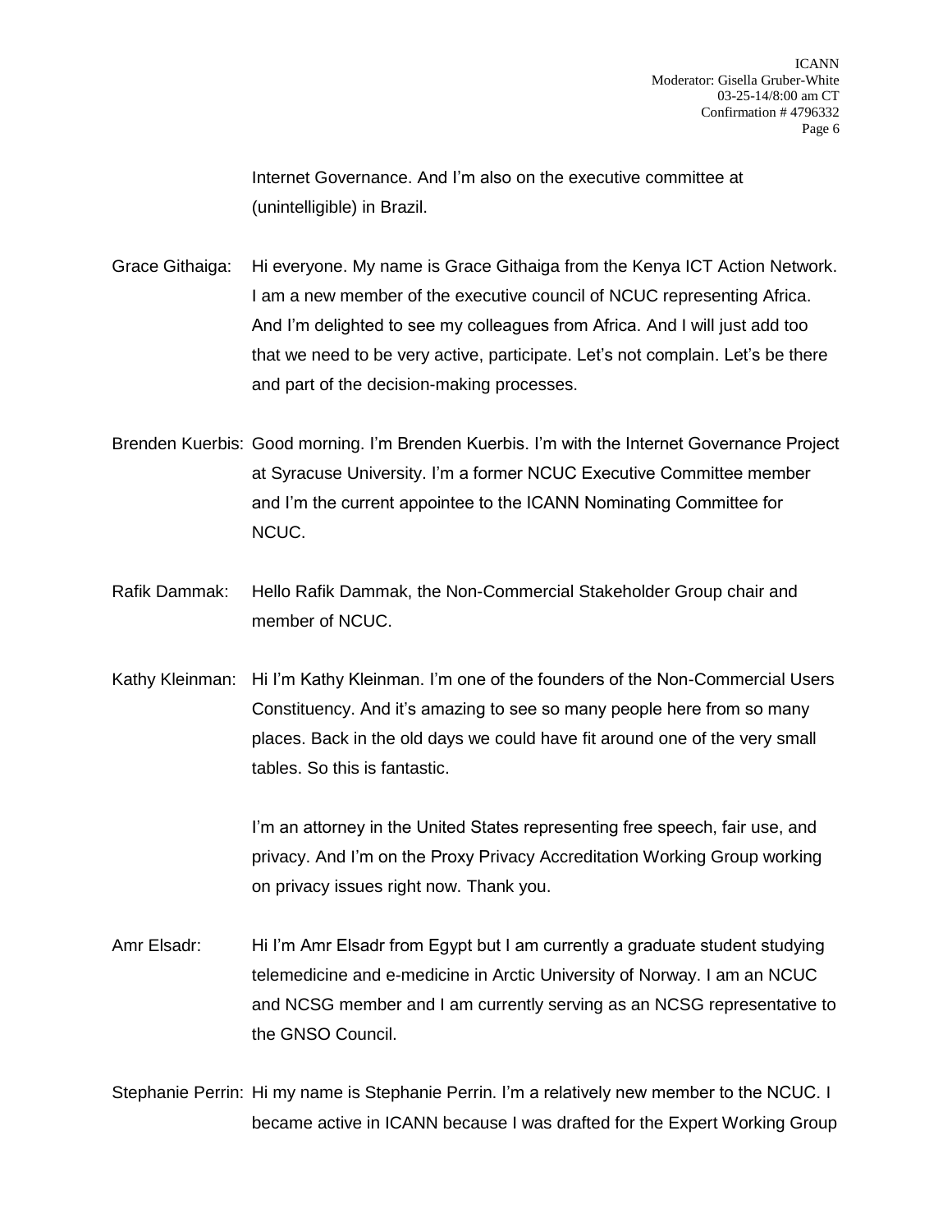Internet Governance. And I'm also on the executive committee at (unintelligible) in Brazil.

Grace Githaiga: Hi everyone. My name is Grace Githaiga from the Kenya ICT Action Network. I am a new member of the executive council of NCUC representing Africa. And I'm delighted to see my colleagues from Africa. And I will just add too that we need to be very active, participate. Let's not complain. Let's be there and part of the decision-making processes.

Brenden Kuerbis: Good morning. I'm Brenden Kuerbis. I'm with the Internet Governance Project at Syracuse University. I'm a former NCUC Executive Committee member and I'm the current appointee to the ICANN Nominating Committee for NCUC.

Rafik Dammak: Hello Rafik Dammak, the Non-Commercial Stakeholder Group chair and member of NCUC.

Kathy Kleinman: Hi I'm Kathy Kleinman. I'm one of the founders of the Non-Commercial Users Constituency. And it's amazing to see so many people here from so many places. Back in the old days we could have fit around one of the very small tables. So this is fantastic.

I'm an attorney in the United States representing free speech, fair use, and privacy. And I'm on the Proxy Privacy Accreditation Working Group working on privacy issues right now. Thank you.

Amr Elsadr: Hi I'm Amr Elsadr from Egypt but I am currently a graduate student studying telemedicine and e-medicine in Arctic University of Norway. I am an NCUC and NCSG member and I am currently serving as an NCSG representative to the GNSO Council.

Stephanie Perrin: Hi my name is Stephanie Perrin. I'm a relatively new member to the NCUC. I became active in ICANN because I was drafted for the Expert Working Group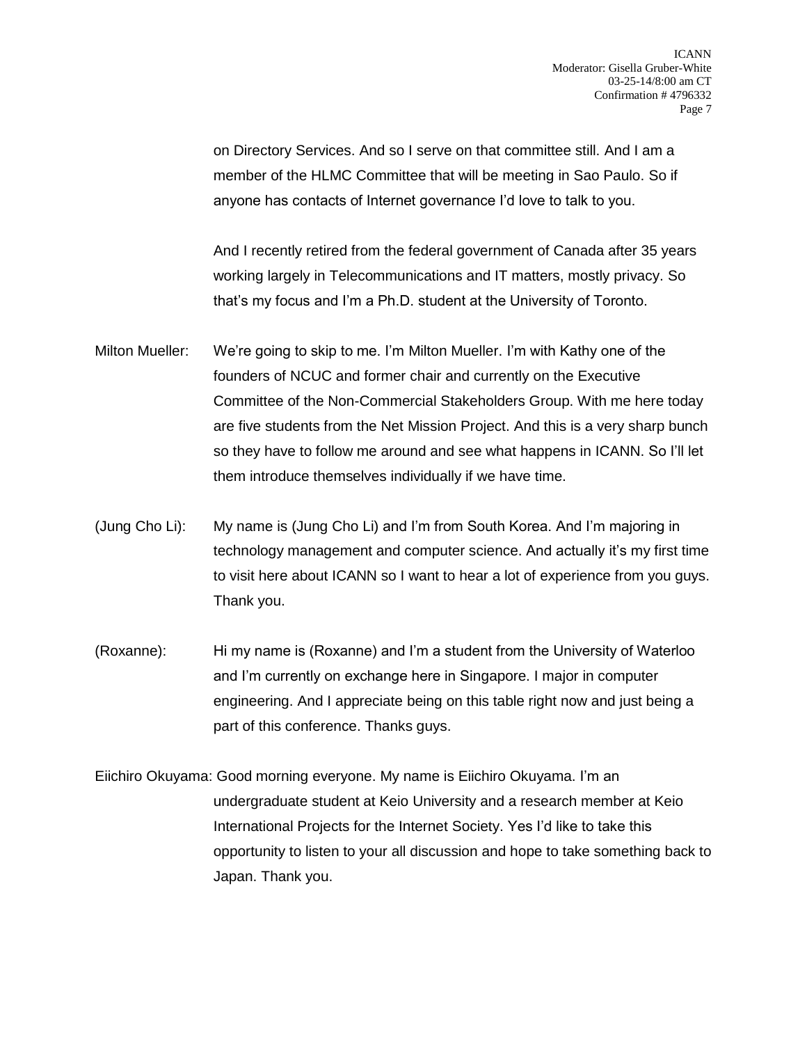on Directory Services. And so I serve on that committee still. And I am a member of the HLMC Committee that will be meeting in Sao Paulo. So if anyone has contacts of Internet governance I'd love to talk to you.

And I recently retired from the federal government of Canada after 35 years working largely in Telecommunications and IT matters, mostly privacy. So that's my focus and I'm a Ph.D. student at the University of Toronto.

Milton Mueller: We're going to skip to me. I'm Milton Mueller. I'm with Kathy one of the founders of NCUC and former chair and currently on the Executive Committee of the Non-Commercial Stakeholders Group. With me here today are five students from the Net Mission Project. And this is a very sharp bunch so they have to follow me around and see what happens in ICANN. So I'll let them introduce themselves individually if we have time.

(Jung Cho Li): My name is (Jung Cho Li) and I'm from South Korea. And I'm majoring in technology management and computer science. And actually it's my first time to visit here about ICANN so I want to hear a lot of experience from you guys. Thank you.

(Roxanne): Hi my name is (Roxanne) and I'm a student from the University of Waterloo and I'm currently on exchange here in Singapore. I major in computer engineering. And I appreciate being on this table right now and just being a part of this conference. Thanks guys.

Eiichiro Okuyama: Good morning everyone. My name is Eiichiro Okuyama. I'm an undergraduate student at Keio University and a research member at Keio International Projects for the Internet Society. Yes I'd like to take this opportunity to listen to your all discussion and hope to take something back to Japan. Thank you.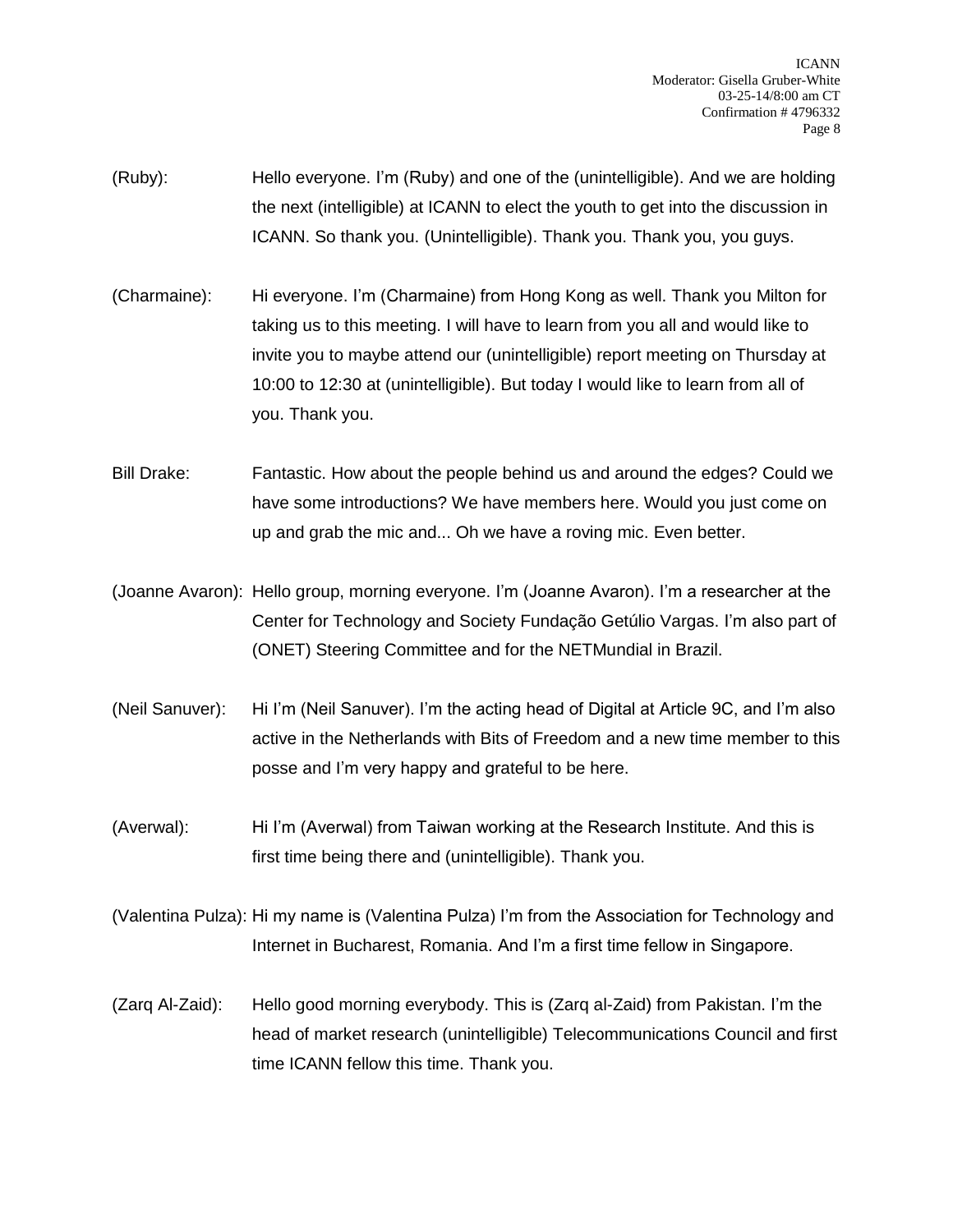(Ruby): Hello everyone. I'm (Ruby) and one of the (unintelligible). And we are holding the next (intelligible) at ICANN to elect the youth to get into the discussion in ICANN. So thank you. (Unintelligible). Thank you. Thank you, you guys.

(Charmaine): Hi everyone. I'm (Charmaine) from Hong Kong as well. Thank you Milton for taking us to this meeting. I will have to learn from you all and would like to invite you to maybe attend our (unintelligible) report meeting on Thursday at 10:00 to 12:30 at (unintelligible). But today I would like to learn from all of you. Thank you.

Bill Drake: Fantastic. How about the people behind us and around the edges? Could we have some introductions? We have members here. Would you just come on up and grab the mic and... Oh we have a roving mic. Even better.

(Joanne Avaron): Hello group, morning everyone. I'm (Joanne Avaron). I'm a researcher at the Center for Technology and Society Fundação Getúlio Vargas. I'm also part of (ONET) Steering Committee and for the NETMundial in Brazil.

(Neil Sanuver): Hi I'm (Neil Sanuver). I'm the acting head of Digital at Article 9C, and I'm also active in the Netherlands with Bits of Freedom and a new time member to this posse and I'm very happy and grateful to be here.

(Averwal): Hi I'm (Averwal) from Taiwan working at the Research Institute. And this is first time being there and (unintelligible). Thank you.

(Valentina Pulza): Hi my name is (Valentina Pulza) I'm from the Association for Technology and Internet in Bucharest, Romania. And I'm a first time fellow in Singapore.

(Zarq Al-Zaid): Hello good morning everybody. This is (Zarq al-Zaid) from Pakistan. I'm the head of market research (unintelligible) Telecommunications Council and first time ICANN fellow this time. Thank you.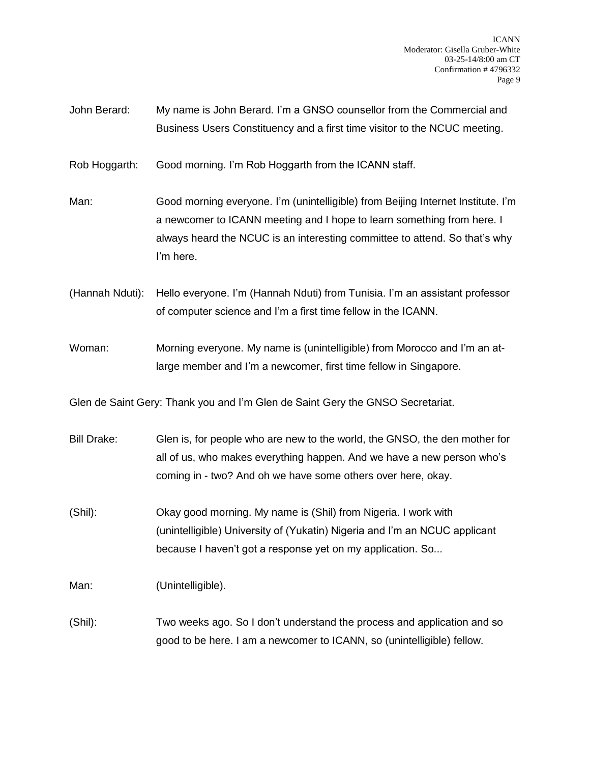John Berard: My name is John Berard. I'm a GNSO counsellor from the Commercial and Business Users Constituency and a first time visitor to the NCUC meeting.

Rob Hoggarth: Good morning. I'm Rob Hoggarth from the ICANN staff.

Man: Good morning everyone. I'm (unintelligible) from Beijing Internet Institute. I'm a newcomer to ICANN meeting and I hope to learn something from here. I always heard the NCUC is an interesting committee to attend. So that's why I'm here.

(Hannah Nduti): Hello everyone. I'm (Hannah Nduti) from Tunisia. I'm an assistant professor of computer science and I'm a first time fellow in the ICANN.

Woman: Morning everyone. My name is (unintelligible) from Morocco and I'm an at-large member and I'm a newcomer, first time fellow in Singapore.

Glen de Saint Gery: Thank you and I'm Glen de Saint Gery the GNSO Secretariat.

Bill Drake: Glen is, for people who are new to the world, the GNSO, the den mother for all of us, who makes everything happen. And we have a new person who's coming in - two? And oh we have some others over here, okay.

(Shil): Okay good morning. My name is (Shil) from Nigeria. I work with (unintelligible) University of (Yukatin) Nigeria and I'm an NCUC applicant because I haven't got a response yet on my application. So...

Man: (Unintelligible).

(Shil): Two weeks ago. So I don't understand the process and application and so good to be here. I am a newcomer to ICANN, so (unintelligible) fellow.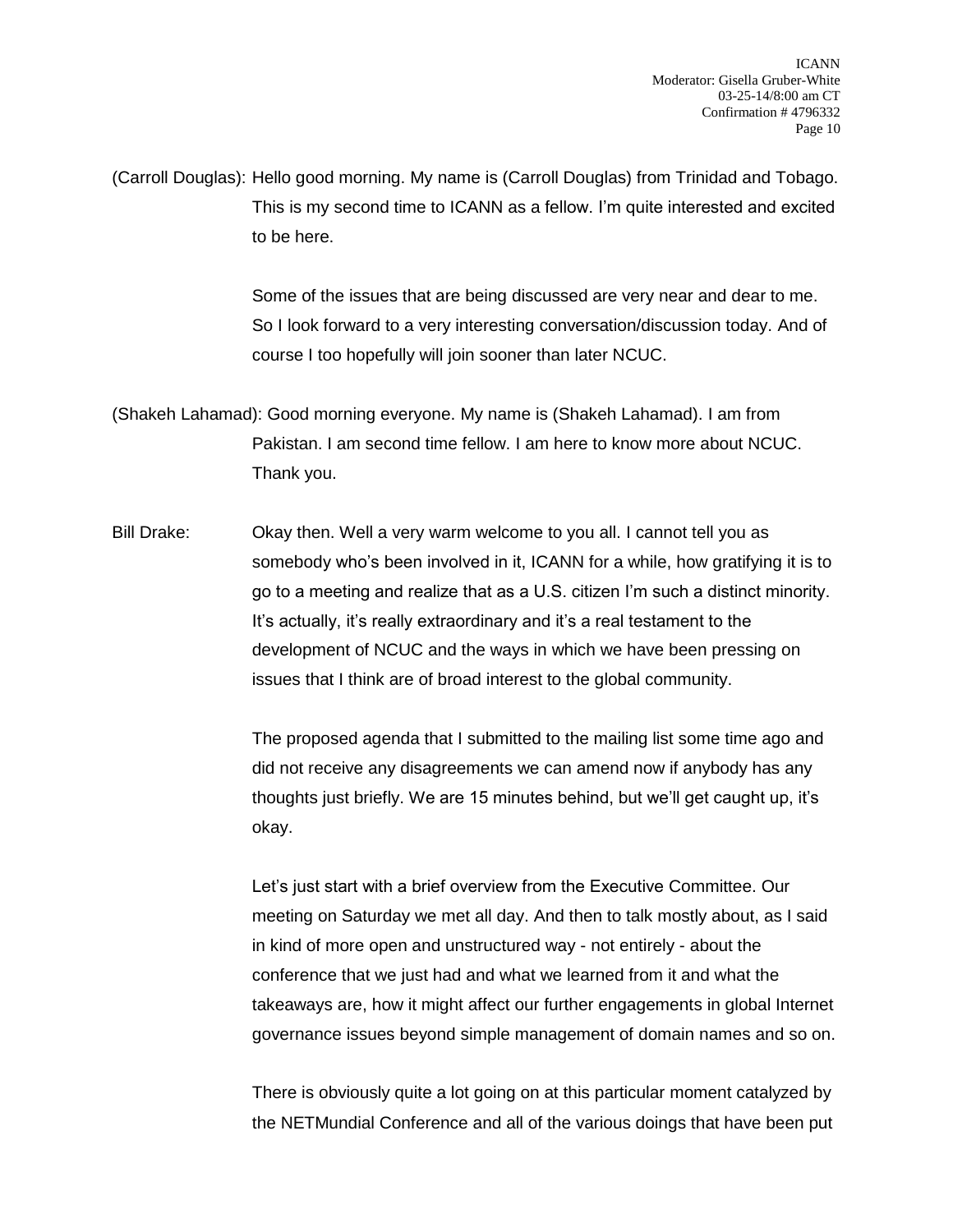(Carroll Douglas): Hello good morning. My name is (Carroll Douglas) from Trinidad and Tobago. This is my second time to ICANN as a fellow. I'm quite interested and excited to be here.

Some of the issues that are being discussed are very near and dear to me. So I look forward to a very interesting conversation/discussion today. And of course I too hopefully will join sooner than later NCUC.

(Shakeh Lahamad): Good morning everyone. My name is (Shakeh Lahamad). I am from Pakistan. I am second time fellow. I am here to know more about NCUC. Thank you.

Bill Drake: Okay then. Well a very warm welcome to you all. I cannot tell you as somebody who's been involved in it, ICANN for a while, how gratifying it is to go to a meeting and realize that as a U.S. citizen I'm such a distinct minority. It's actually, it's really extraordinary and it's a real testament to the development of NCUC and the ways in which we have been pressing on issues that I think are of broad interest to the global community.

The proposed agenda that I submitted to the mailing list some time ago and did not receive any disagreements we can amend now if anybody has any thoughts just briefly. We are 15 minutes behind, but we'll get caught up, it's okay.

Let's just start with a brief overview from the Executive Committee. Our meeting on Saturday we met all day. And then to talk mostly about, as I said in kind of more open and unstructured way - not entirely - about the conference that we just had and what we learned from it and what the takeaways are, how it might affect our further engagements in global Internet governance issues beyond simple management of domain names and so on.

There is obviously quite a lot going on at this particular moment catalyzed by the NETMundial Conference and all of the various doings that have been put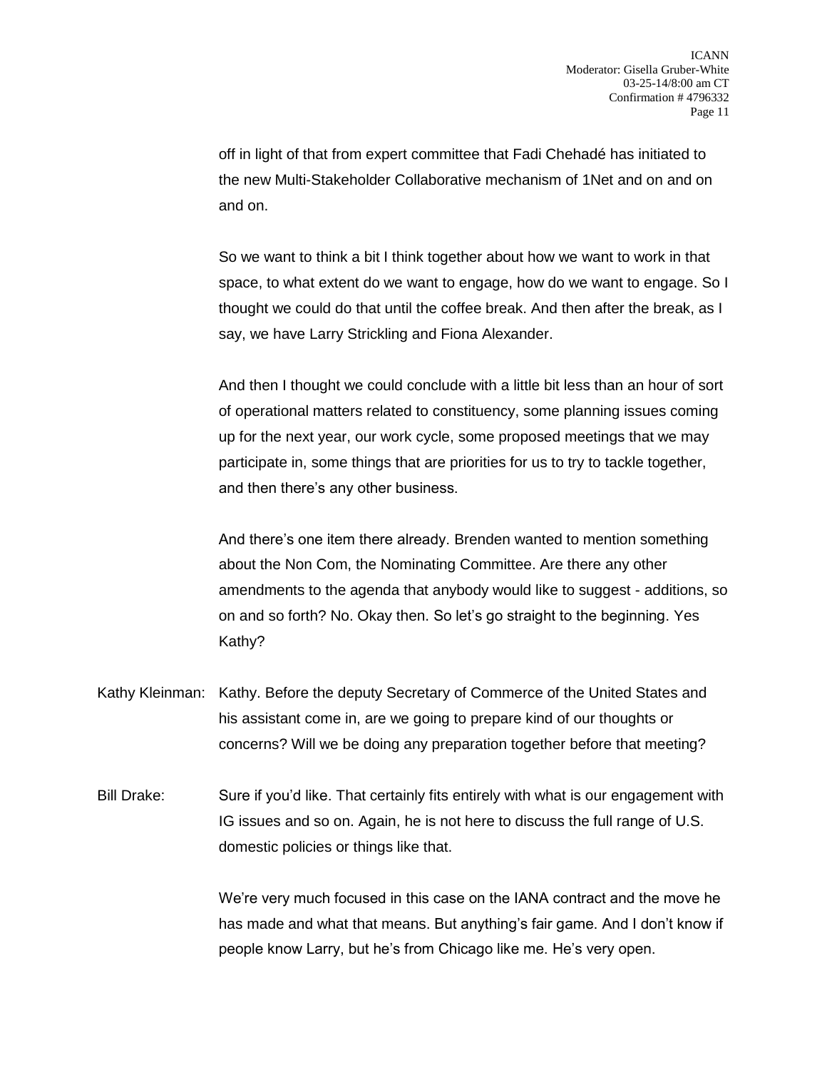off in light of that from expert committee that Fadi Chehadé has initiated to the new Multi-Stakeholder Collaborative mechanism of 1Net and on and on and on.

So we want to think a bit I think together about how we want to work in that space, to what extent do we want to engage, how do we want to engage. So I thought we could do that until the coffee break. And then after the break, as I say, we have Larry Strickling and Fiona Alexander.

And then I thought we could conclude with a little bit less than an hour of sort of operational matters related to constituency, some planning issues coming up for the next year, our work cycle, some proposed meetings that we may participate in, some things that are priorities for us to try to tackle together, and then there's any other business.

And there's one item there already. Brenden wanted to mention something about the Non Com, the Nominating Committee. Are there any other amendments to the agenda that anybody would like to suggest - additions, so on and so forth? No. Okay then. So let's go straight to the beginning. Yes Kathy?

Kathy Kleinman: Kathy. Before the deputy Secretary of Commerce of the United States and his assistant come in, are we going to prepare kind of our thoughts or concerns? Will we be doing any preparation together before that meeting?

Bill Drake: Sure if you'd like. That certainly fits entirely with what is our engagement with IG issues and so on. Again, he is not here to discuss the full range of U.S. domestic policies or things like that.

We're very much focused in this case on the IANA contract and the move he has made and what that means. But anything's fair game. And I don't know if people know Larry, but he's from Chicago like me. He's very open.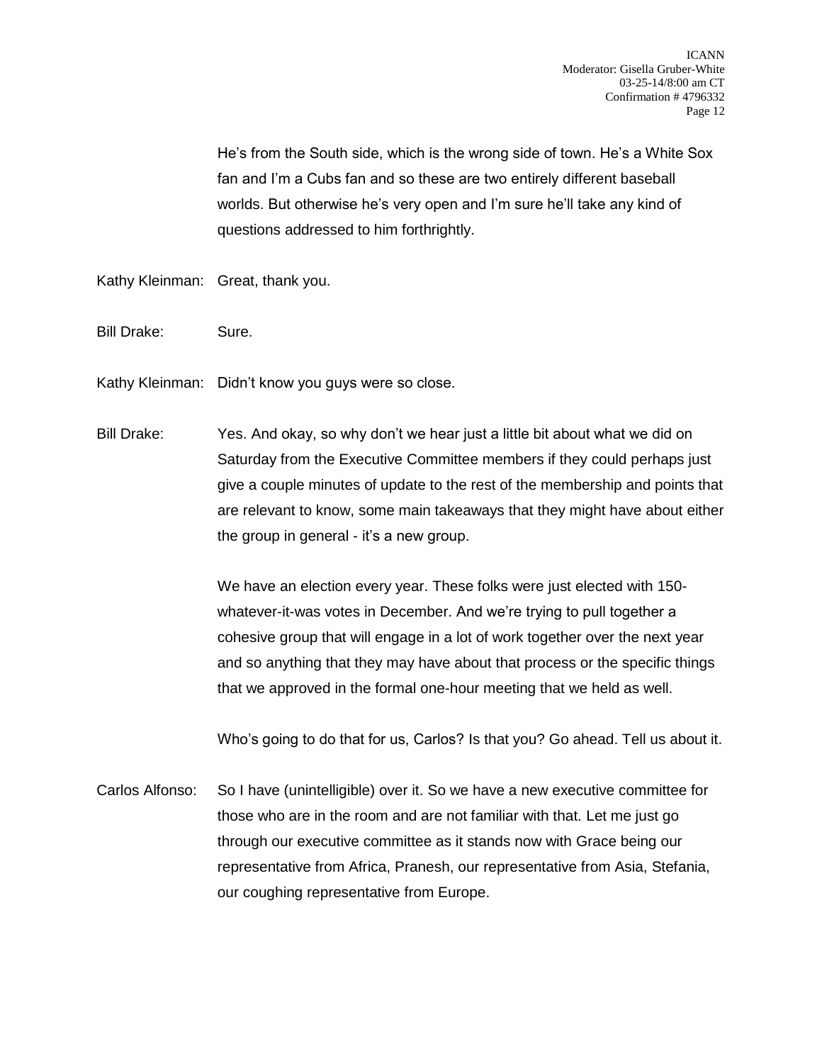He's from the South side, which is the wrong side of town. He's a White Sox fan and I'm a Cubs fan and so these are two entirely different baseball worlds. But otherwise he's very open and I'm sure he'll take any kind of questions addressed to him forthrightly.

Kathy Kleinman: Great, thank you.

Bill Drake: Sure.

Kathy Kleinman: Didn't know you guys were so close.

Bill Drake: Yes. And okay, so why don't we hear just a little bit about what we did on Saturday from the Executive Committee members if they could perhaps just give a couple minutes of update to the rest of the membership and points that are relevant to know, some main takeaways that they might have about either the group in general - it's a new group.

We have an election every year. These folks were just elected with 150-whatever-it-was votes in December. And we're trying to pull together a cohesive group that will engage in a lot of work together over the next year and so anything that they may have about that process or the specific things that we approved in the formal one-hour meeting that we held as well.

Who's going to do that for us, Carlos? Is that you? Go ahead. Tell us about it.

Carlos Alfonso: So I have (unintelligible) over it. So we have a new executive committee for those who are in the room and are not familiar with that. Let me just go through our executive committee as it stands now with Grace being our representative from Africa, Pranesh, our representative from Asia, Stefania, our coughing representative from Europe.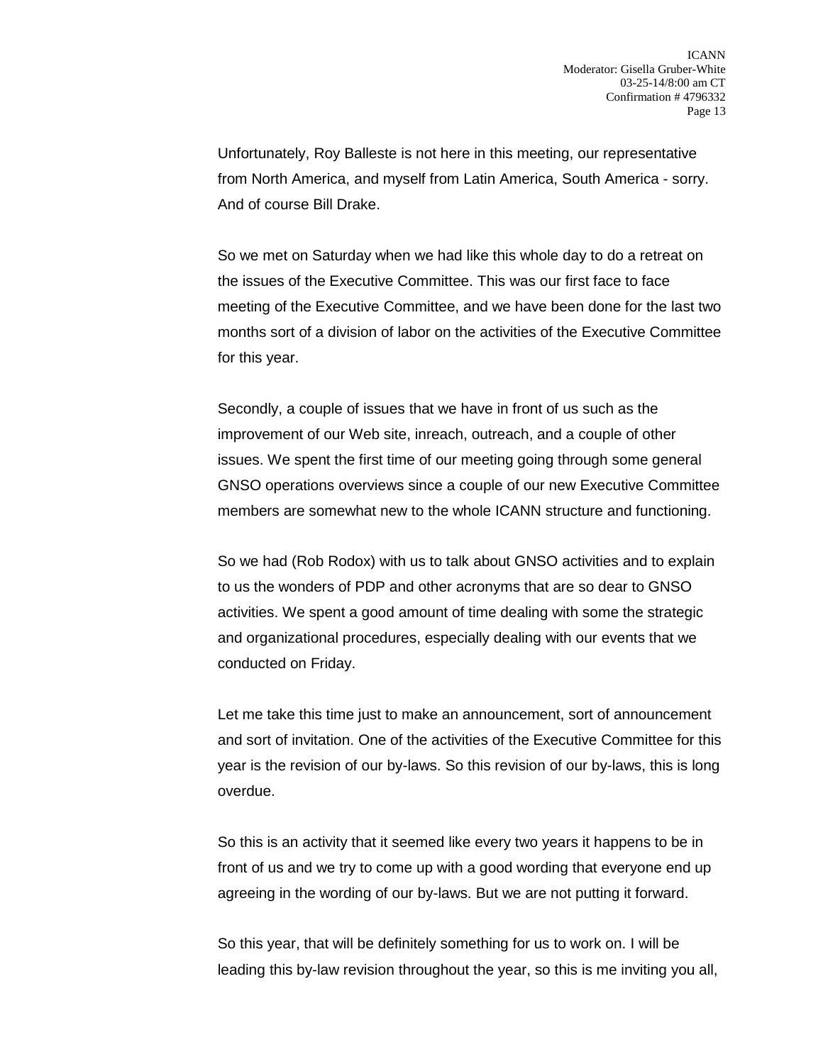Unfortunately, Roy Balleste is not here in this meeting, our representative from North America, and myself from Latin America, South America - sorry. And of course Bill Drake.

So we met on Saturday when we had like this whole day to do a retreat on the issues of the Executive Committee. This was our first face to face meeting of the Executive Committee, and we have been done for the last two months sort of a division of labor on the activities of the Executive Committee for this year.

Secondly, a couple of issues that we have in front of us such as the improvement of our Web site, inreach, outreach, and a couple of other issues. We spent the first time of our meeting going through some general GNSO operations overviews since a couple of our new Executive Committee members are somewhat new to the whole ICANN structure and functioning.

So we had (Rob Rodox) with us to talk about GNSO activities and to explain to us the wonders of PDP and other acronyms that are so dear to GNSO activities. We spent a good amount of time dealing with some the strategic and organizational procedures, especially dealing with our events that we conducted on Friday.

Let me take this time just to make an announcement, sort of announcement and sort of invitation. One of the activities of the Executive Committee for this year is the revision of our by-laws. So this revision of our by-laws, this is long overdue.

So this is an activity that it seemed like every two years it happens to be in front of us and we try to come up with a good wording that everyone end up agreeing in the wording of our by-laws. But we are not putting it forward.

So this year, that will be definitely something for us to work on. I will be leading this by-law revision throughout the year, so this is me inviting you all,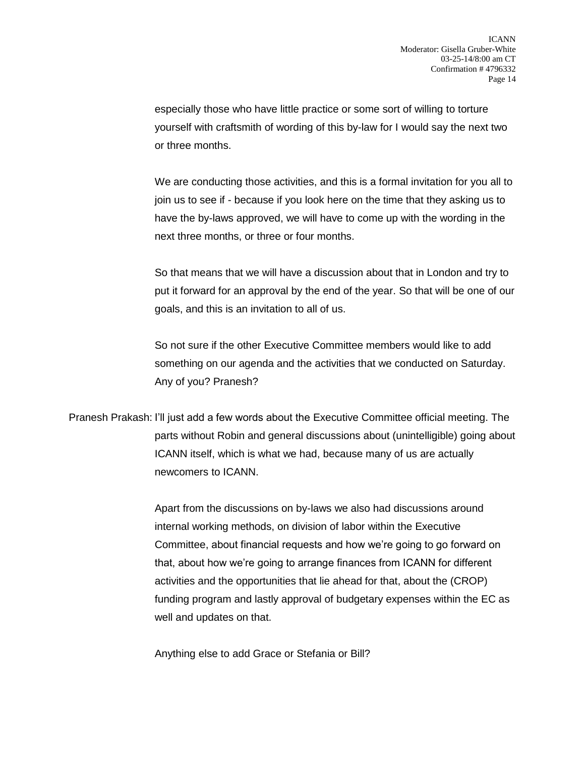especially those who have little practice or some sort of willing to torture yourself with craftsmith of wording of this by-law for I would say the next two or three months.

We are conducting those activities, and this is a formal invitation for you all to join us to see if - because if you look here on the time that they asking us to have the by-laws approved, we will have to come up with the wording in the next three months, or three or four months.

So that means that we will have a discussion about that in London and try to put it forward for an approval by the end of the year. So that will be one of our goals, and this is an invitation to all of us.

So not sure if the other Executive Committee members would like to add something on our agenda and the activities that we conducted on Saturday. Any of you? Pranesh?

Pranesh Prakash: I'll just add a few words about the Executive Committee official meeting. The parts without Robin and general discussions about (unintelligible) going about ICANN itself, which is what we had, because many of us are actually newcomers to ICANN.

Apart from the discussions on by-laws we also had discussions around internal working methods, on division of labor within the Executive Committee, about financial requests and how we're going to go forward on that, about how we're going to arrange finances from ICANN for different activities and the opportunities that lie ahead for that, about the (CROP) funding program and lastly approval of budgetary expenses within the EC as well and updates on that.

Anything else to add Grace or Stefania or Bill?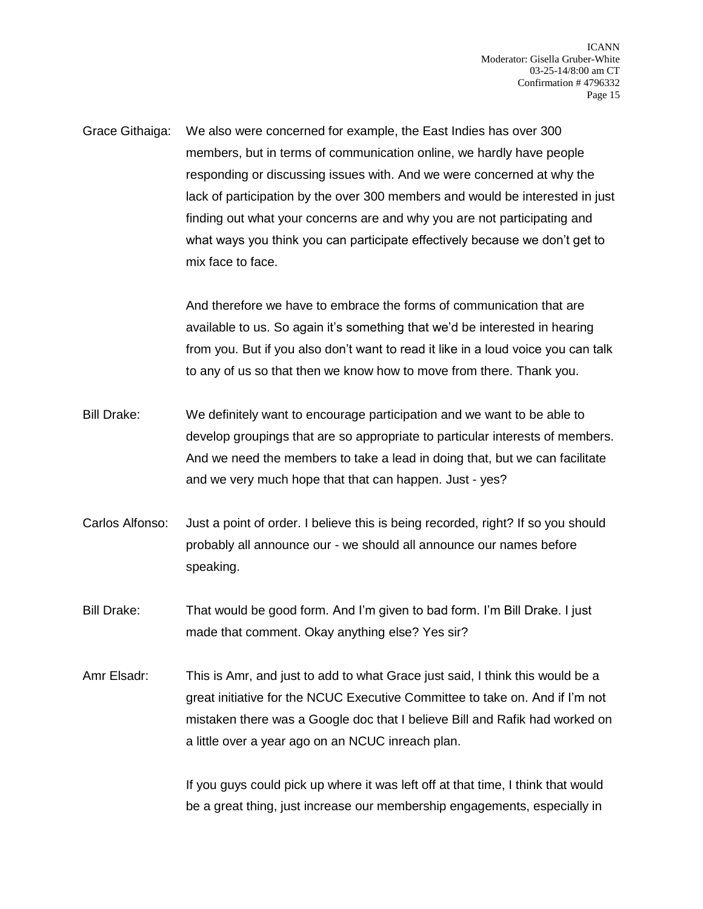Grace Githaiga: We also were concerned for example, the East Indies has over 300 members, but in terms of communication online, we hardly have people responding or discussing issues with. And we were concerned at why the lack of participation by the over 300 members and would be interested in just finding out what your concerns are and why you are not participating and what ways you think you can participate effectively because we don't get to mix face to face.

And therefore we have to embrace the forms of communication that are available to us. So again it's something that we'd be interested in hearing from you. But if you also don't want to read it like in a loud voice you can talk to any of us so that then we know how to move from there. Thank you.

Bill Drake: We definitely want to encourage participation and we want to be able to develop groupings that are so appropriate to particular interests of members. And we need the members to take a lead in doing that, but we can facilitate and we very much hope that that can happen. Just - yes?

Carlos Alfonso: Just a point of order. I believe this is being recorded, right? If so you should probably all announce our - we should all announce our names before speaking.

Bill Drake: That would be good form. And I'm given to bad form. I'm Bill Drake. I just made that comment. Okay anything else? Yes sir?

Amr Elsadr: This is Amr, and just to add to what Grace just said, I think this would be a great initiative for the NCUC Executive Committee to take on. And if I'm not mistaken there was a Google doc that I believe Bill and Rafik had worked on a little over a year ago on an NCUC inreach plan.

If you guys could pick up where it was left off at that time, I think that would be a great thing, just increase our membership engagements, especially in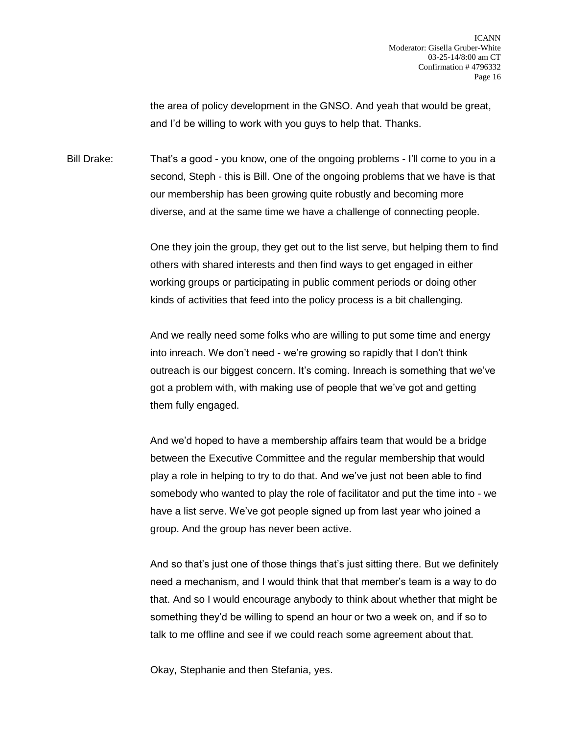the area of policy development in the GNSO. And yeah that would be great, and I'd be willing to work with you guys to help that. Thanks.

Bill Drake: That's a good - you know, one of the ongoing problems - I'll come to you in a second, Steph - this is Bill. One of the ongoing problems that we have is that our membership has been growing quite robustly and becoming more diverse, and at the same time we have a challenge of connecting people.

One they join the group, they get out to the list serve, but helping them to find others with shared interests and then find ways to get engaged in either working groups or participating in public comment periods or doing other kinds of activities that feed into the policy process is a bit challenging.

And we really need some folks who are willing to put some time and energy into inreach. We don't need - we're growing so rapidly that I don't think outreach is our biggest concern. It's coming. Inreach is something that we've got a problem with, with making use of people that we've got and getting them fully engaged.

And we'd hoped to have a membership affairs team that would be a bridge between the Executive Committee and the regular membership that would play a role in helping to try to do that. And we've just not been able to find somebody who wanted to play the role of facilitator and put the time into - we have a list serve. We've got people signed up from last year who joined a group. And the group has never been active.

And so that's just one of those things that's just sitting there. But we definitely need a mechanism, and I would think that that member's team is a way to do that. And so I would encourage anybody to think about whether that might be something they'd be willing to spend an hour or two a week on, and if so to talk to me offline and see if we could reach some agreement about that.

Okay, Stephanie and then Stefania, yes.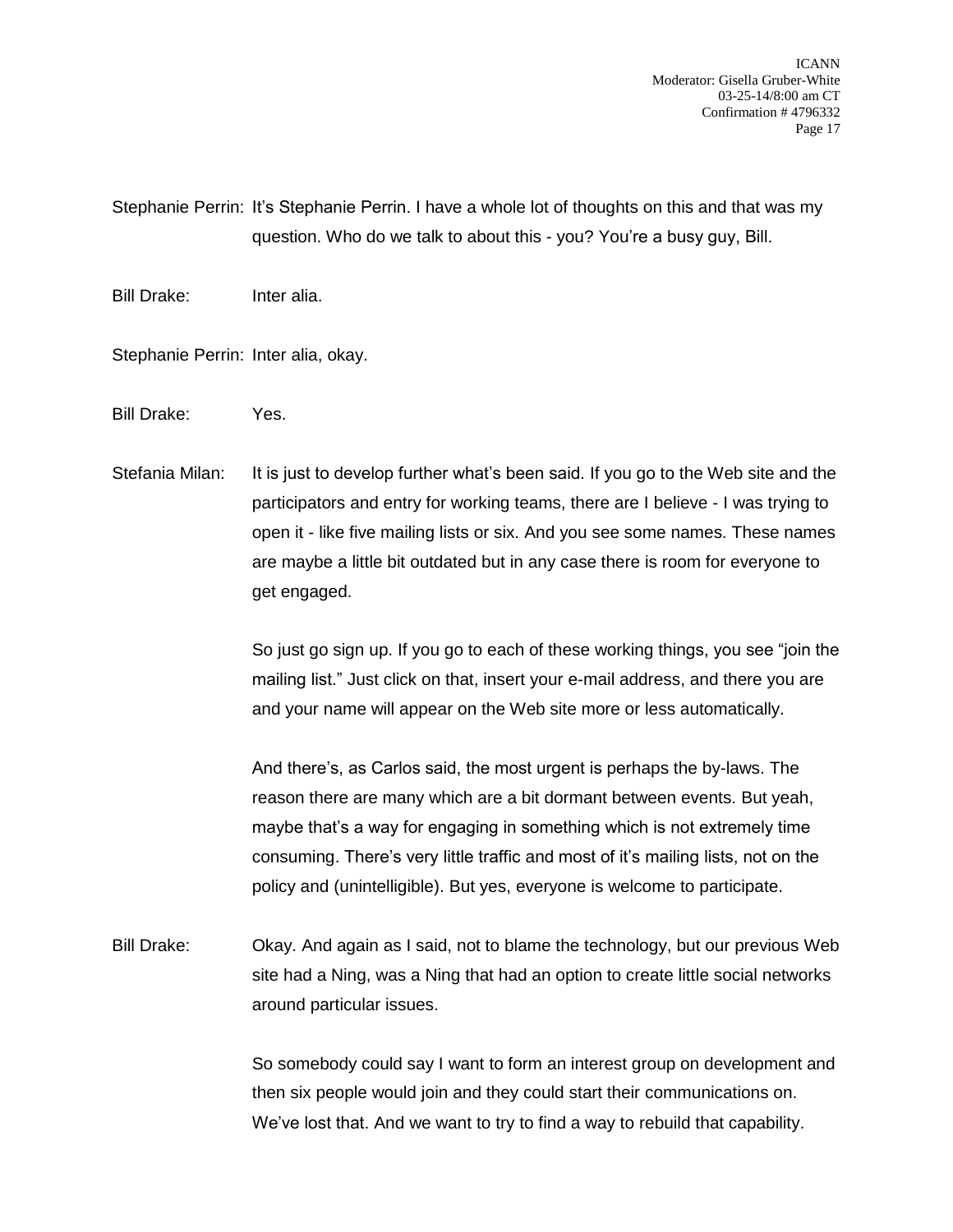Stephanie Perrin: It's Stephanie Perrin. I have a whole lot of thoughts on this and that was my question. Who do we talk to about this - you? You're a busy guy, Bill.

Bill Drake: Inter alia.

Stephanie Perrin: Inter alia, okay.

Bill Drake: Yes.

Stefania Milan: It is just to develop further what's been said. If you go to the Web site and the participators and entry for working teams, there are I believe - I was trying to open it - like five mailing lists or six. And you see some names. These names are maybe a little bit outdated but in any case there is room for everyone to get engaged.

So just go sign up. If you go to each of these working things, you see "join the mailing list." Just click on that, insert your e-mail address, and there you are and your name will appear on the Web site more or less automatically.

And there's, as Carlos said, the most urgent is perhaps the by-laws. The reason there are many which are a bit dormant between events. But yeah, maybe that's a way for engaging in something which is not extremely time consuming. There's very little traffic and most of it's mailing lists, not on the policy and (unintelligible). But yes, everyone is welcome to participate.

Bill Drake: Okay. And again as I said, not to blame the technology, but our previous Web site had a Ning, was a Ning that had an option to create little social networks around particular issues.

So somebody could say I want to form an interest group on development and then six people would join and they could start their communications on. We've lost that. And we want to try to find a way to rebuild that capability.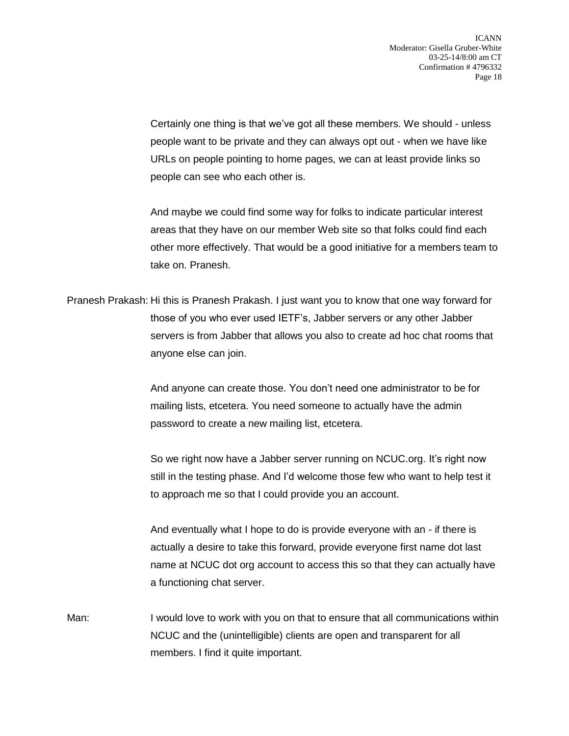Certainly one thing is that we've got all these members. We should - unless people want to be private and they can always opt out - when we have like URLs on people pointing to home pages, we can at least provide links so people can see who each other is.

And maybe we could find some way for folks to indicate particular interest areas that they have on our member Web site so that folks could find each other more effectively. That would be a good initiative for a members team to take on. Pranesh.

Pranesh Prakash: Hi this is Pranesh Prakash. I just want you to know that one way forward for those of you who ever used IETF's, Jabber servers or any other Jabber servers is from Jabber that allows you also to create ad hoc chat rooms that anyone else can join.

And anyone can create those. You don't need one administrator to be for mailing lists, etcetera. You need someone to actually have the admin password to create a new mailing list, etcetera.

So we right now have a Jabber server running on NCUC.org. It's right now still in the testing phase. And I'd welcome those few who want to help test it to approach me so that I could provide you an account.

And eventually what I hope to do is provide everyone with an - if there is actually a desire to take this forward, provide everyone first name dot last name at NCUC dot org account to access this so that they can actually have a functioning chat server.

Man: I would love to work with you on that to ensure that all communications within NCUC and the (unintelligible) clients are open and transparent for all members. I find it quite important.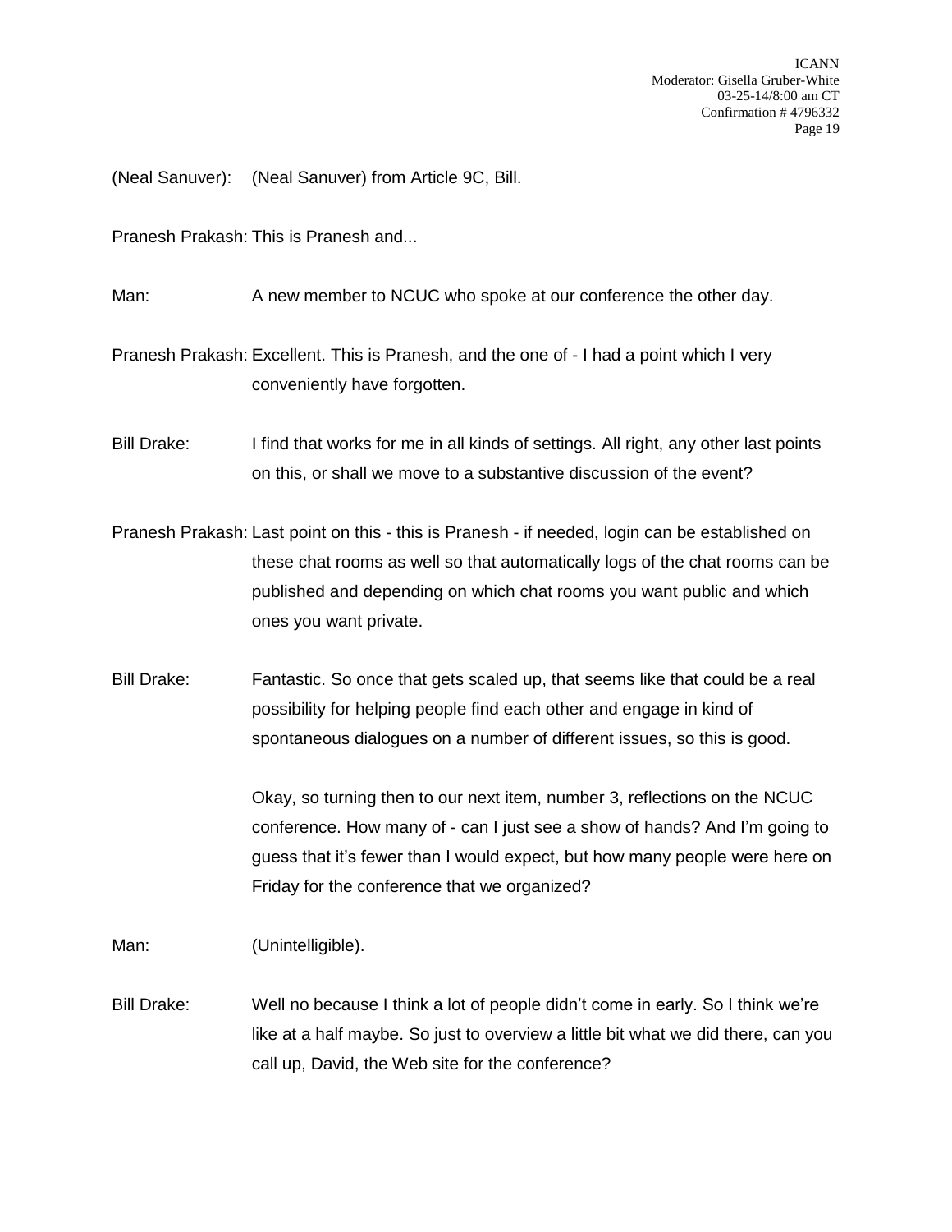(Neal Sanuver): (Neal Sanuver) from Article 9C, Bill.

Pranesh Prakash: This is Pranesh and...

Man: A new member to NCUC who spoke at our conference the other day.

Pranesh Prakash: Excellent. This is Pranesh, and the one of - I had a point which I very conveniently have forgotten.

Bill Drake: I find that works for me in all kinds of settings. All right, any other last points on this, or shall we move to a substantive discussion of the event?

Pranesh Prakash: Last point on this - this is Pranesh - if needed, login can be established on these chat rooms as well so that automatically logs of the chat rooms can be published and depending on which chat rooms you want public and which ones you want private.

Bill Drake: Fantastic. So once that gets scaled up, that seems like that could be a real possibility for helping people find each other and engage in kind of spontaneous dialogues on a number of different issues, so this is good.

Okay, so turning then to our next item, number 3, reflections on the NCUC conference. How many of - can I just see a show of hands? And I'm going to guess that it's fewer than I would expect, but how many people were here on Friday for the conference that we organized?

Man: (Unintelligible).

Bill Drake: Well no because I think a lot of people didn't come in early. So I think we're like at a half maybe. So just to overview a little bit what we did there, can you call up, David, the Web site for the conference?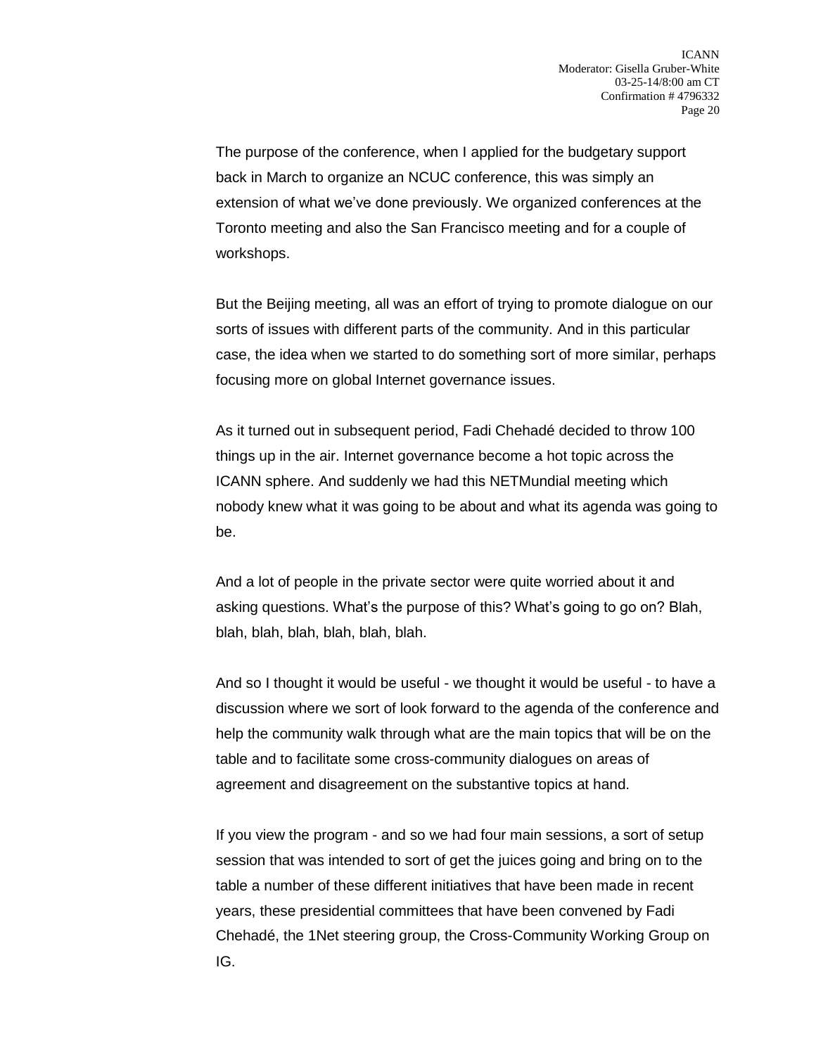The purpose of the conference, when I applied for the budgetary support back in March to organize an NCUC conference, this was simply an extension of what we've done previously. We organized conferences at the Toronto meeting and also the San Francisco meeting and for a couple of workshops.

But the Beijing meeting, all was an effort of trying to promote dialogue on our sorts of issues with different parts of the community. And in this particular case, the idea when we started to do something sort of more similar, perhaps focusing more on global Internet governance issues.

As it turned out in subsequent period, Fadi Chehadé decided to throw 100 things up in the air. Internet governance become a hot topic across the ICANN sphere. And suddenly we had this NETMundial meeting which nobody knew what it was going to be about and what its agenda was going to be.

And a lot of people in the private sector were quite worried about it and asking questions. What's the purpose of this? What's going to go on? Blah, blah, blah, blah, blah, blah, blah.

And so I thought it would be useful - we thought it would be useful - to have a discussion where we sort of look forward to the agenda of the conference and help the community walk through what are the main topics that will be on the table and to facilitate some cross-community dialogues on areas of agreement and disagreement on the substantive topics at hand.

If you view the program - and so we had four main sessions, a sort of setup session that was intended to sort of get the juices going and bring on to the table a number of these different initiatives that have been made in recent years, these presidential committees that have been convened by Fadi Chehadé, the 1Net steering group, the Cross-Community Working Group on IG.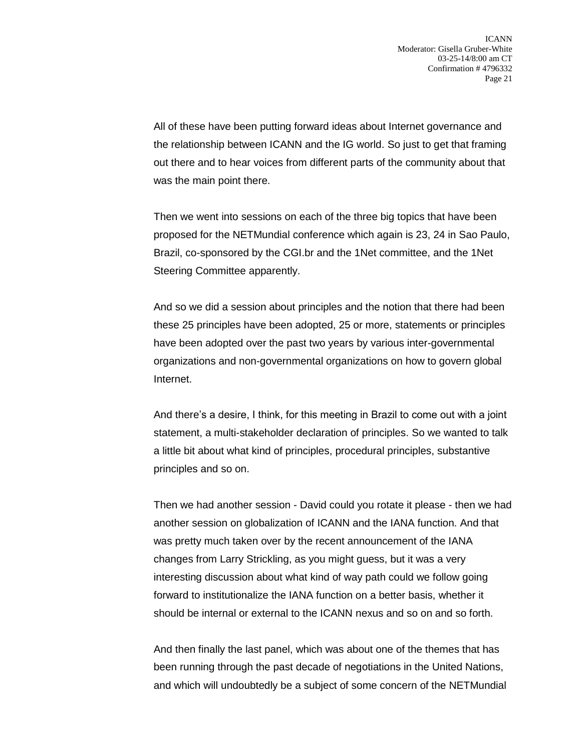All of these have been putting forward ideas about Internet governance and the relationship between ICANN and the IG world. So just to get that framing out there and to hear voices from different parts of the community about that was the main point there.

Then we went into sessions on each of the three big topics that have been proposed for the NETMundial conference which again is 23, 24 in Sao Paulo, Brazil, co-sponsored by the CGI.br and the 1Net committee, and the 1Net Steering Committee apparently.

And so we did a session about principles and the notion that there had been these 25 principles have been adopted, 25 or more, statements or principles have been adopted over the past two years by various inter-governmental organizations and non-governmental organizations on how to govern global Internet.

And there's a desire, I think, for this meeting in Brazil to come out with a joint statement, a multi-stakeholder declaration of principles. So we wanted to talk a little bit about what kind of principles, procedural principles, substantive principles and so on.

Then we had another session - David could you rotate it please - then we had another session on globalization of ICANN and the IANA function. And that was pretty much taken over by the recent announcement of the IANA changes from Larry Strickling, as you might guess, but it was a very interesting discussion about what kind of way path could we follow going forward to institutionalize the IANA function on a better basis, whether it should be internal or external to the ICANN nexus and so on and so forth.

And then finally the last panel, which was about one of the themes that has been running through the past decade of negotiations in the United Nations, and which will undoubtedly be a subject of some concern of the NETMundial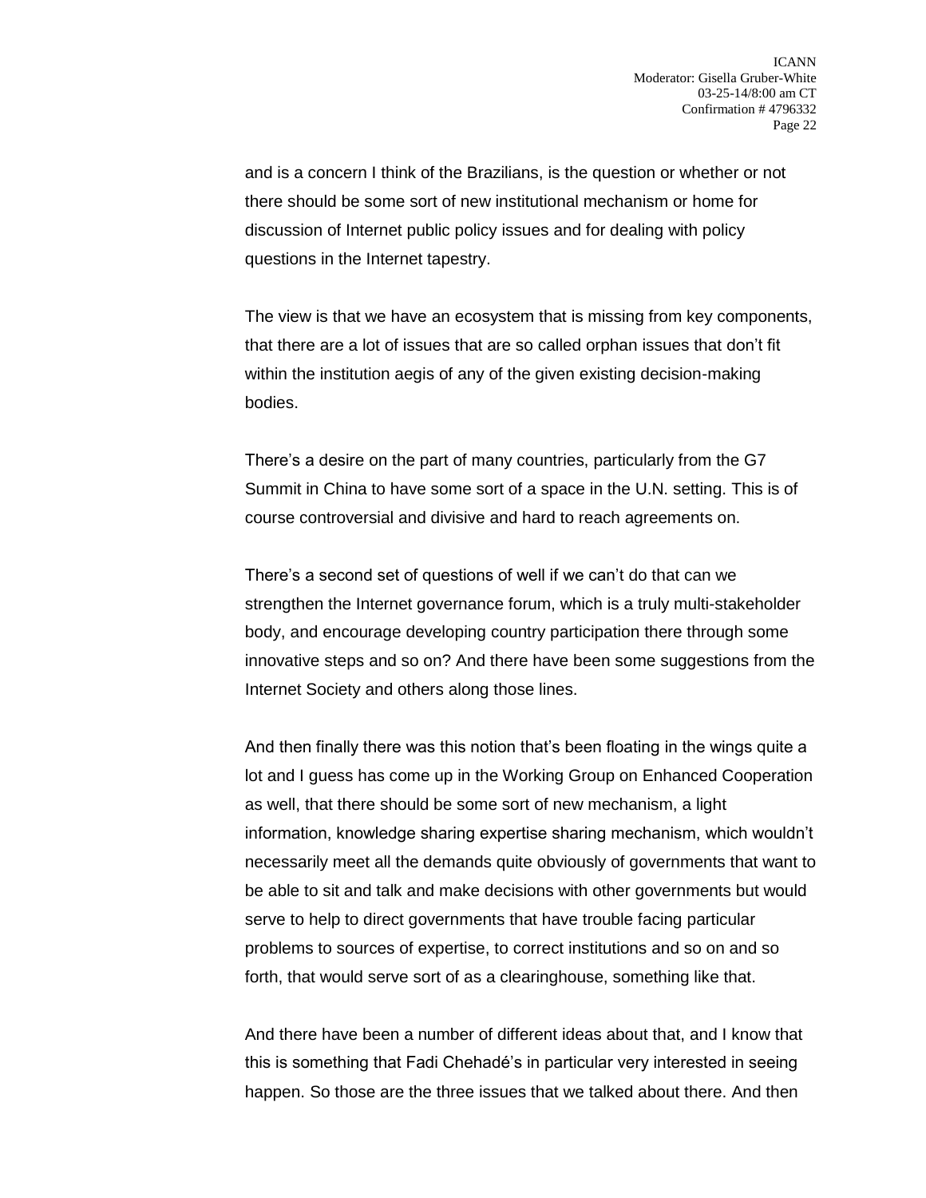and is a concern I think of the Brazilians, is the question or whether or not there should be some sort of new institutional mechanism or home for discussion of Internet public policy issues and for dealing with policy questions in the Internet tapestry.

The view is that we have an ecosystem that is missing from key components, that there are a lot of issues that are so called orphan issues that don't fit within the institution aegis of any of the given existing decision-making bodies.

There's a desire on the part of many countries, particularly from the G7 Summit in China to have some sort of a space in the U.N. setting. This is of course controversial and divisive and hard to reach agreements on.

There's a second set of questions of well if we can't do that can we strengthen the Internet governance forum, which is a truly multi-stakeholder body, and encourage developing country participation there through some innovative steps and so on? And there have been some suggestions from the Internet Society and others along those lines.

And then finally there was this notion that's been floating in the wings quite a lot and I guess has come up in the Working Group on Enhanced Cooperation as well, that there should be some sort of new mechanism, a light information, knowledge sharing expertise sharing mechanism, which wouldn't necessarily meet all the demands quite obviously of governments that want to be able to sit and talk and make decisions with other governments but would serve to help to direct governments that have trouble facing particular problems to sources of expertise, to correct institutions and so on and so forth, that would serve sort of as a clearinghouse, something like that.

And there have been a number of different ideas about that, and I know that this is something that Fadi Chehadé's in particular very interested in seeing happen. So those are the three issues that we talked about there. And then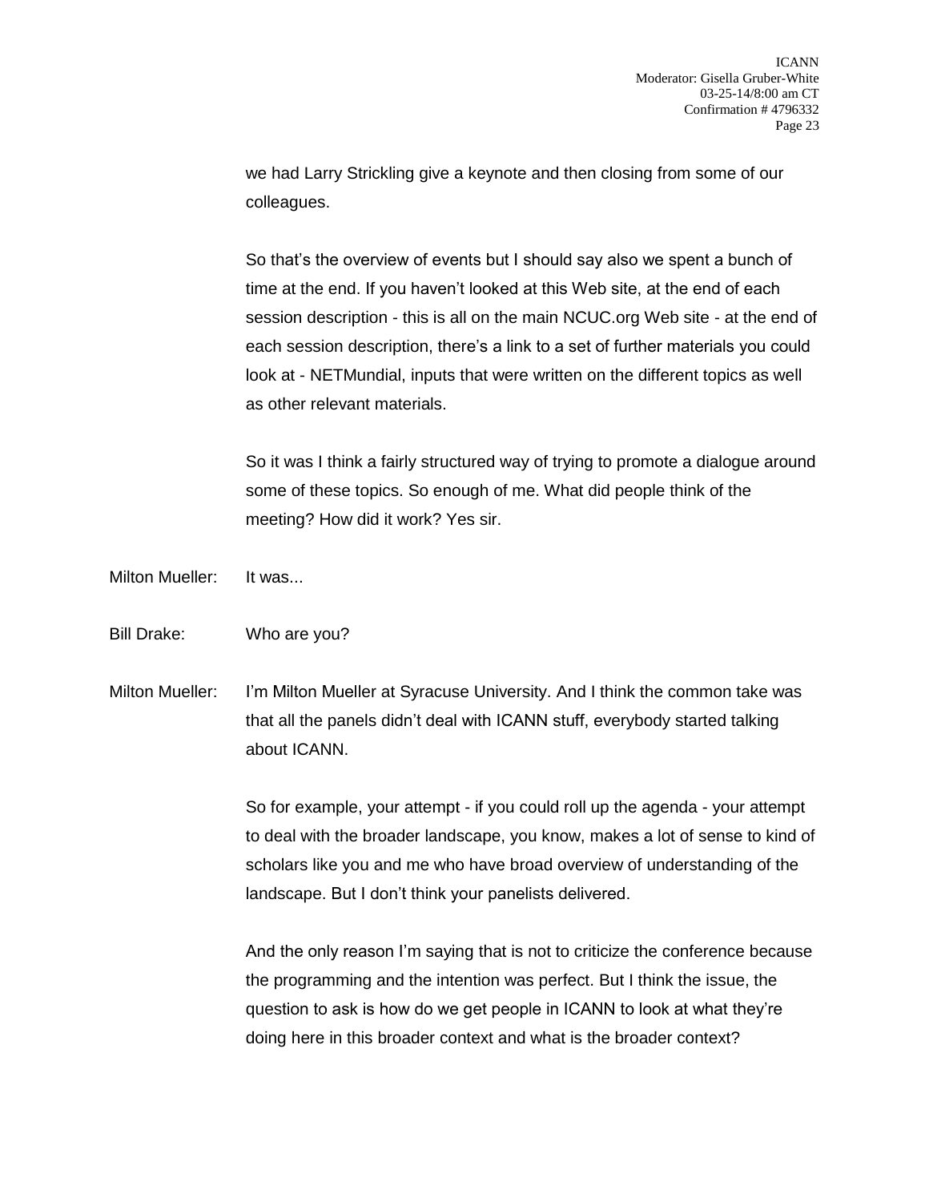we had Larry Strickling give a keynote and then closing from some of our colleagues.

So that's the overview of events but I should say also we spent a bunch of time at the end. If you haven't looked at this Web site, at the end of each session description - this is all on the main NCUC.org Web site - at the end of each session description, there's a link to a set of further materials you could look at - NETMundial, inputs that were written on the different topics as well as other relevant materials.

So it was I think a fairly structured way of trying to promote a dialogue around some of these topics. So enough of me. What did people think of the meeting? How did it work? Yes sir.

Milton Mueller: It was...

Bill Drake: Who are you?

Milton Mueller: I'm Milton Mueller at Syracuse University. And I think the common take was that all the panels didn't deal with ICANN stuff, everybody started talking about ICANN.

So for example, your attempt - if you could roll up the agenda - your attempt to deal with the broader landscape, you know, makes a lot of sense to kind of scholars like you and me who have broad overview of understanding of the landscape. But I don't think your panelists delivered.

And the only reason I'm saying that is not to criticize the conference because the programming and the intention was perfect. But I think the issue, the question to ask is how do we get people in ICANN to look at what they're doing here in this broader context and what is the broader context?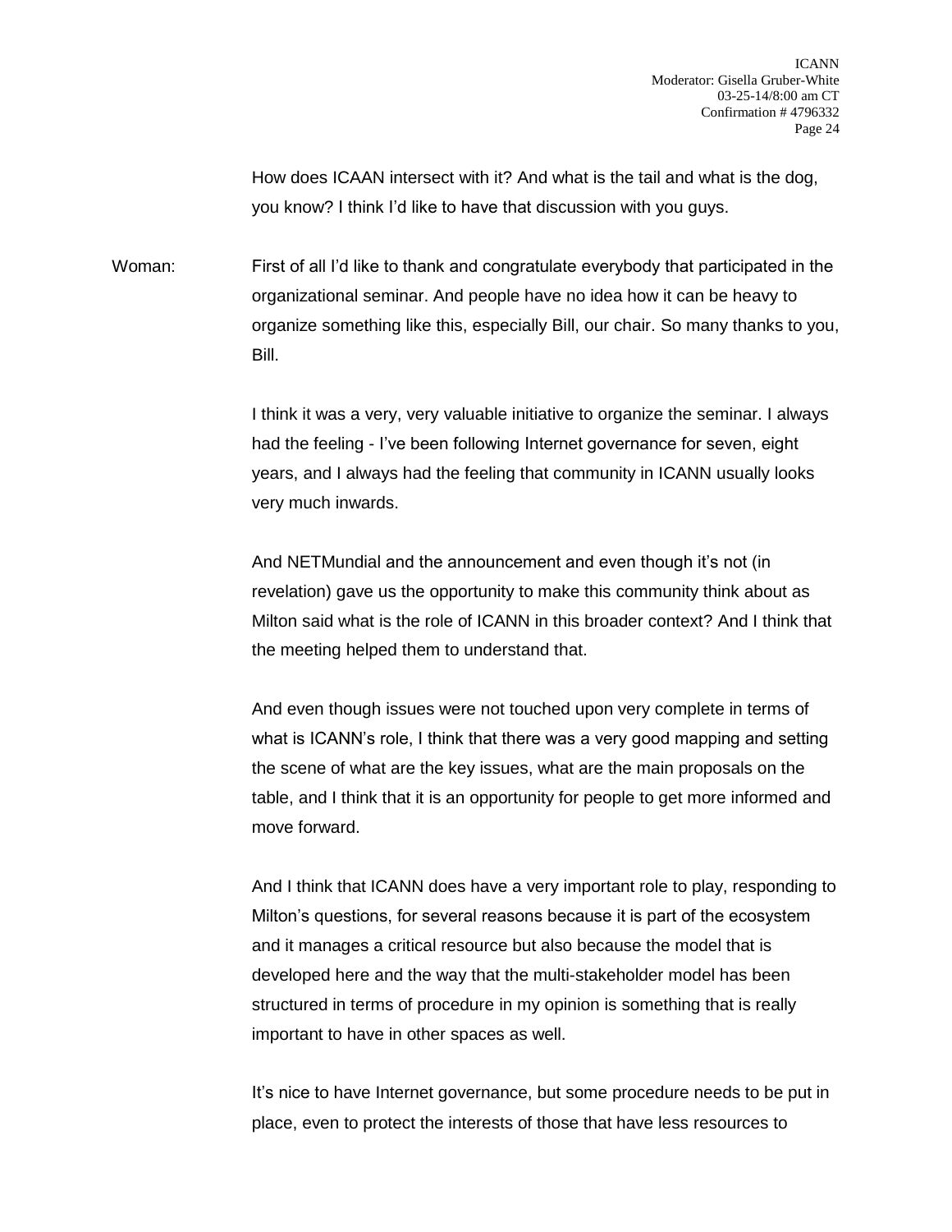How does ICAAN intersect with it? And what is the tail and what is the dog, you know? I think I'd like to have that discussion with you guys.

Woman: First of all I'd like to thank and congratulate everybody that participated in the organizational seminar. And people have no idea how it can be heavy to organize something like this, especially Bill, our chair. So many thanks to you, Bill.

I think it was a very, very valuable initiative to organize the seminar. I always had the feeling - I've been following Internet governance for seven, eight years, and I always had the feeling that community in ICANN usually looks very much inwards.

And NETMundial and the announcement and even though it's not (in revelation) gave us the opportunity to make this community think about as Milton said what is the role of ICANN in this broader context? And I think that the meeting helped them to understand that.

And even though issues were not touched upon very complete in terms of what is ICANN's role, I think that there was a very good mapping and setting the scene of what are the key issues, what are the main proposals on the table, and I think that it is an opportunity for people to get more informed and move forward.

And I think that ICANN does have a very important role to play, responding to Milton's questions, for several reasons because it is part of the ecosystem and it manages a critical resource but also because the model that is developed here and the way that the multi-stakeholder model has been structured in terms of procedure in my opinion is something that is really important to have in other spaces as well.

It's nice to have Internet governance, but some procedure needs to be put in place, even to protect the interests of those that have less resources to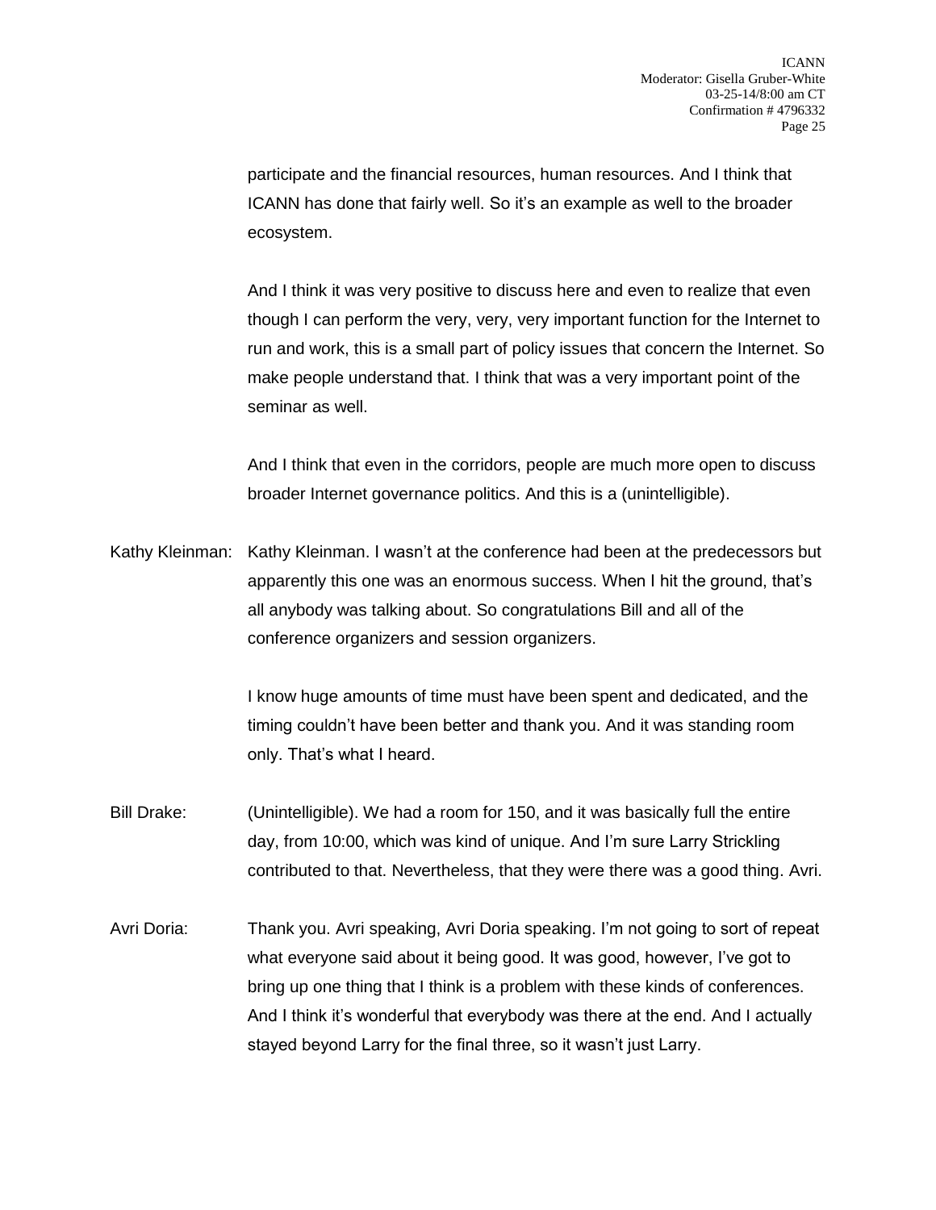participate and the financial resources, human resources. And I think that ICANN has done that fairly well. So it's an example as well to the broader ecosystem.

And I think it was very positive to discuss here and even to realize that even though I can perform the very, very, very important function for the Internet to run and work, this is a small part of policy issues that concern the Internet. So make people understand that. I think that was a very important point of the seminar as well.

And I think that even in the corridors, people are much more open to discuss broader Internet governance politics. And this is a (unintelligible).

Kathy Kleinman: Kathy Kleinman. I wasn't at the conference had been at the predecessors but apparently this one was an enormous success. When I hit the ground, that's all anybody was talking about. So congratulations Bill and all of the conference organizers and session organizers.

I know huge amounts of time must have been spent and dedicated, and the timing couldn't have been better and thank you. And it was standing room only. That's what I heard.

Bill Drake: (Unintelligible). We had a room for 150, and it was basically full the entire day, from 10:00, which was kind of unique. And I'm sure Larry Strickling contributed to that. Nevertheless, that they were there was a good thing. Avri.

Avri Doria: Thank you. Avri speaking, Avri Doria speaking. I'm not going to sort of repeat what everyone said about it being good. It was good, however, I've got to bring up one thing that I think is a problem with these kinds of conferences. And I think it's wonderful that everybody was there at the end. And I actually stayed beyond Larry for the final three, so it wasn't just Larry.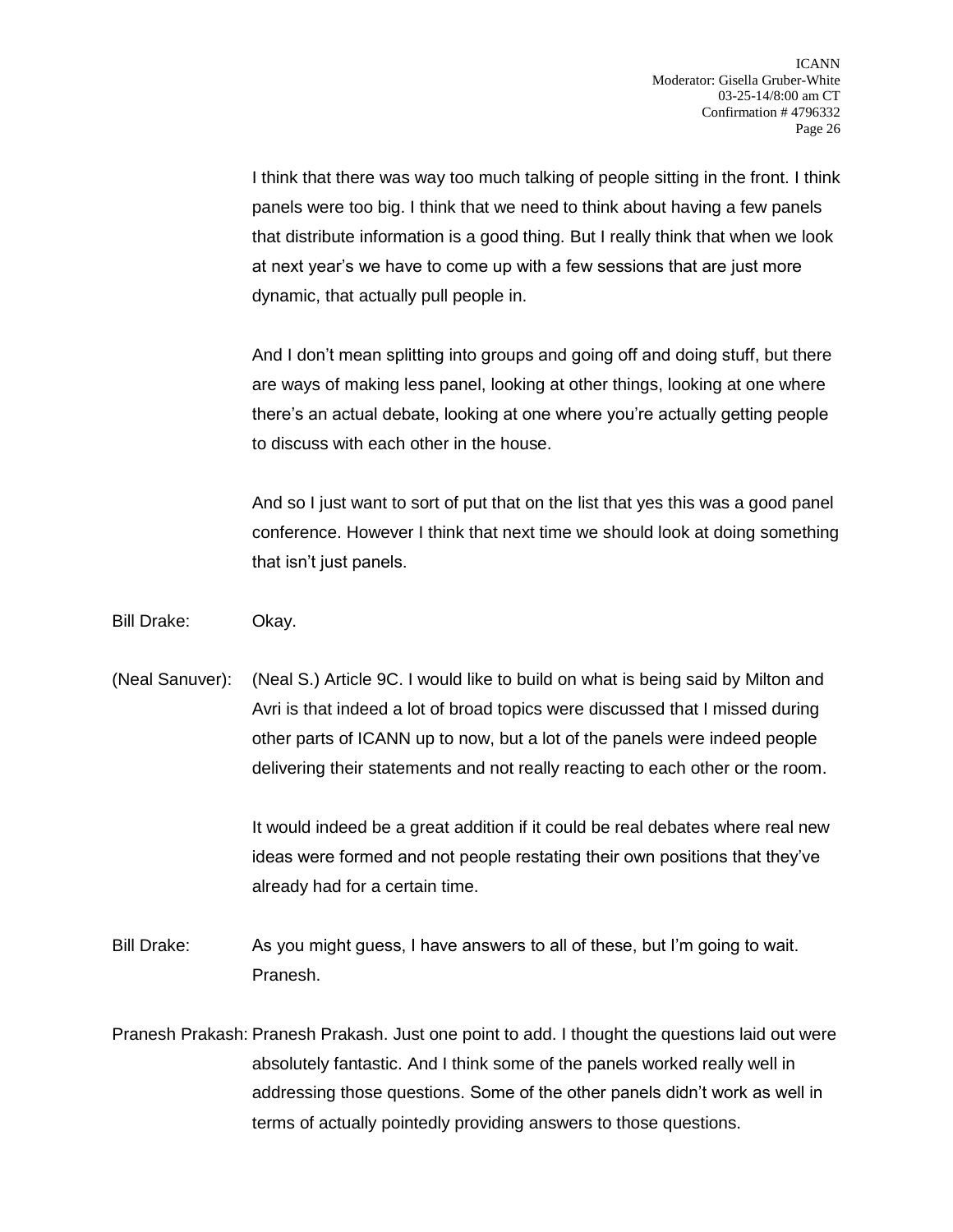I think that there was way too much talking of people sitting in the front. I think panels were too big. I think that we need to think about having a few panels that distribute information is a good thing. But I really think that when we look at next year's we have to come up with a few sessions that are just more dynamic, that actually pull people in.

And I don't mean splitting into groups and going off and doing stuff, but there are ways of making less panel, looking at other things, looking at one where there's an actual debate, looking at one where you're actually getting people to discuss with each other in the house.

And so I just want to sort of put that on the list that yes this was a good panel conference. However I think that next time we should look at doing something that isn't just panels.

Bill Drake: Okay.

(Neal Sanuver): (Neal S.) Article 9C. I would like to build on what is being said by Milton and Avri is that indeed a lot of broad topics were discussed that I missed during other parts of ICANN up to now, but a lot of the panels were indeed people delivering their statements and not really reacting to each other or the room.

It would indeed be a great addition if it could be real debates where real new ideas were formed and not people restating their own positions that they've already had for a certain time.

Bill Drake: As you might guess, I have answers to all of these, but I'm going to wait. Pranesh.

Pranesh Prakash: Pranesh Prakash. Just one point to add. I thought the questions laid out were absolutely fantastic. And I think some of the panels worked really well in addressing those questions. Some of the other panels didn't work as well in terms of actually pointedly providing answers to those questions.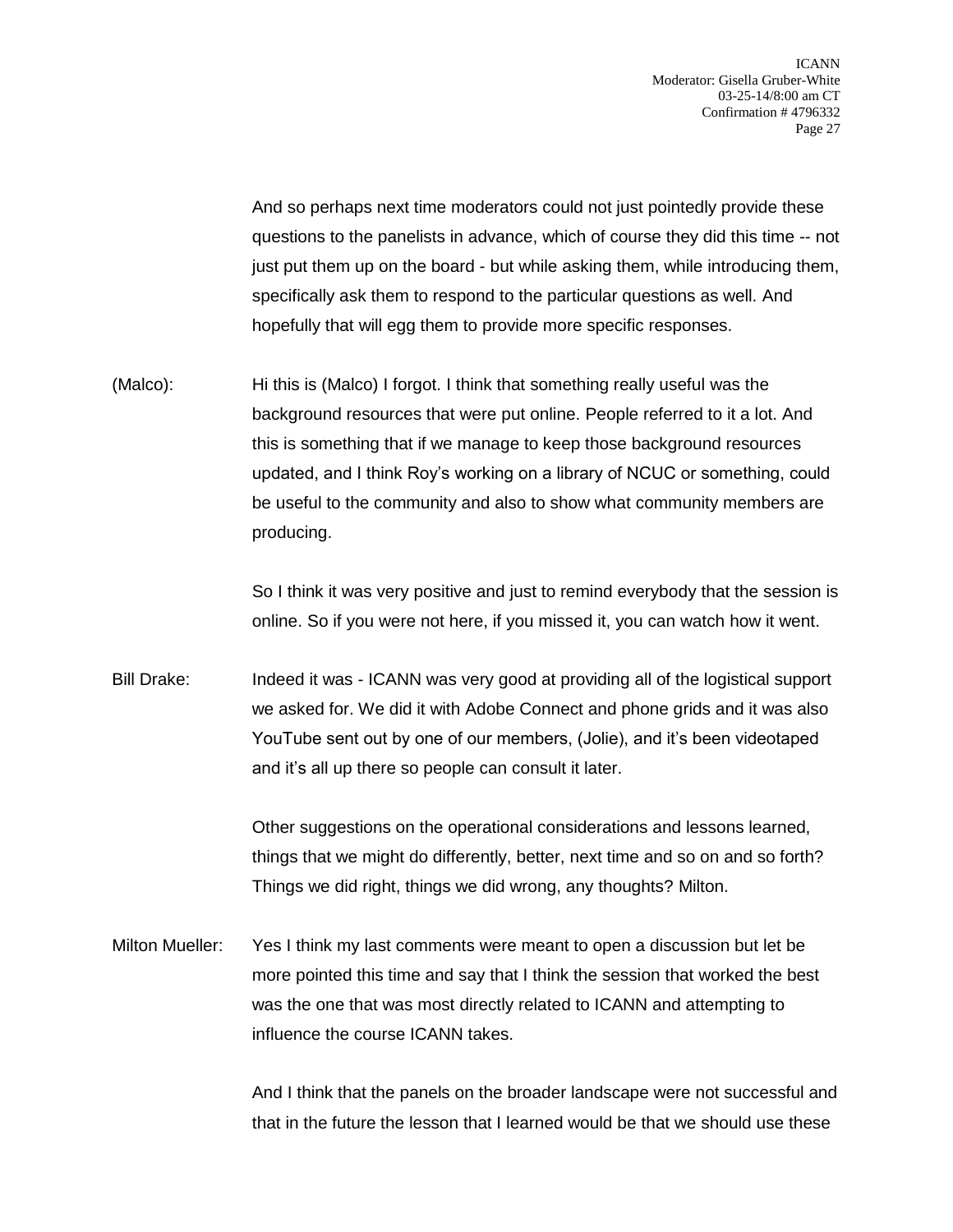And so perhaps next time moderators could not just pointedly provide these questions to the panelists in advance, which of course they did this time -- not just put them up on the board - but while asking them, while introducing them, specifically ask them to respond to the particular questions as well. And hopefully that will egg them to provide more specific responses.

(Malco): Hi this is (Malco) I forgot. I think that something really useful was the background resources that were put online. People referred to it a lot. And this is something that if we manage to keep those background resources updated, and I think Roy's working on a library of NCUC or something, could be useful to the community and also to show what community members are producing.

So I think it was very positive and just to remind everybody that the session is online. So if you were not here, if you missed it, you can watch how it went.

Bill Drake: Indeed it was - ICANN was very good at providing all of the logistical support we asked for. We did it with Adobe Connect and phone grids and it was also YouTube sent out by one of our members, (Jolie), and it's been videotaped and it's all up there so people can consult it later.

Other suggestions on the operational considerations and lessons learned, things that we might do differently, better, next time and so on and so forth? Things we did right, things we did wrong, any thoughts? Milton.

Milton Mueller: Yes I think my last comments were meant to open a discussion but let be more pointed this time and say that I think the session that worked the best was the one that was most directly related to ICANN and attempting to influence the course ICANN takes.

And I think that the panels on the broader landscape were not successful and that in the future the lesson that I learned would be that we should use these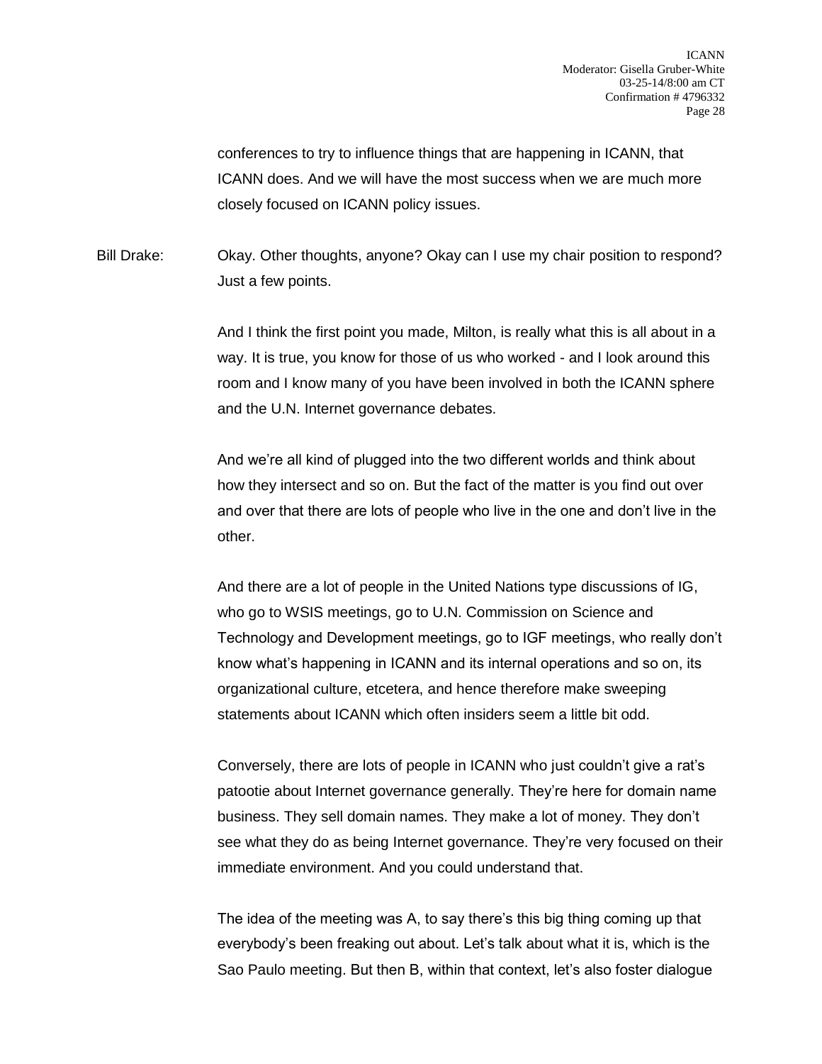conferences to try to influence things that are happening in ICANN, that ICANN does. And we will have the most success when we are much more closely focused on ICANN policy issues.

Bill Drake: Okay. Other thoughts, anyone? Okay can I use my chair position to respond? Just a few points.

And I think the first point you made, Milton, is really what this is all about in a way. It is true, you know for those of us who worked - and I look around this room and I know many of you have been involved in both the ICANN sphere and the U.N. Internet governance debates.

And we're all kind of plugged into the two different worlds and think about how they intersect and so on. But the fact of the matter is you find out over and over that there are lots of people who live in the one and don't live in the other.

And there are a lot of people in the United Nations type discussions of IG, who go to WSIS meetings, go to U.N. Commission on Science and Technology and Development meetings, go to IGF meetings, who really don't know what's happening in ICANN and its internal operations and so on, its organizational culture, etcetera, and hence therefore make sweeping statements about ICANN which often insiders seem a little bit odd.

Conversely, there are lots of people in ICANN who just couldn't give a rat's patootie about Internet governance generally. They're here for domain name business. They sell domain names. They make a lot of money. They don't see what they do as being Internet governance. They're very focused on their immediate environment. And you could understand that.

The idea of the meeting was A, to say there's this big thing coming up that everybody's been freaking out about. Let's talk about what it is, which is the Sao Paulo meeting. But then B, within that context, let's also foster dialogue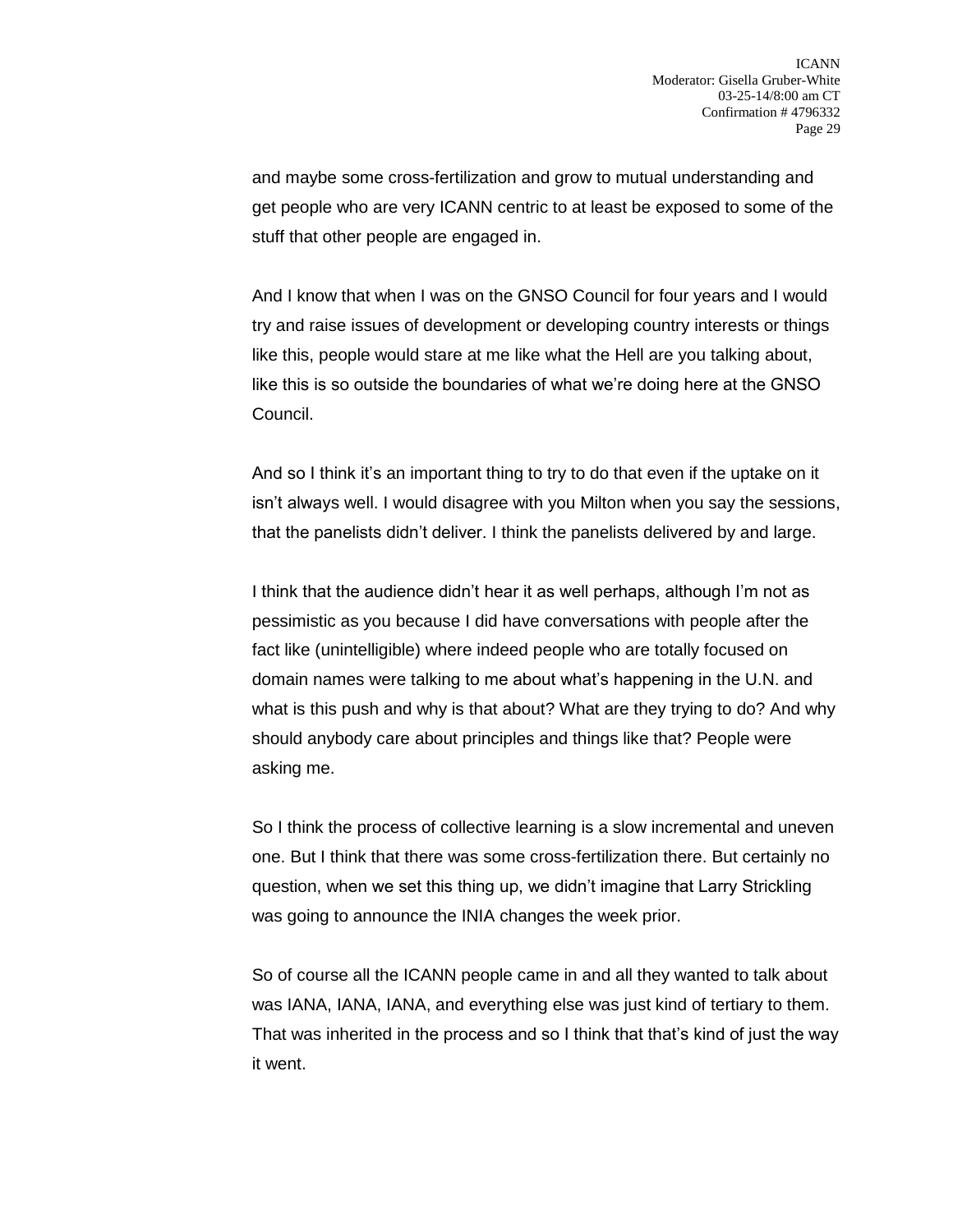and maybe some cross-fertilization and grow to mutual understanding and get people who are very ICANN centric to at least be exposed to some of the stuff that other people are engaged in.

And I know that when I was on the GNSO Council for four years and I would try and raise issues of development or developing country interests or things like this, people would stare at me like what the Hell are you talking about, like this is so outside the boundaries of what we're doing here at the GNSO Council.

And so I think it's an important thing to try to do that even if the uptake on it isn't always well. I would disagree with you Milton when you say the sessions, that the panelists didn't deliver. I think the panelists delivered by and large.

I think that the audience didn't hear it as well perhaps, although I'm not as pessimistic as you because I did have conversations with people after the fact like (unintelligible) where indeed people who are totally focused on domain names were talking to me about what's happening in the U.N. and what is this push and why is that about? What are they trying to do? And why should anybody care about principles and things like that? People were asking me.

So I think the process of collective learning is a slow incremental and uneven one. But I think that there was some cross-fertilization there. But certainly no question, when we set this thing up, we didn't imagine that Larry Strickling was going to announce the INIA changes the week prior.

So of course all the ICANN people came in and all they wanted to talk about was IANA, IANA, IANA, and everything else was just kind of tertiary to them. That was inherited in the process and so I think that that's kind of just the way it went.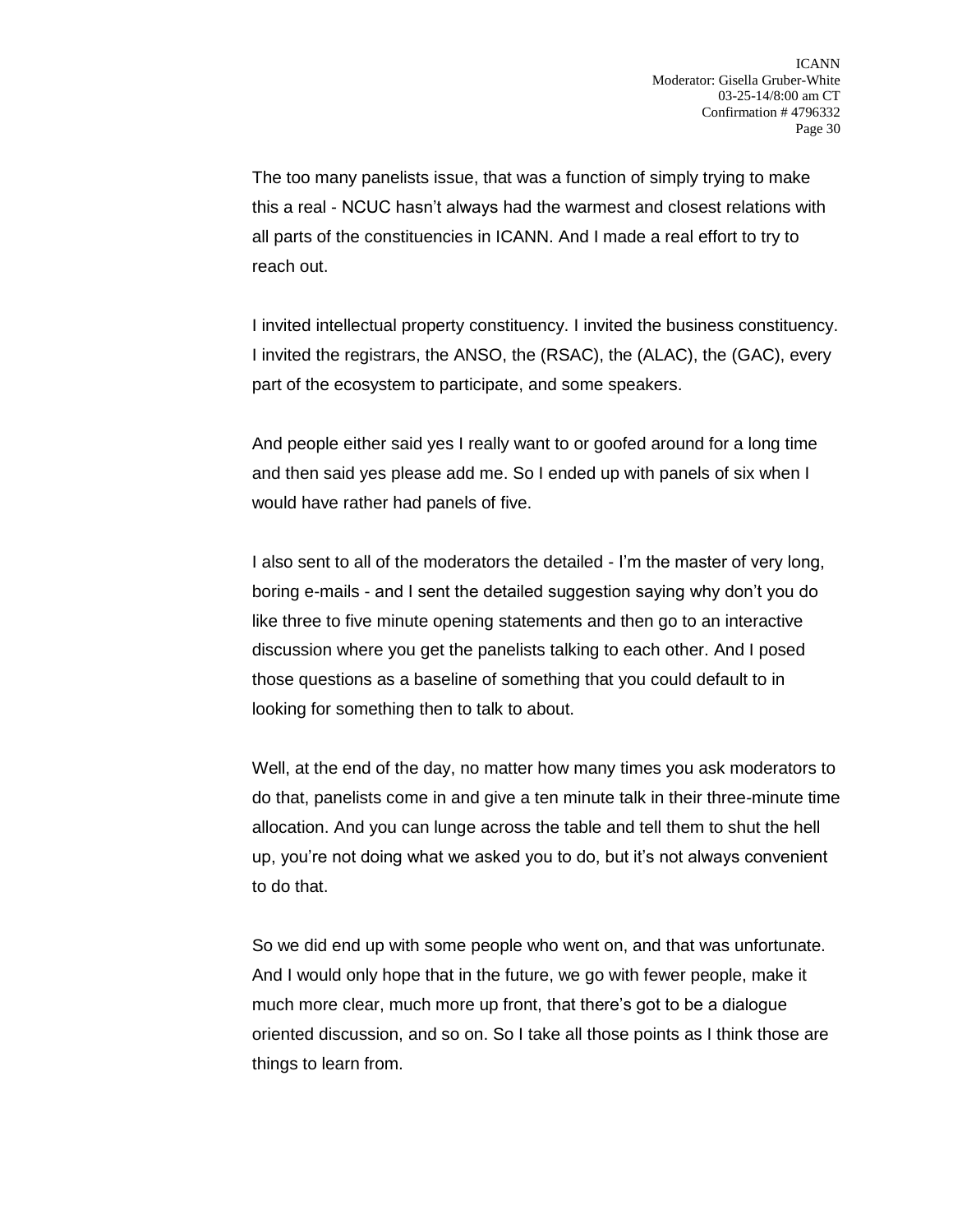The too many panelists issue, that was a function of simply trying to make this a real - NCUC hasn't always had the warmest and closest relations with all parts of the constituencies in ICANN. And I made a real effort to try to reach out.

I invited intellectual property constituency. I invited the business constituency. I invited the registrars, the ANSO, the (RSAC), the (ALAC), the (GAC), every part of the ecosystem to participate, and some speakers.

And people either said yes I really want to or goofed around for a long time and then said yes please add me. So I ended up with panels of six when I would have rather had panels of five.

I also sent to all of the moderators the detailed - I'm the master of very long, boring e-mails - and I sent the detailed suggestion saying why don't you do like three to five minute opening statements and then go to an interactive discussion where you get the panelists talking to each other. And I posed those questions as a baseline of something that you could default to in looking for something then to talk to about.

Well, at the end of the day, no matter how many times you ask moderators to do that, panelists come in and give a ten minute talk in their three-minute time allocation. And you can lunge across the table and tell them to shut the hell up, you're not doing what we asked you to do, but it's not always convenient to do that.

So we did end up with some people who went on, and that was unfortunate. And I would only hope that in the future, we go with fewer people, make it much more clear, much more up front, that there's got to be a dialogue oriented discussion, and so on. So I take all those points as I think those are things to learn from.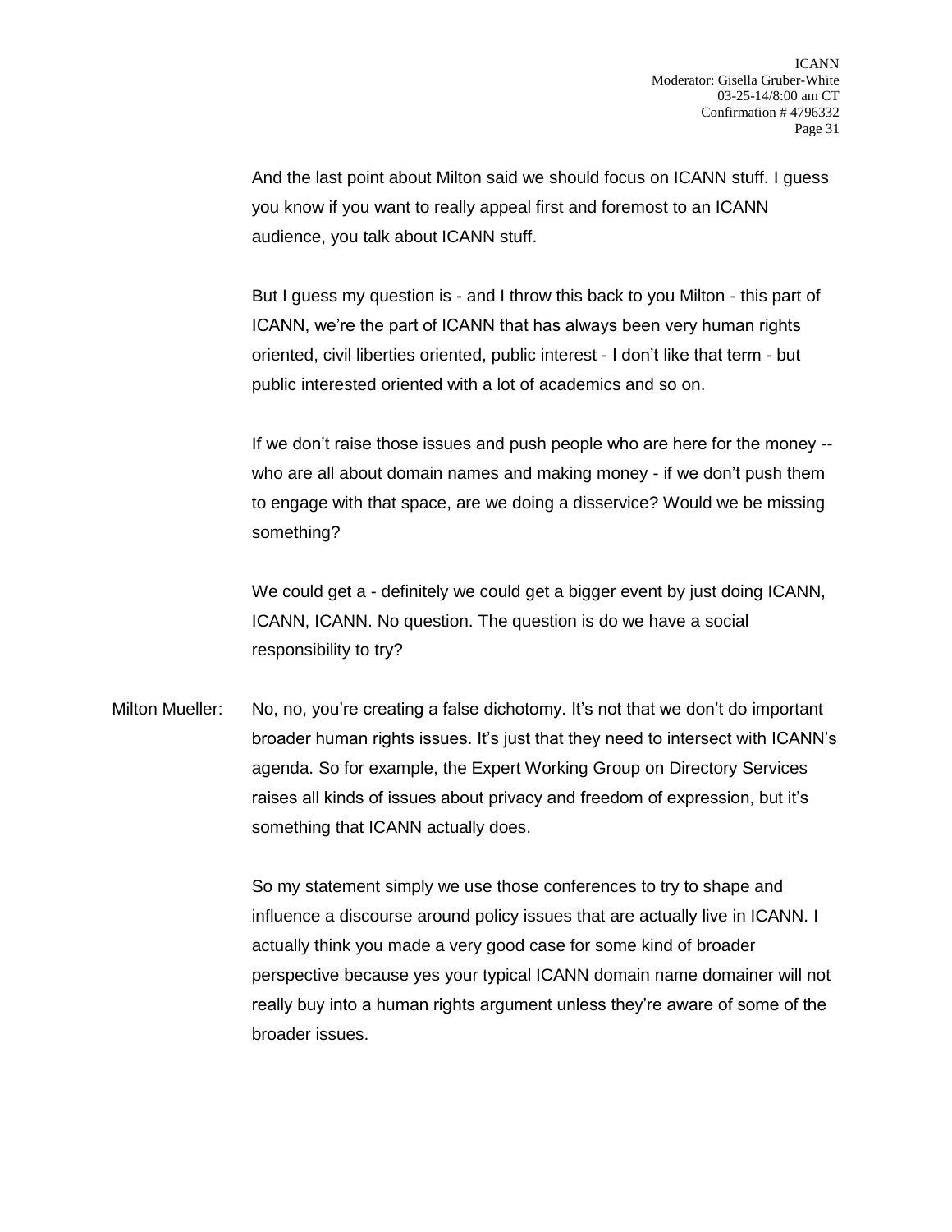And the last point about Milton said we should focus on ICANN stuff. I guess you know if you want to really appeal first and foremost to an ICANN audience, you talk about ICANN stuff.

But I guess my question is - and I throw this back to you Milton - this part of ICANN, we're the part of ICANN that has always been very human rights oriented, civil liberties oriented, public interest - I don't like that term - but public interested oriented with a lot of academics and so on.

If we don't raise those issues and push people who are here for the money -- who are all about domain names and making money - if we don't push them to engage with that space, are we doing a disservice? Would we be missing something?

We could get a - definitely we could get a bigger event by just doing ICANN, ICANN, ICANN. No question. The question is do we have a social responsibility to try?

Milton Mueller: No, no, you're creating a false dichotomy. It's not that we don't do important broader human rights issues. It's just that they need to intersect with ICANN's agenda. So for example, the Expert Working Group on Directory Services raises all kinds of issues about privacy and freedom of expression, but it's something that ICANN actually does.

So my statement simply we use those conferences to try to shape and influence a discourse around policy issues that are actually live in ICANN. I actually think you made a very good case for some kind of broader perspective because yes your typical ICANN domain name domainer will not really buy into a human rights argument unless they're aware of some of the broader issues.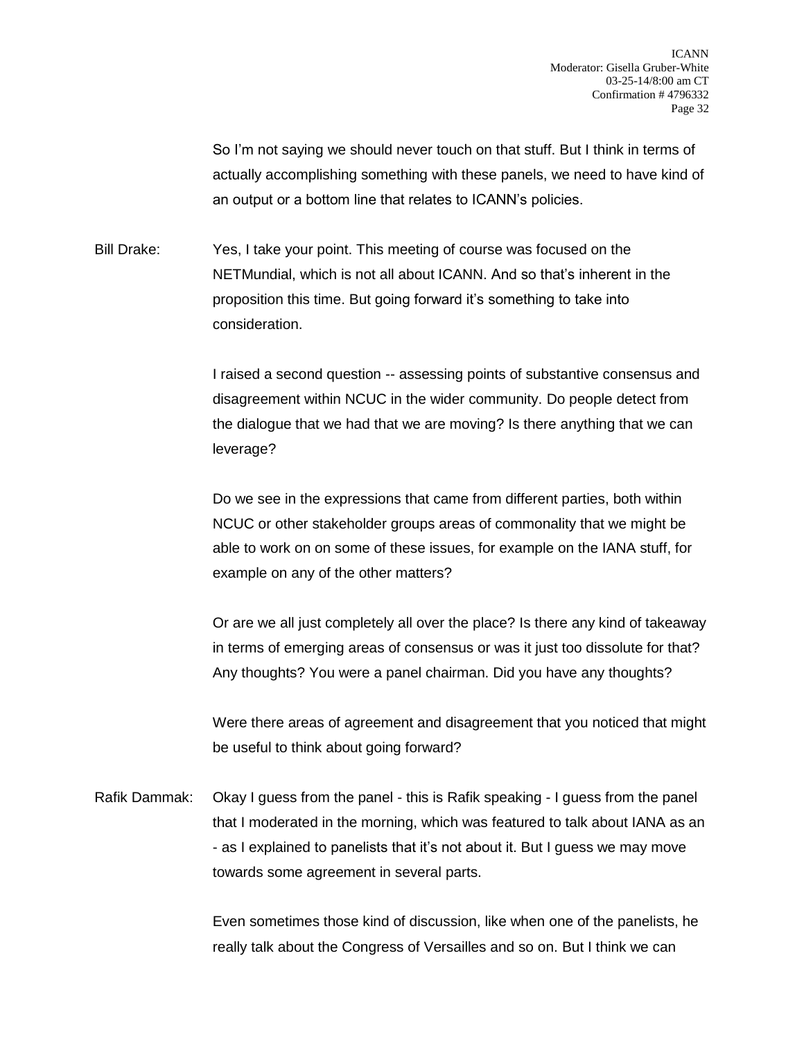So I'm not saying we should never touch on that stuff. But I think in terms of actually accomplishing something with these panels, we need to have kind of an output or a bottom line that relates to ICANN's policies.

Bill Drake: Yes, I take your point. This meeting of course was focused on the NETMundial, which is not all about ICANN. And so that's inherent in the proposition this time. But going forward it's something to take into consideration.

I raised a second question -- assessing points of substantive consensus and disagreement within NCUC in the wider community. Do people detect from the dialogue that we had that we are moving? Is there anything that we can leverage?

Do we see in the expressions that came from different parties, both within NCUC or other stakeholder groups areas of commonality that we might be able to work on on some of these issues, for example on the IANA stuff, for example on any of the other matters?

Or are we all just completely all over the place? Is there any kind of takeaway in terms of emerging areas of consensus or was it just too dissolute for that? Any thoughts? You were a panel chairman. Did you have any thoughts?

Were there areas of agreement and disagreement that you noticed that might be useful to think about going forward?

Rafik Dammak: Okay I guess from the panel - this is Rafik speaking - I guess from the panel that I moderated in the morning, which was featured to talk about IANA as an - as I explained to panelists that it's not about it. But I guess we may move towards some agreement in several parts.

Even sometimes those kind of discussion, like when one of the panelists, he really talk about the Congress of Versailles and so on. But I think we can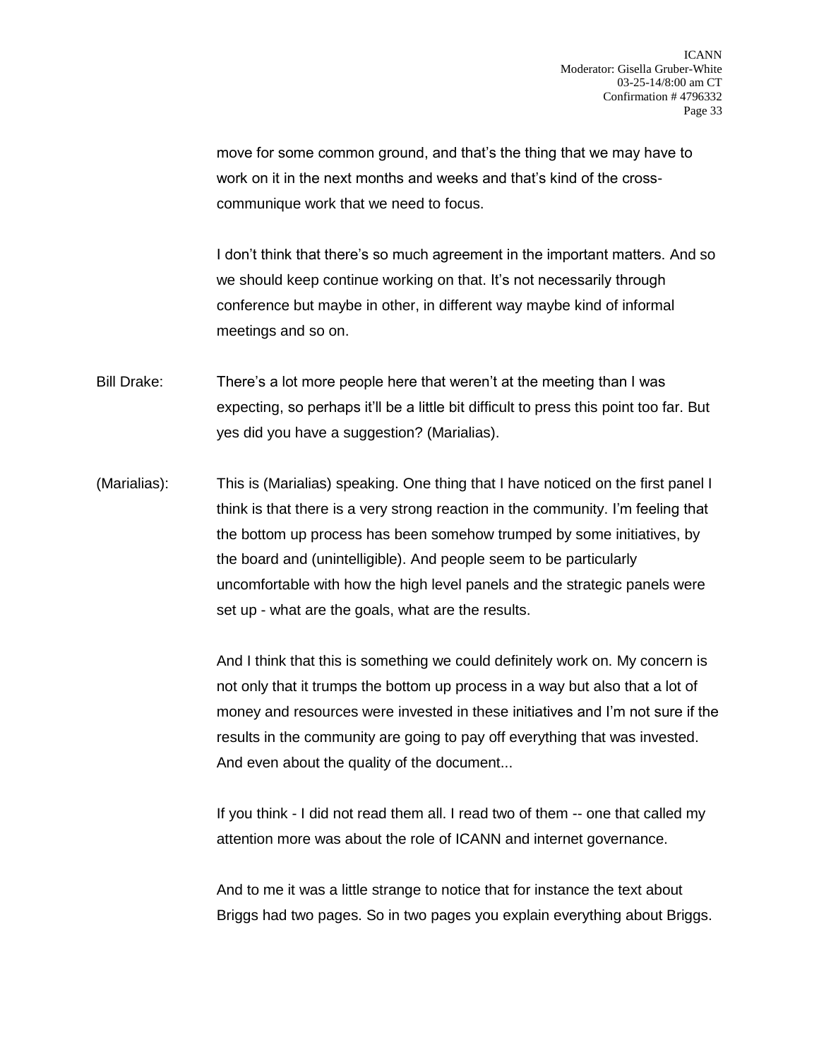move for some common ground, and that's the thing that we may have to work on it in the next months and weeks and that's kind of the cross-communique work that we need to focus.

I don't think that there's so much agreement in the important matters. And so we should keep continue working on that. It's not necessarily through conference but maybe in other, in different way maybe kind of informal meetings and so on.

Bill Drake: There's a lot more people here that weren't at the meeting than I was expecting, so perhaps it'll be a little bit difficult to press this point too far. But yes did you have a suggestion? (Marialias).

(Marialias): This is (Marialias) speaking. One thing that I have noticed on the first panel I think is that there is a very strong reaction in the community. I'm feeling that the bottom up process has been somehow trumped by some initiatives, by the board and (unintelligible). And people seem to be particularly uncomfortable with how the high level panels and the strategic panels were set up - what are the goals, what are the results.

And I think that this is something we could definitely work on. My concern is not only that it trumps the bottom up process in a way but also that a lot of money and resources were invested in these initiatives and I'm not sure if the results in the community are going to pay off everything that was invested. And even about the quality of the document...

If you think - I did not read them all. I read two of them -- one that called my attention more was about the role of ICANN and internet governance.

And to me it was a little strange to notice that for instance the text about Briggs had two pages. So in two pages you explain everything about Briggs.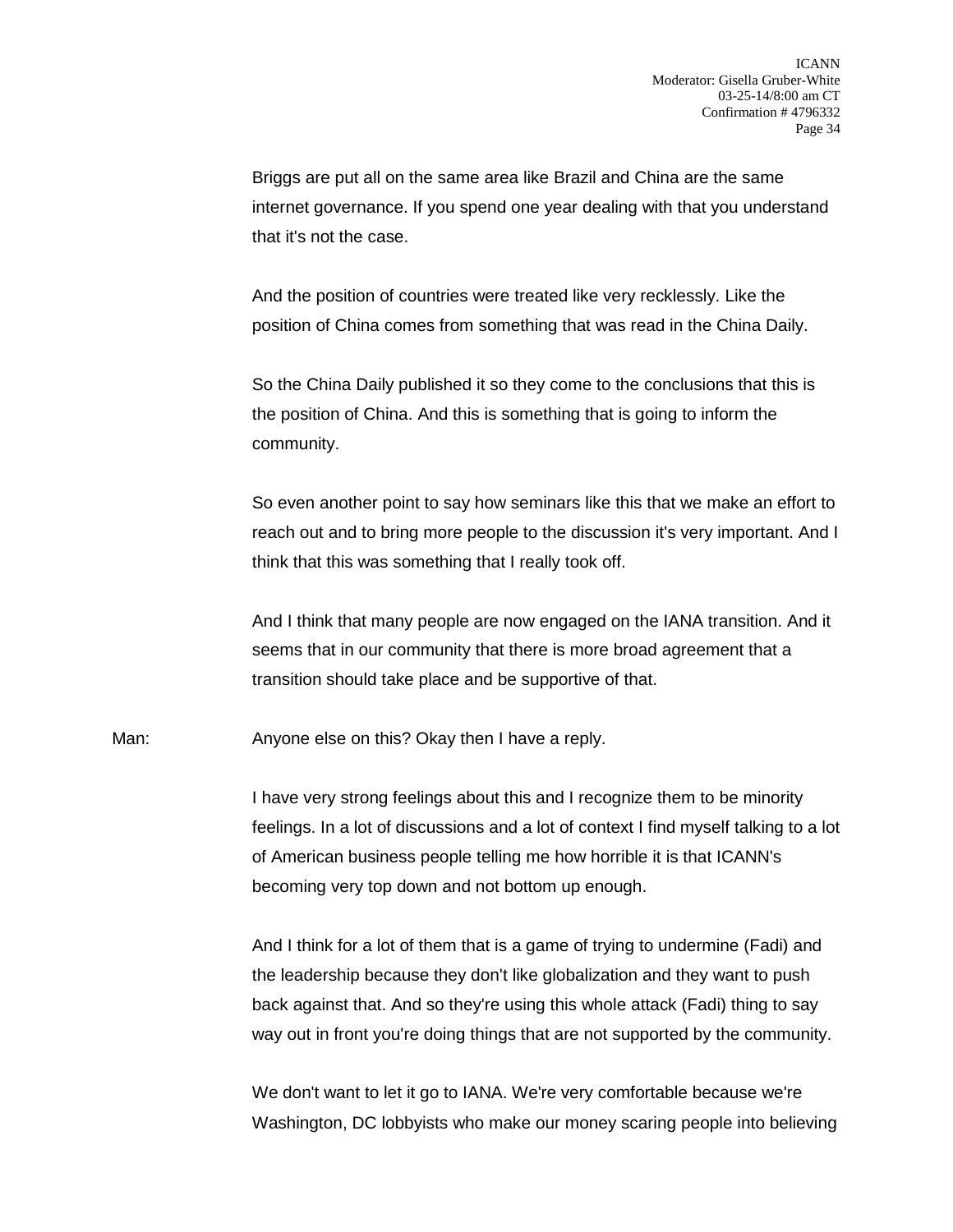Briggs are put all on the same area like Brazil and China are the same internet governance. If you spend one year dealing with that you understand that it's not the case.

And the position of countries were treated like very recklessly. Like the position of China comes from something that was read in the China Daily.

So the China Daily published it so they come to the conclusions that this is the position of China. And this is something that is going to inform the community.

So even another point to say how seminars like this that we make an effort to reach out and to bring more people to the discussion it's very important. And I think that this was something that I really took off.

And I think that many people are now engaged on the IANA transition. And it seems that in our community that there is more broad agreement that a transition should take place and be supportive of that.

Man: Anyone else on this? Okay then I have a reply.

I have very strong feelings about this and I recognize them to be minority feelings. In a lot of discussions and a lot of context I find myself talking to a lot of American business people telling me how horrible it is that ICANN's becoming very top down and not bottom up enough.

And I think for a lot of them that is a game of trying to undermine (Fadi) and the leadership because they don't like globalization and they want to push back against that. And so they're using this whole attack (Fadi) thing to say way out in front you're doing things that are not supported by the community.

We don't want to let it go to IANA. We're very comfortable because we're Washington, DC lobbyists who make our money scaring people into believing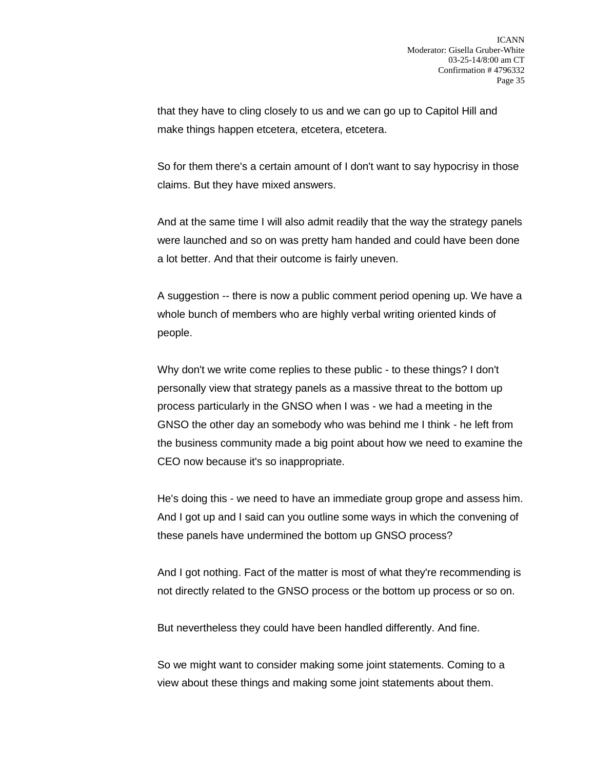that they have to cling closely to us and we can go up to Capitol Hill and make things happen etcetera, etcetera, etcetera.

So for them there's a certain amount of I don't want to say hypocrisy in those claims. But they have mixed answers.

And at the same time I will also admit readily that the way the strategy panels were launched and so on was pretty ham handed and could have been done a lot better. And that their outcome is fairly uneven.

A suggestion -- there is now a public comment period opening up. We have a whole bunch of members who are highly verbal writing oriented kinds of people.

Why don't we write come replies to these public - to these things? I don't personally view that strategy panels as a massive threat to the bottom up process particularly in the GNSO when I was - we had a meeting in the GNSO the other day an somebody who was behind me I think - he left from the business community made a big point about how we need to examine the CEO now because it's so inappropriate.

He's doing this - we need to have an immediate group grope and assess him. And I got up and I said can you outline some ways in which the convening of these panels have undermined the bottom up GNSO process?

And I got nothing. Fact of the matter is most of what they're recommending is not directly related to the GNSO process or the bottom up process or so on.

But nevertheless they could have been handled differently. And fine.

So we might want to consider making some joint statements. Coming to a view about these things and making some joint statements about them.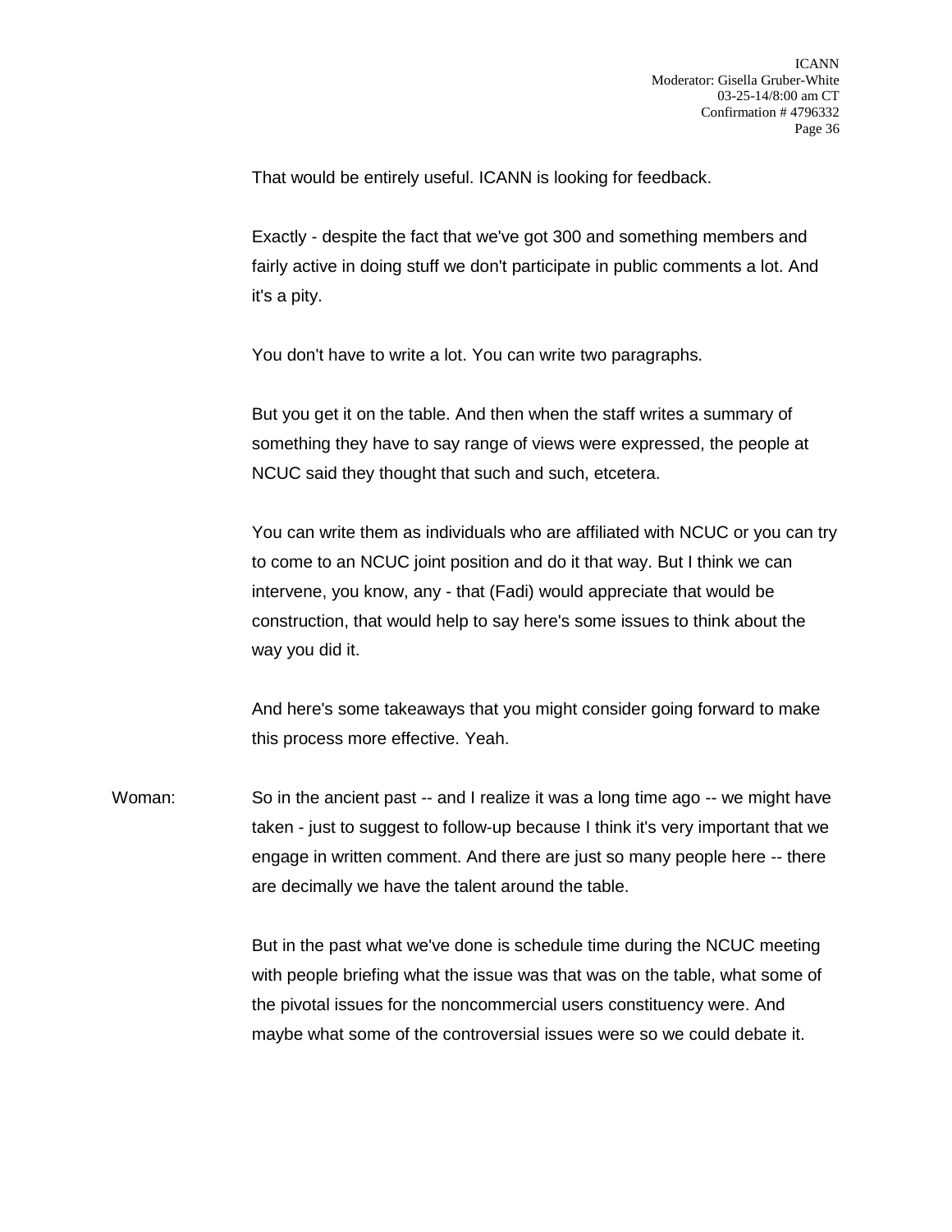That would be entirely useful. ICANN is looking for feedback.

Exactly - despite the fact that we've got 300 and something members and fairly active in doing stuff we don't participate in public comments a lot. And it's a pity.

You don't have to write a lot. You can write two paragraphs.

But you get it on the table. And then when the staff writes a summary of something they have to say range of views were expressed, the people at NCUC said they thought that such and such, etcetera.

You can write them as individuals who are affiliated with NCUC or you can try to come to an NCUC joint position and do it that way. But I think we can intervene, you know, any - that (Fadi) would appreciate that would be construction, that would help to say here's some issues to think about the way you did it.

And here's some takeaways that you might consider going forward to make this process more effective. Yeah.

Woman: So in the ancient past -- and I realize it was a long time ago -- we might have taken - just to suggest to follow-up because I think it's very important that we engage in written comment. And there are just so many people here -- there are decimally we have the talent around the table.

But in the past what we've done is schedule time during the NCUC meeting with people briefing what the issue was that was on the table, what some of the pivotal issues for the noncommercial users constituency were. And maybe what some of the controversial issues were so we could debate it.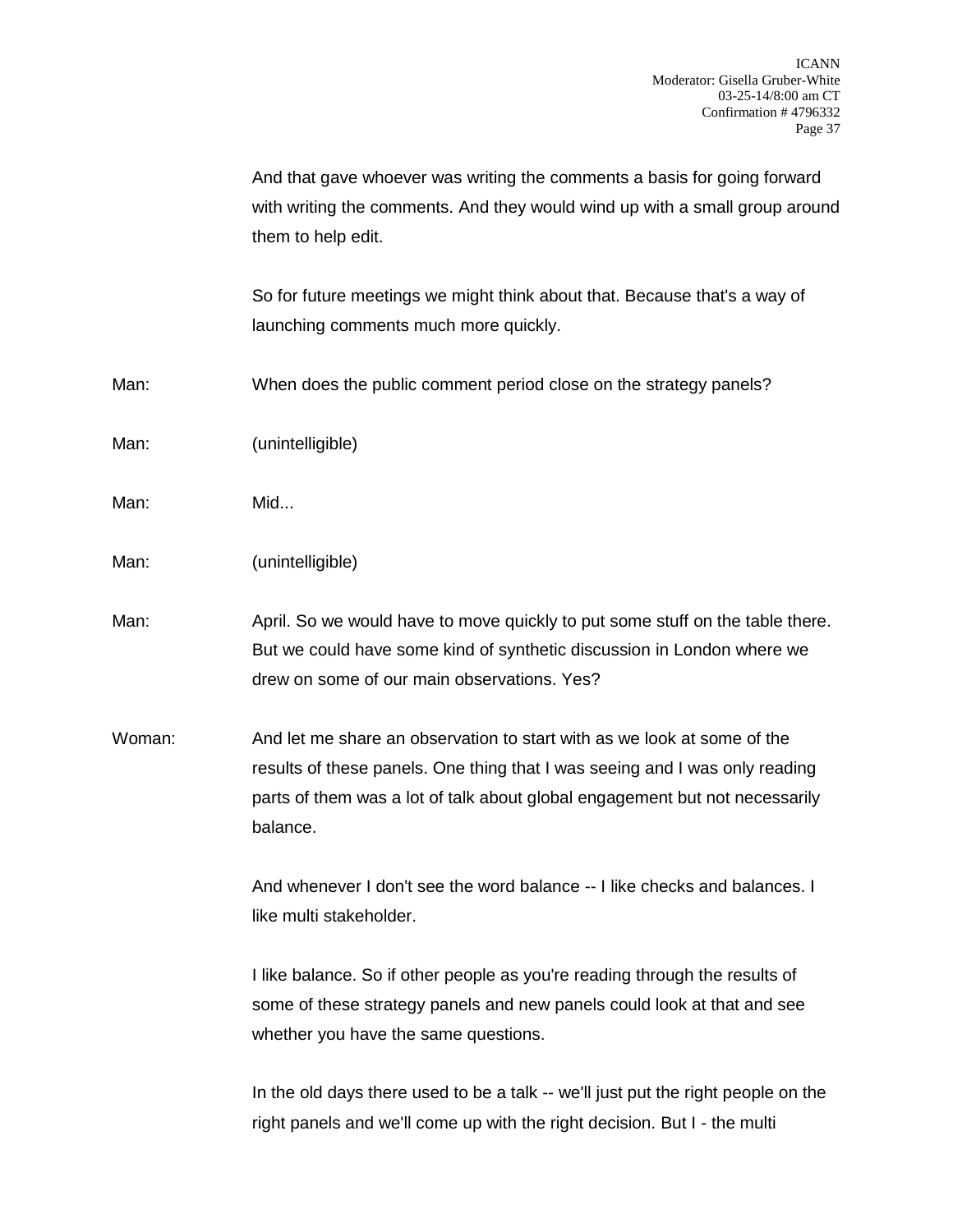And that gave whoever was writing the comments a basis for going forward with writing the comments. And they would wind up with a small group around them to help edit.

So for future meetings we might think about that. Because that's a way of launching comments much more quickly.

Man: When does the public comment period close on the strategy panels?

Man: (unintelligible)

Man: Mid...

Man: (unintelligible)

Man: April. So we would have to move quickly to put some stuff on the table there. But we could have some kind of synthetic discussion in London where we drew on some of our main observations. Yes?

Woman: And let me share an observation to start with as we look at some of the results of these panels. One thing that I was seeing and I was only reading parts of them was a lot of talk about global engagement but not necessarily balance.

And whenever I don't see the word balance -- I like checks and balances. I like multi stakeholder.

I like balance. So if other people as you're reading through the results of some of these strategy panels and new panels could look at that and see whether you have the same questions.

In the old days there used to be a talk -- we'll just put the right people on the right panels and we'll come up with the right decision. But I - the multi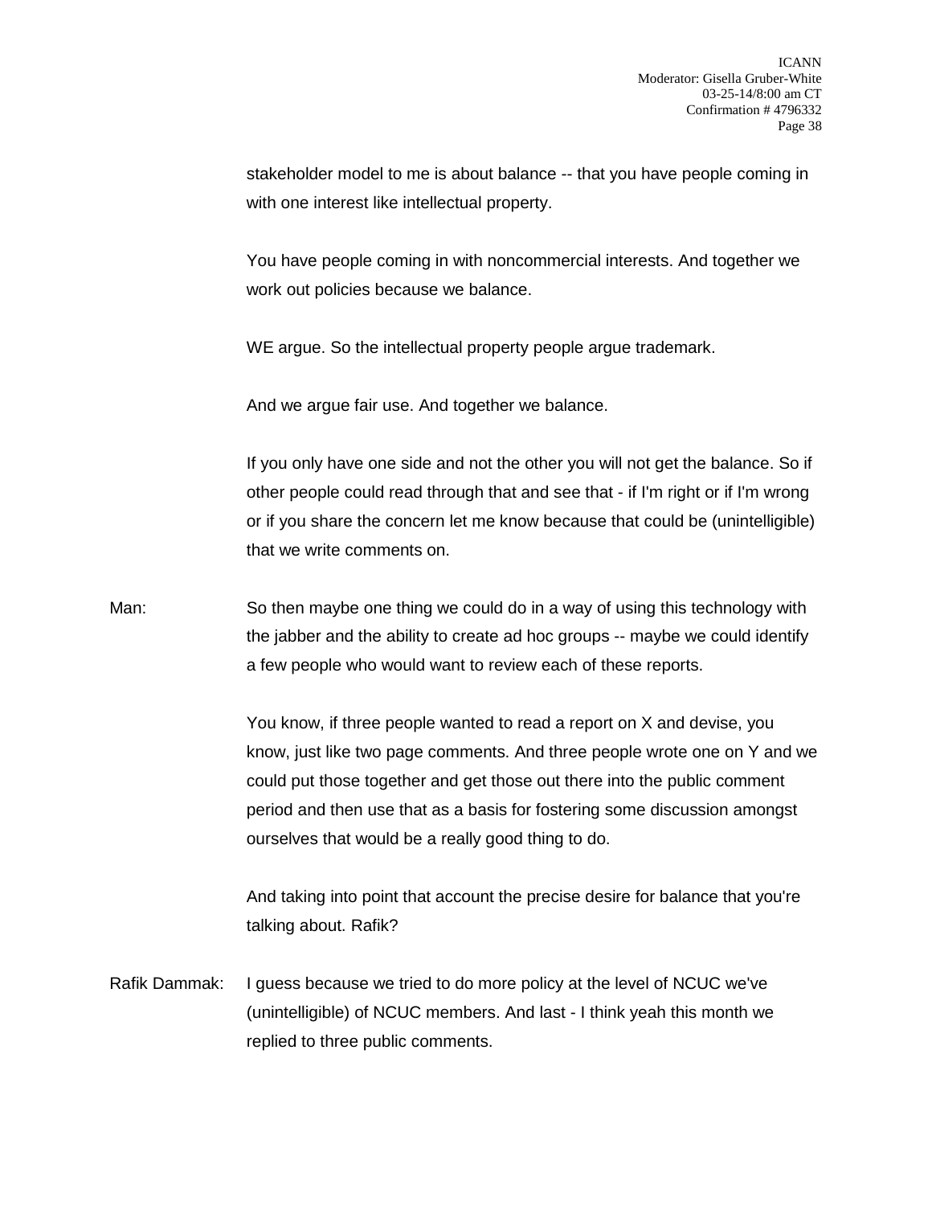stakeholder model to me is about balance -- that you have people coming in with one interest like intellectual property.

You have people coming in with noncommercial interests. And together we work out policies because we balance.

WE argue. So the intellectual property people argue trademark.

And we argue fair use. And together we balance.

If you only have one side and not the other you will not get the balance. So if other people could read through that and see that - if I'm right or if I'm wrong or if you share the concern let me know because that could be (unintelligible) that we write comments on.

Man: So then maybe one thing we could do in a way of using this technology with the jabber and the ability to create ad hoc groups -- maybe we could identify a few people who would want to review each of these reports.

You know, if three people wanted to read a report on X and devise, you know, just like two page comments. And three people wrote one on Y and we could put those together and get those out there into the public comment period and then use that as a basis for fostering some discussion amongst ourselves that would be a really good thing to do.

And taking into point that account the precise desire for balance that you're talking about. Rafik?

Rafik Dammak: I guess because we tried to do more policy at the level of NCUC we've (unintelligible) of NCUC members. And last - I think yeah this month we replied to three public comments.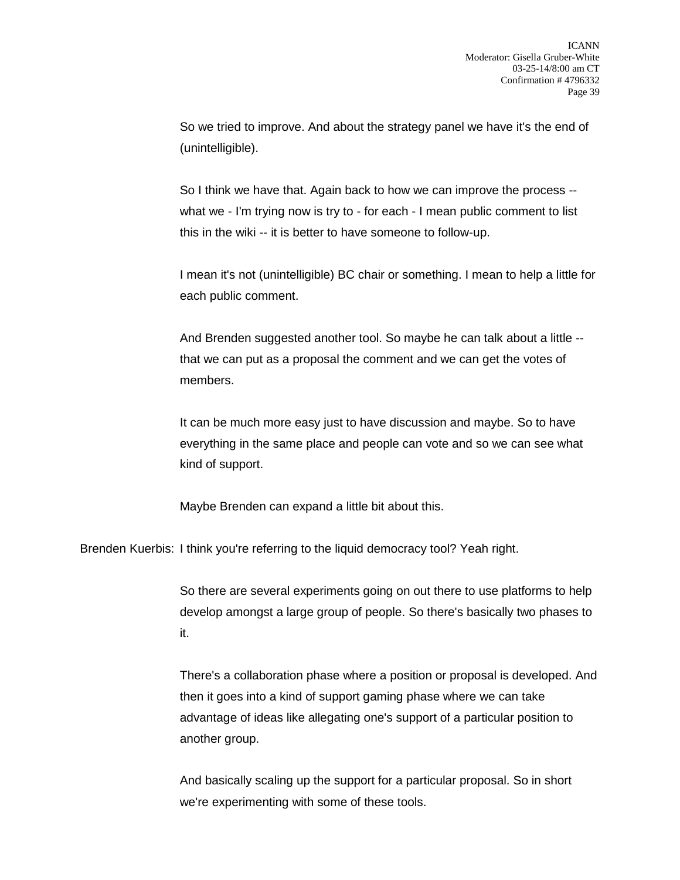So we tried to improve. And about the strategy panel we have it's the end of (unintelligible).

So I think we have that. Again back to how we can improve the process -- what we - I'm trying now is try to - for each - I mean public comment to list this in the wiki -- it is better to have someone to follow-up.

I mean it's not (unintelligible) BC chair or something. I mean to help a little for each public comment.

And Brenden suggested another tool. So maybe he can talk about a little -- that we can put as a proposal the comment and we can get the votes of members.

It can be much more easy just to have discussion and maybe. So to have everything in the same place and people can vote and so we can see what kind of support.

Maybe Brenden can expand a little bit about this.

Brenden Kuerbis: I think you're referring to the liquid democracy tool? Yeah right.

So there are several experiments going on out there to use platforms to help develop amongst a large group of people. So there's basically two phases to it.

There's a collaboration phase where a position or proposal is developed. And then it goes into a kind of support gaming phase where we can take advantage of ideas like allegating one's support of a particular position to another group.

And basically scaling up the support for a particular proposal. So in short we're experimenting with some of these tools.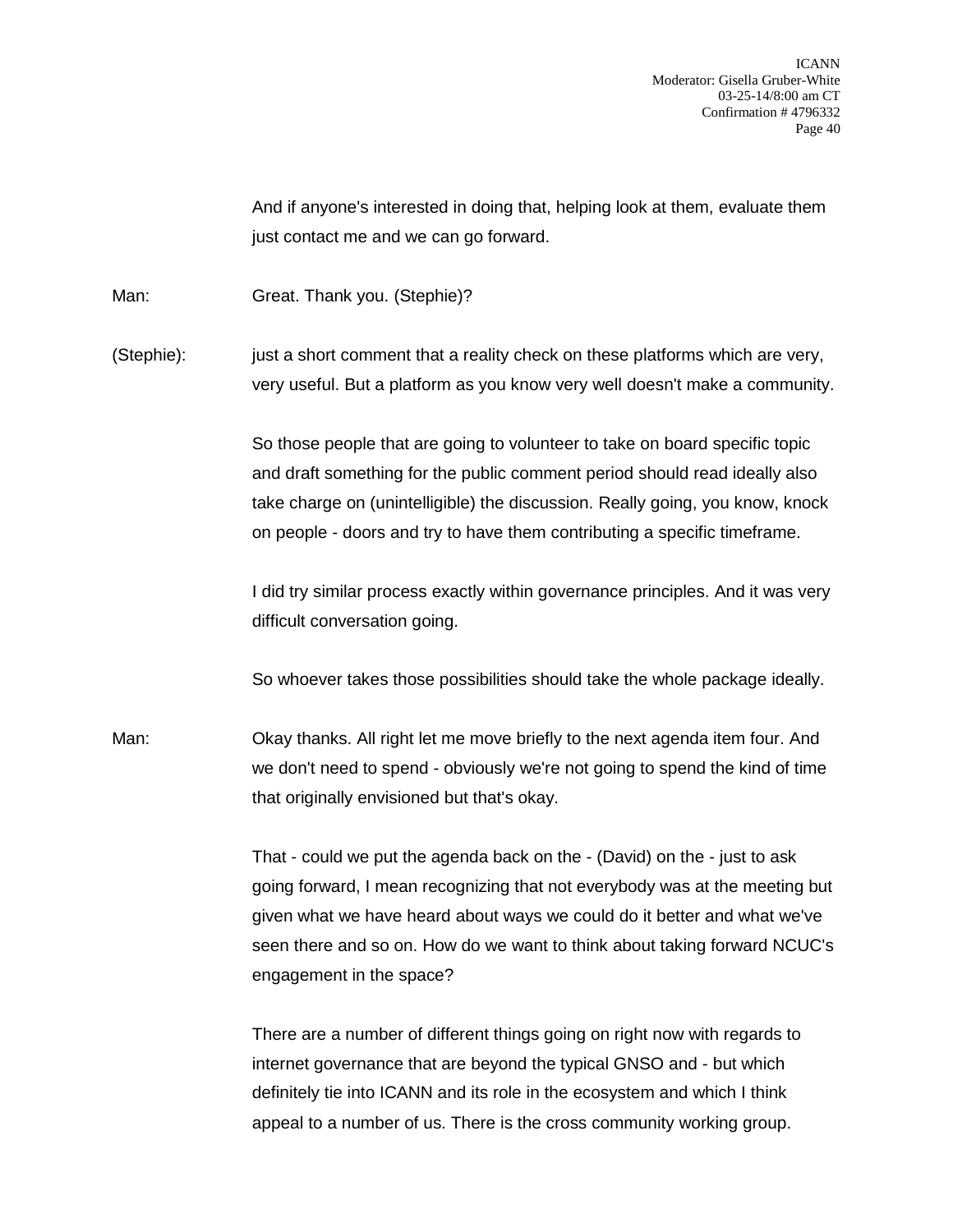And if anyone's interested in doing that, helping look at them, evaluate them just contact me and we can go forward.

Man: Great. Thank you. (Stephie)?

(Stephie): just a short comment that a reality check on these platforms which are very, very useful. But a platform as you know very well doesn't make a community.

So those people that are going to volunteer to take on board specific topic and draft something for the public comment period should read ideally also take charge on (unintelligible) the discussion. Really going, you know, knock on people - doors and try to have them contributing a specific timeframe.

I did try similar process exactly within governance principles. And it was very difficult conversation going.

So whoever takes those possibilities should take the whole package ideally.

Man: Okay thanks. All right let me move briefly to the next agenda item four. And we don't need to spend - obviously we're not going to spend the kind of time that originally envisioned but that's okay.

That - could we put the agenda back on the - (David) on the - just to ask going forward, I mean recognizing that not everybody was at the meeting but given what we have heard about ways we could do it better and what we've seen there and so on. How do we want to think about taking forward NCUC's engagement in the space?

There are a number of different things going on right now with regards to internet governance that are beyond the typical GNSO and - but which definitely tie into ICANN and its role in the ecosystem and which I think appeal to a number of us. There is the cross community working group.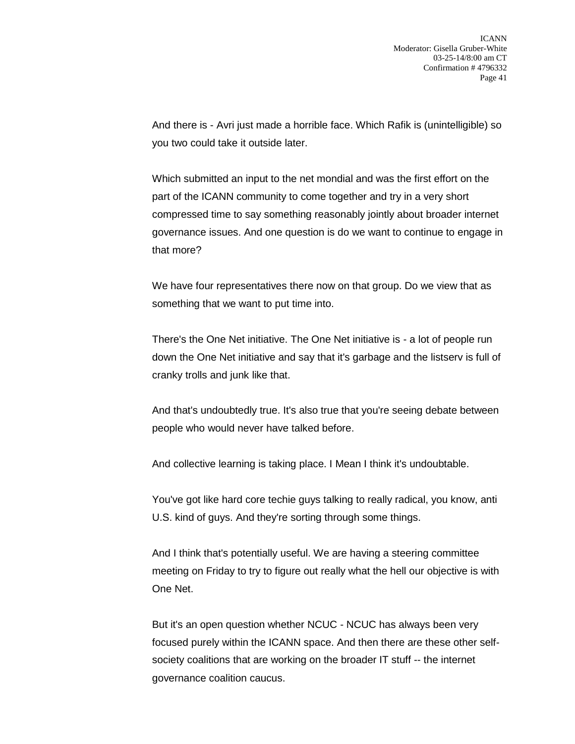And there is - Avri just made a horrible face. Which Rafik is (unintelligible) so you two could take it outside later.

Which submitted an input to the net mondial and was the first effort on the part of the ICANN community to come together and try in a very short compressed time to say something reasonably jointly about broader internet governance issues. And one question is do we want to continue to engage in that more?

We have four representatives there now on that group. Do we view that as something that we want to put time into.

There's the One Net initiative. The One Net initiative is - a lot of people run down the One Net initiative and say that it's garbage and the listserv is full of cranky trolls and junk like that.

And that's undoubtedly true. It's also true that you're seeing debate between people who would never have talked before.

And collective learning is taking place. I Mean I think it's undoubtable.

You've got like hard core techie guys talking to really radical, you know, anti U.S. kind of guys. And they're sorting through some things.

And I think that's potentially useful. We are having a steering committee meeting on Friday to try to figure out really what the hell our objective is with One Net.

But it's an open question whether NCUC - NCUC has always been very focused purely within the ICANN space. And then there are these other self-society coalitions that are working on the broader IT stuff -- the internet governance coalition caucus.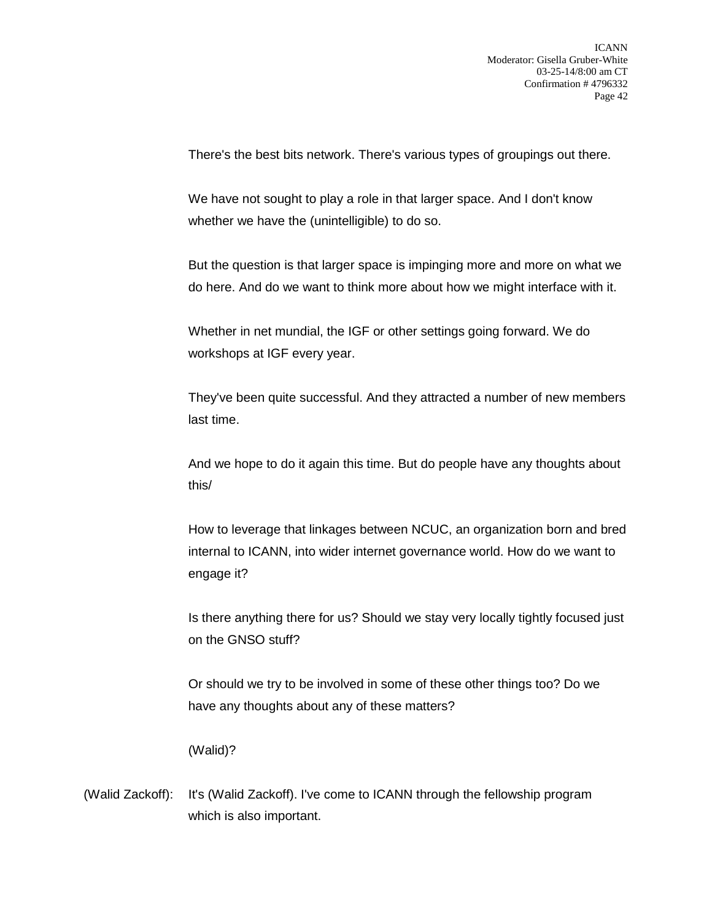There's the best bits network. There's various types of groupings out there.

We have not sought to play a role in that larger space. And I don't know whether we have the (unintelligible) to do so.

But the question is that larger space is impinging more and more on what we do here. And do we want to think more about how we might interface with it.

Whether in net mundial, the IGF or other settings going forward. We do workshops at IGF every year.

They've been quite successful. And they attracted a number of new members last time.

And we hope to do it again this time. But do people have any thoughts about this/

How to leverage that linkages between NCUC, an organization born and bred internal to ICANN, into wider internet governance world. How do we want to engage it?

Is there anything there for us? Should we stay very locally tightly focused just on the GNSO stuff?

Or should we try to be involved in some of these other things too? Do we have any thoughts about any of these matters?

(Walid)?

(Walid Zackoff): It's (Walid Zackoff). I've come to ICANN through the fellowship program which is also important.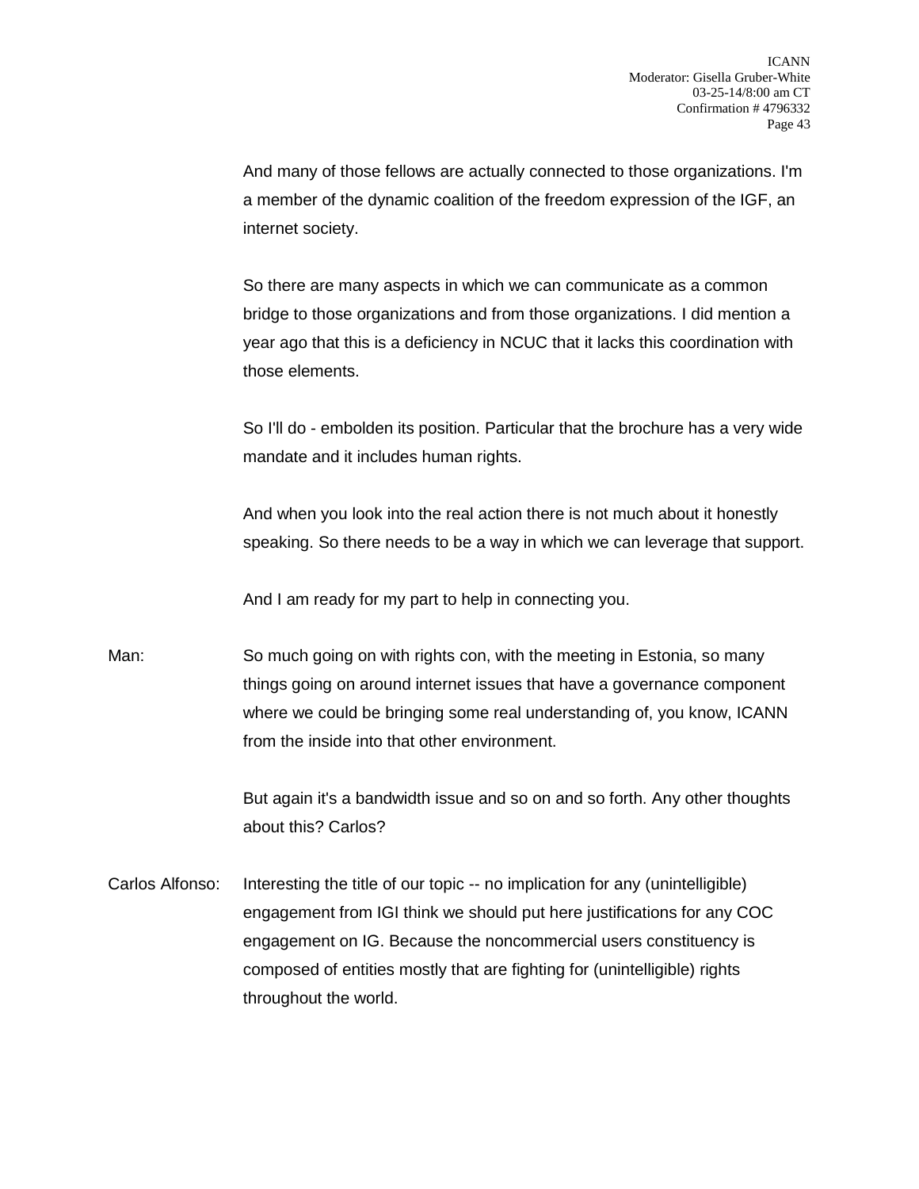And many of those fellows are actually connected to those organizations. I'm a member of the dynamic coalition of the freedom expression of the IGF, an internet society.

So there are many aspects in which we can communicate as a common bridge to those organizations and from those organizations. I did mention a year ago that this is a deficiency in NCUC that it lacks this coordination with those elements.

So I'll do - embolden its position. Particular that the brochure has a very wide mandate and it includes human rights.

And when you look into the real action there is not much about it honestly speaking. So there needs to be a way in which we can leverage that support.

And I am ready for my part to help in connecting you.

Man: So much going on with rights con, with the meeting in Estonia, so many things going on around internet issues that have a governance component where we could be bringing some real understanding of, you know, ICANN from the inside into that other environment.

But again it's a bandwidth issue and so on and so forth. Any other thoughts about this? Carlos?

Carlos Alfonso: Interesting the title of our topic -- no implication for any (unintelligible) engagement from IGI think we should put here justifications for any COC engagement on IG. Because the noncommercial users constituency is composed of entities mostly that are fighting for (unintelligible) rights throughout the world.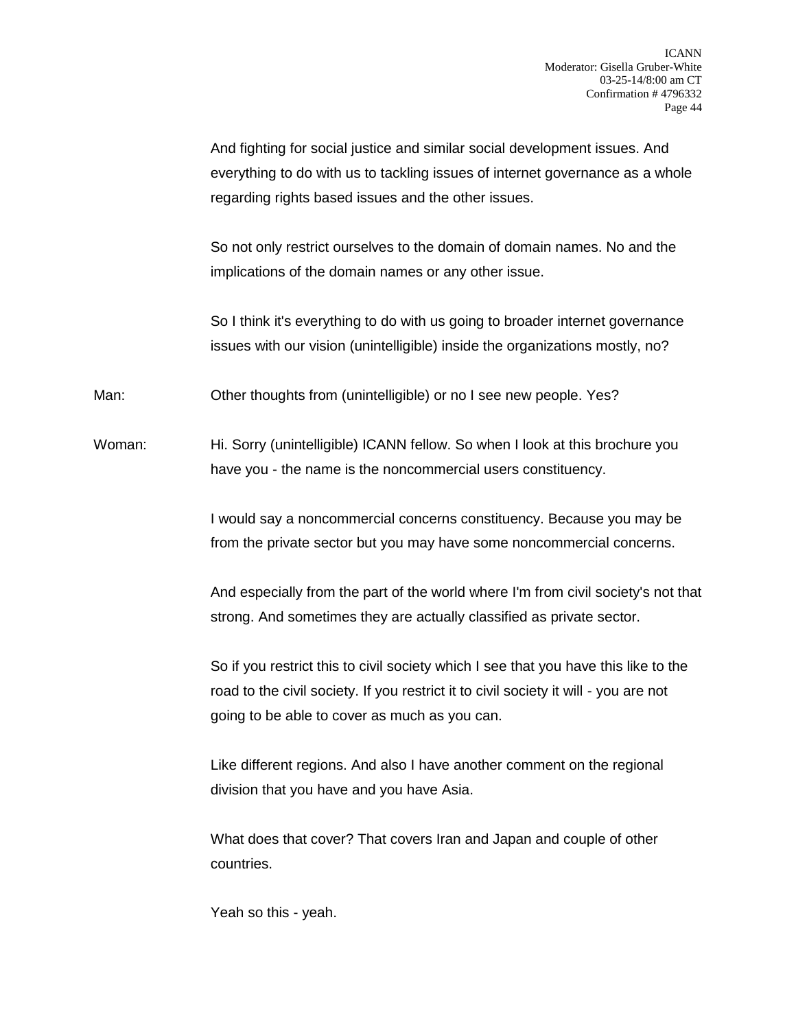And fighting for social justice and similar social development issues. And everything to do with us to tackling issues of internet governance as a whole regarding rights based issues and the other issues.

So not only restrict ourselves to the domain of domain names. No and the implications of the domain names or any other issue.

So I think it's everything to do with us going to broader internet governance issues with our vision (unintelligible) inside the organizations mostly, no?

Man: Other thoughts from (unintelligible) or no I see new people. Yes?

Woman: Hi. Sorry (unintelligible) ICANN fellow. So when I look at this brochure you have you - the name is the noncommercial users constituency.

I would say a noncommercial concerns constituency. Because you may be from the private sector but you may have some noncommercial concerns.

And especially from the part of the world where I'm from civil society's not that strong. And sometimes they are actually classified as private sector.

So if you restrict this to civil society which I see that you have this like to the road to the civil society. If you restrict it to civil society it will - you are not going to be able to cover as much as you can.

Like different regions. And also I have another comment on the regional division that you have and you have Asia.

What does that cover? That covers Iran and Japan and couple of other countries.

Yeah so this - yeah.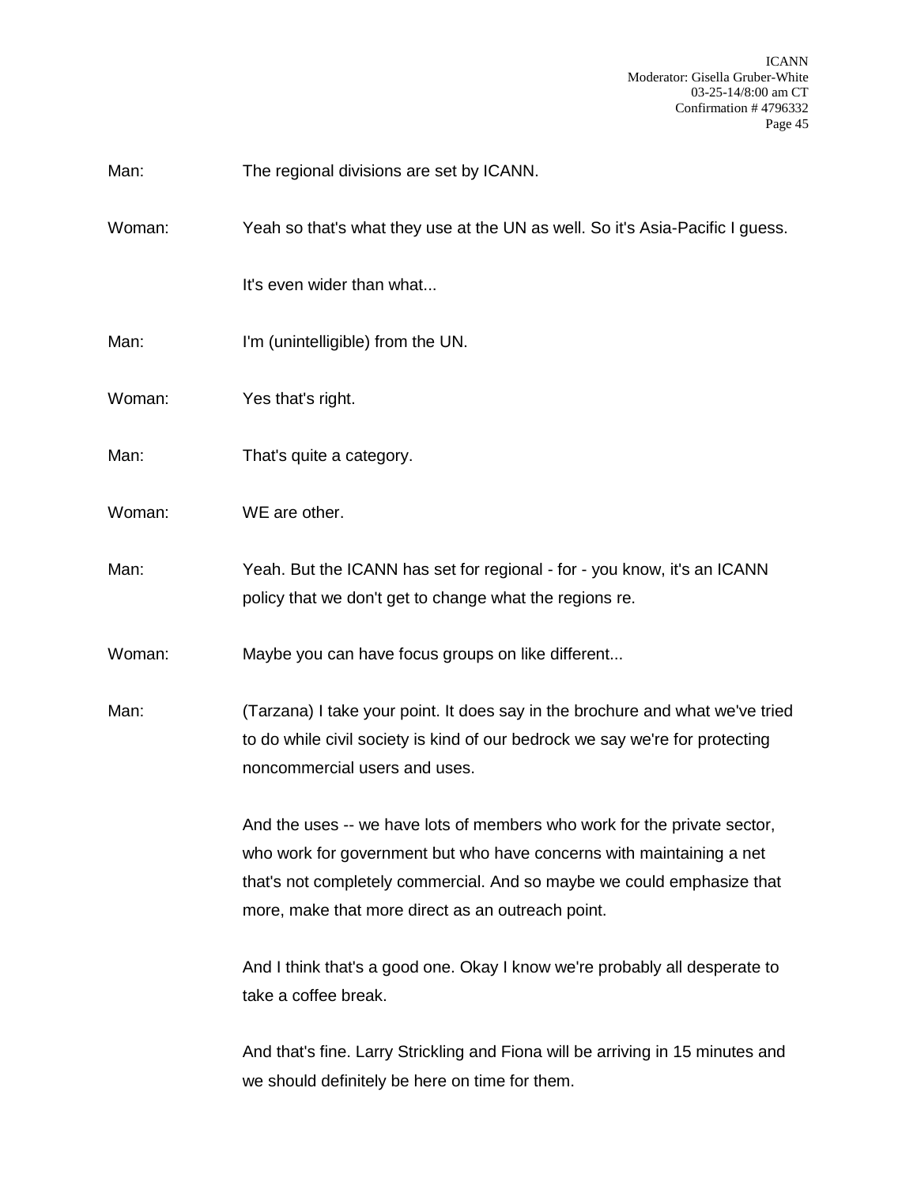Man: The regional divisions are set by ICANN.

Woman: Yeah so that's what they use at the UN as well. So it's Asia-Pacific I guess.

It's even wider than what...

Man: I'm (unintelligible) from the UN.

Woman: Yes that's right.

Man: That's quite a category.

Woman: WE are other.

Man: Yeah. But the ICANN has set for regional - for - you know, it's an ICANN policy that we don't get to change what the regions re.

Woman: Maybe you can have focus groups on like different...

Man: (Tarzana) I take your point. It does say in the brochure and what we've tried to do while civil society is kind of our bedrock we say we're for protecting noncommercial users and uses.

And the uses -- we have lots of members who work for the private sector, who work for government but who have concerns with maintaining a net that's not completely commercial. And so maybe we could emphasize that more, make that more direct as an outreach point.

And I think that's a good one. Okay I know we're probably all desperate to take a coffee break.

And that's fine. Larry Strickling and Fiona will be arriving in 15 minutes and we should definitely be here on time for them.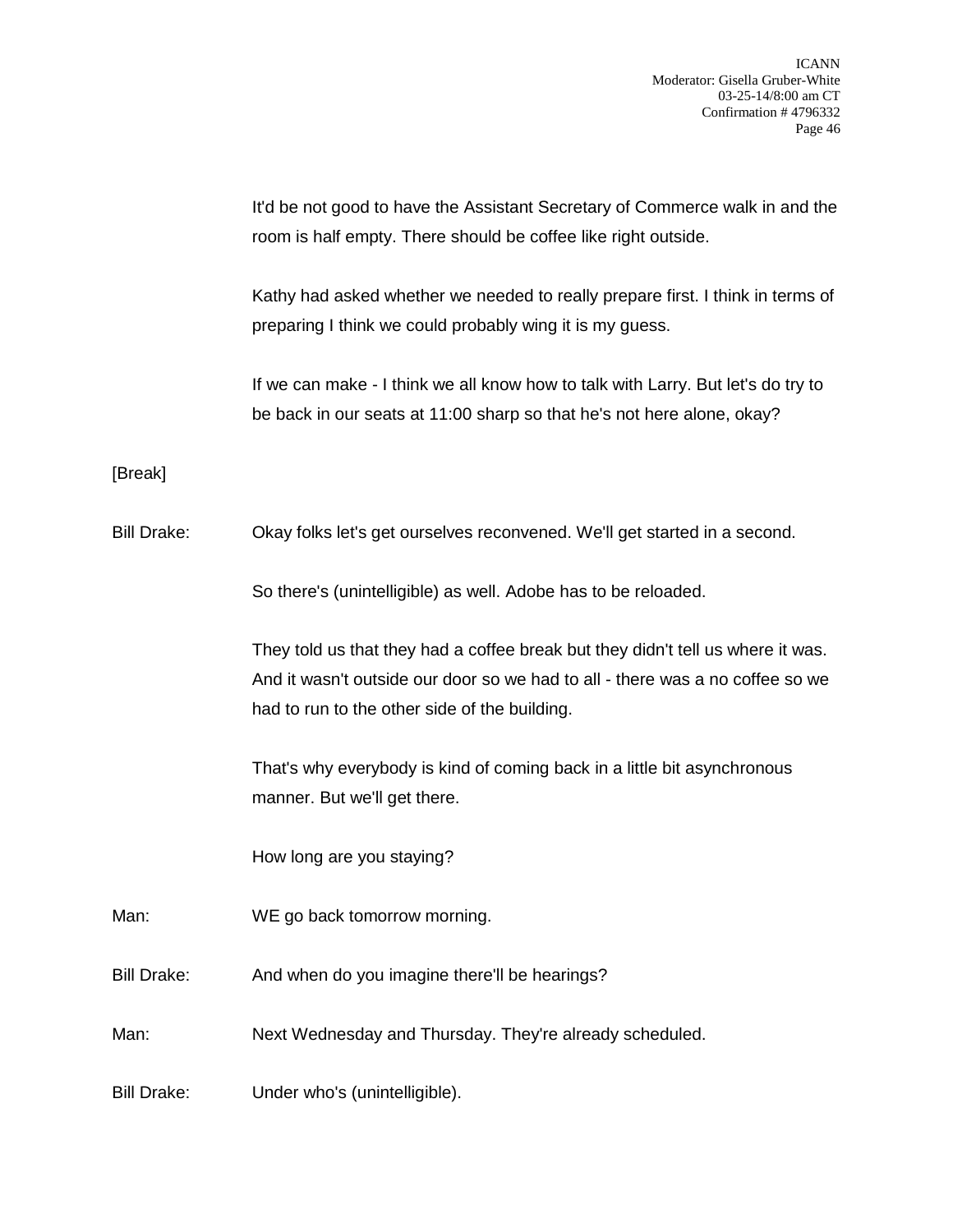It'd be not good to have the Assistant Secretary of Commerce walk in and the room is half empty. There should be coffee like right outside.

Kathy had asked whether we needed to really prepare first. I think in terms of preparing I think we could probably wing it is my guess.

If we can make - I think we all know how to talk with Larry. But let's do try to be back in our seats at 11:00 sharp so that he's not here alone, okay?

[Break]

Bill Drake: Okay folks let's get ourselves reconvened. We'll get started in a second.

So there's (unintelligible) as well. Adobe has to be reloaded.

They told us that they had a coffee break but they didn't tell us where it was. And it wasn't outside our door so we had to all - there was a no coffee so we had to run to the other side of the building.

That's why everybody is kind of coming back in a little bit asynchronous manner. But we'll get there.

How long are you staying?

Man: WE go back tomorrow morning.

Bill Drake: And when do you imagine there'll be hearings?

Man: Next Wednesday and Thursday. They're already scheduled.

Bill Drake: Under who's (unintelligible).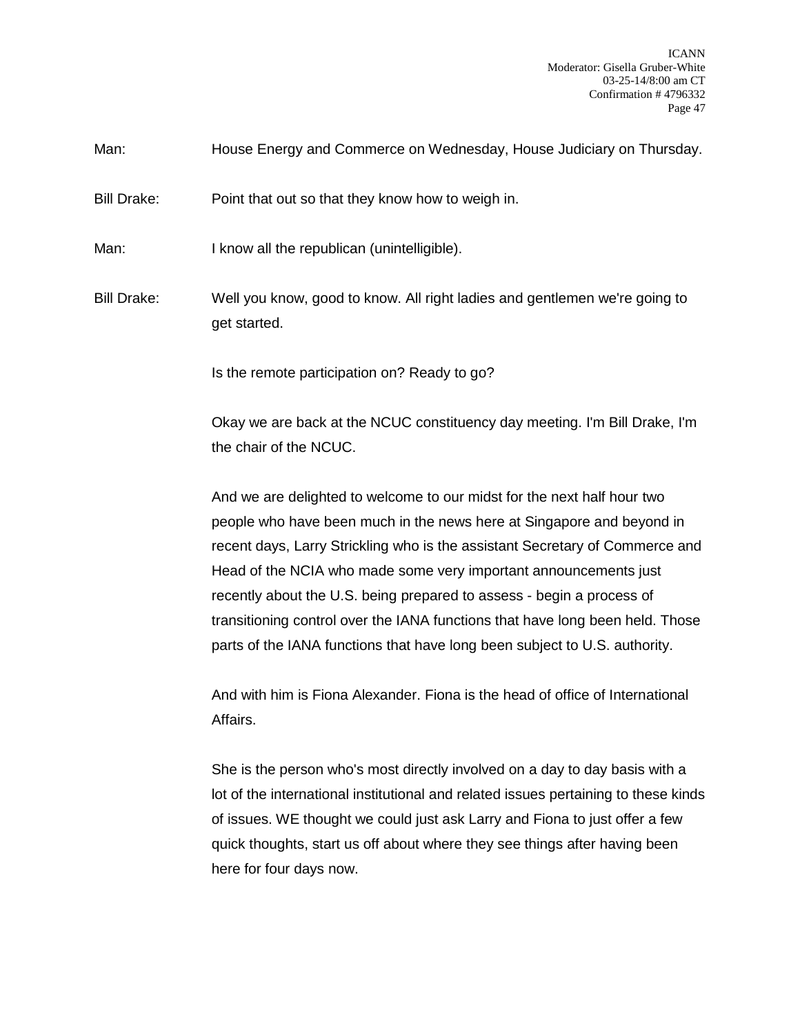Man: House Energy and Commerce on Wednesday, House Judiciary on Thursday.

Bill Drake: Point that out so that they know how to weigh in.

Man: I know all the republican (unintelligible).

Bill Drake: Well you know, good to know. All right ladies and gentlemen we're going to get started.

Is the remote participation on? Ready to go?

Okay we are back at the NCUC constituency day meeting. I'm Bill Drake, I'm the chair of the NCUC.

And we are delighted to welcome to our midst for the next half hour two people who have been much in the news here at Singapore and beyond in recent days, Larry Strickling who is the assistant Secretary of Commerce and Head of the NCIA who made some very important announcements just recently about the U.S. being prepared to assess - begin a process of transitioning control over the IANA functions that have long been held. Those parts of the IANA functions that have long been subject to U.S. authority.

And with him is Fiona Alexander. Fiona is the head of office of International Affairs.

She is the person who's most directly involved on a day to day basis with a lot of the international institutional and related issues pertaining to these kinds of issues. WE thought we could just ask Larry and Fiona to just offer a few quick thoughts, start us off about where they see things after having been here for four days now.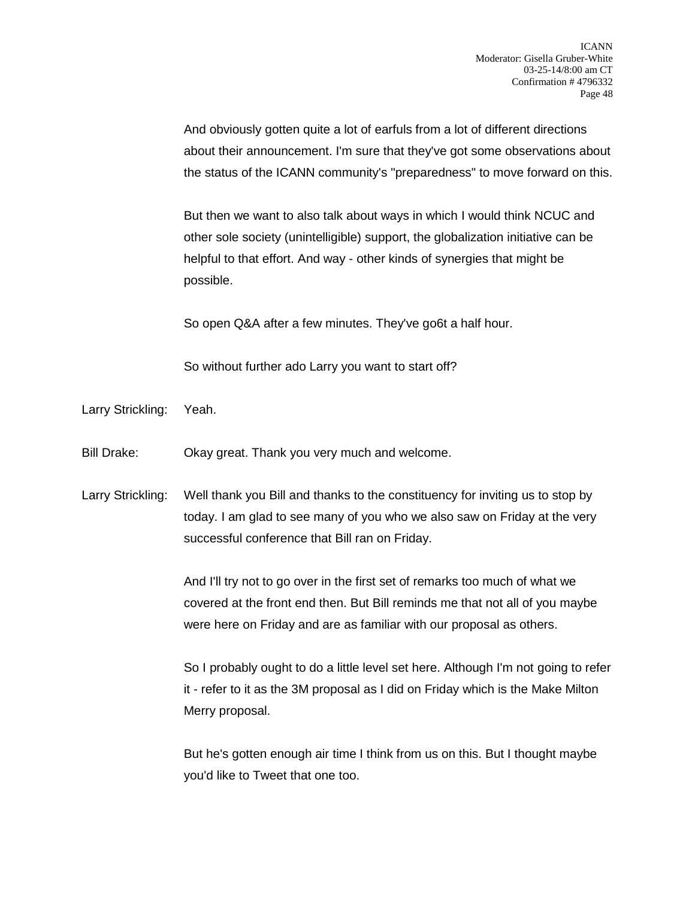And obviously gotten quite a lot of earfuls from a lot of different directions about their announcement. I'm sure that they've got some observations about the status of the ICANN community's "preparedness" to move forward on this.

But then we want to also talk about ways in which I would think NCUC and other sole society (unintelligible) support, the globalization initiative can be helpful to that effort. And way - other kinds of synergies that might be possible.

So open Q&A after a few minutes. They've go6t a half hour.

So without further ado Larry you want to start off?

Larry Strickling: Yeah.

Bill Drake: Okay great. Thank you very much and welcome.

Larry Strickling: Well thank you Bill and thanks to the constituency for inviting us to stop by today. I am glad to see many of you who we also saw on Friday at the very successful conference that Bill ran on Friday.

And I'll try not to go over in the first set of remarks too much of what we covered at the front end then. But Bill reminds me that not all of you maybe were here on Friday and are as familiar with our proposal as others.

So I probably ought to do a little level set here. Although I'm not going to refer it - refer to it as the 3M proposal as I did on Friday which is the Make Milton Merry proposal.

But he's gotten enough air time I think from us on this. But I thought maybe you'd like to Tweet that one too.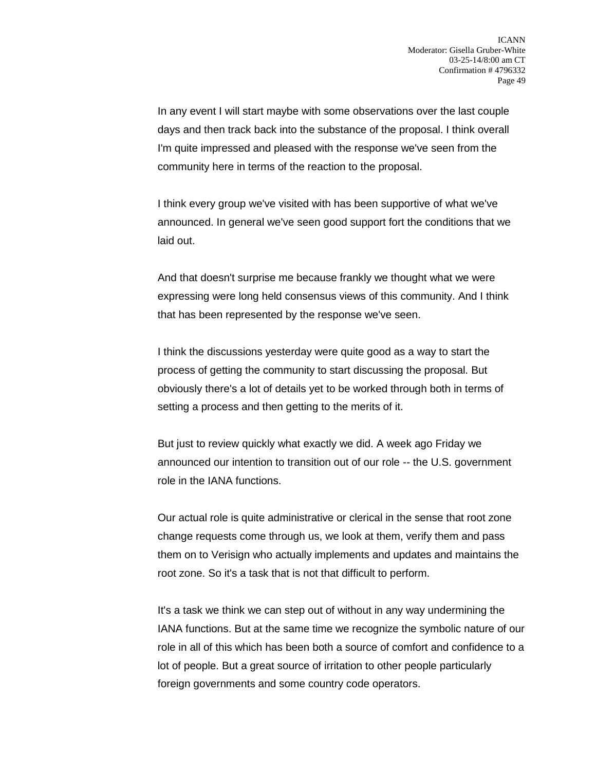In any event I will start maybe with some observations over the last couple days and then track back into the substance of the proposal. I think overall I'm quite impressed and pleased with the response we've seen from the community here in terms of the reaction to the proposal.

I think every group we've visited with has been supportive of what we've announced. In general we've seen good support fort the conditions that we laid out.

And that doesn't surprise me because frankly we thought what we were expressing were long held consensus views of this community. And I think that has been represented by the response we've seen.

I think the discussions yesterday were quite good as a way to start the process of getting the community to start discussing the proposal. But obviously there's a lot of details yet to be worked through both in terms of setting a process and then getting to the merits of it.

But just to review quickly what exactly we did. A week ago Friday we announced our intention to transition out of our role -- the U.S. government role in the IANA functions.

Our actual role is quite administrative or clerical in the sense that root zone change requests come through us, we look at them, verify them and pass them on to Verisign who actually implements and updates and maintains the root zone. So it's a task that is not that difficult to perform.

It's a task we think we can step out of without in any way undermining the IANA functions. But at the same time we recognize the symbolic nature of our role in all of this which has been both a source of comfort and confidence to a lot of people. But a great source of irritation to other people particularly foreign governments and some country code operators.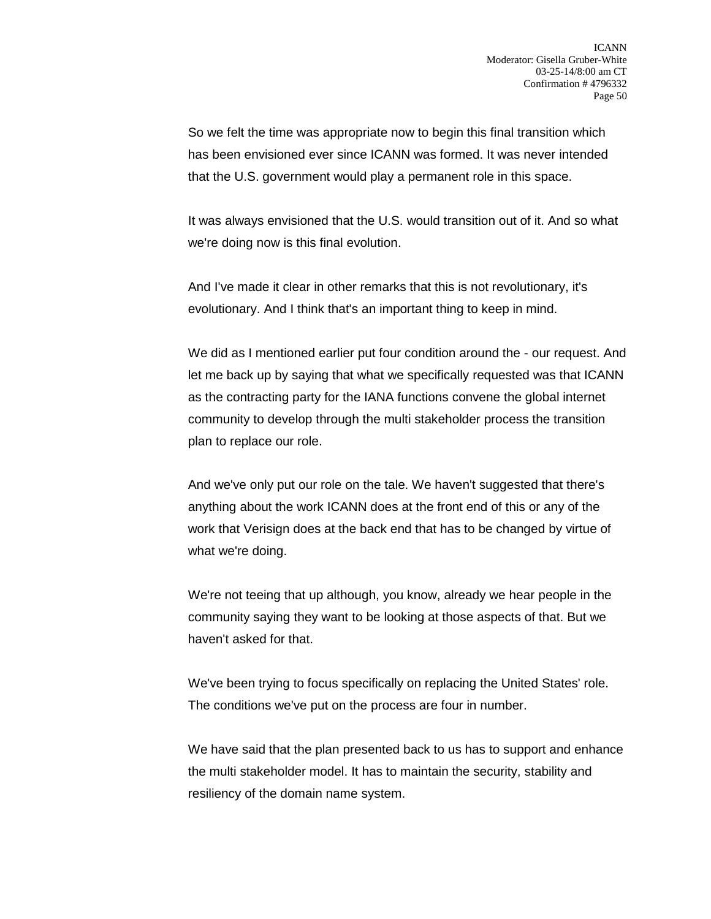So we felt the time was appropriate now to begin this final transition which has been envisioned ever since ICANN was formed. It was never intended that the U.S. government would play a permanent role in this space.

It was always envisioned that the U.S. would transition out of it. And so what we're doing now is this final evolution.

And I've made it clear in other remarks that this is not revolutionary, it's evolutionary. And I think that's an important thing to keep in mind.

We did as I mentioned earlier put four condition around the - our request. And let me back up by saying that what we specifically requested was that ICANN as the contracting party for the IANA functions convene the global internet community to develop through the multi stakeholder process the transition plan to replace our role.

And we've only put our role on the tale. We haven't suggested that there's anything about the work ICANN does at the front end of this or any of the work that Verisign does at the back end that has to be changed by virtue of what we're doing.

We're not teeing that up although, you know, already we hear people in the community saying they want to be looking at those aspects of that. But we haven't asked for that.

We've been trying to focus specifically on replacing the United States' role. The conditions we've put on the process are four in number.

We have said that the plan presented back to us has to support and enhance the multi stakeholder model. It has to maintain the security, stability and resiliency of the domain name system.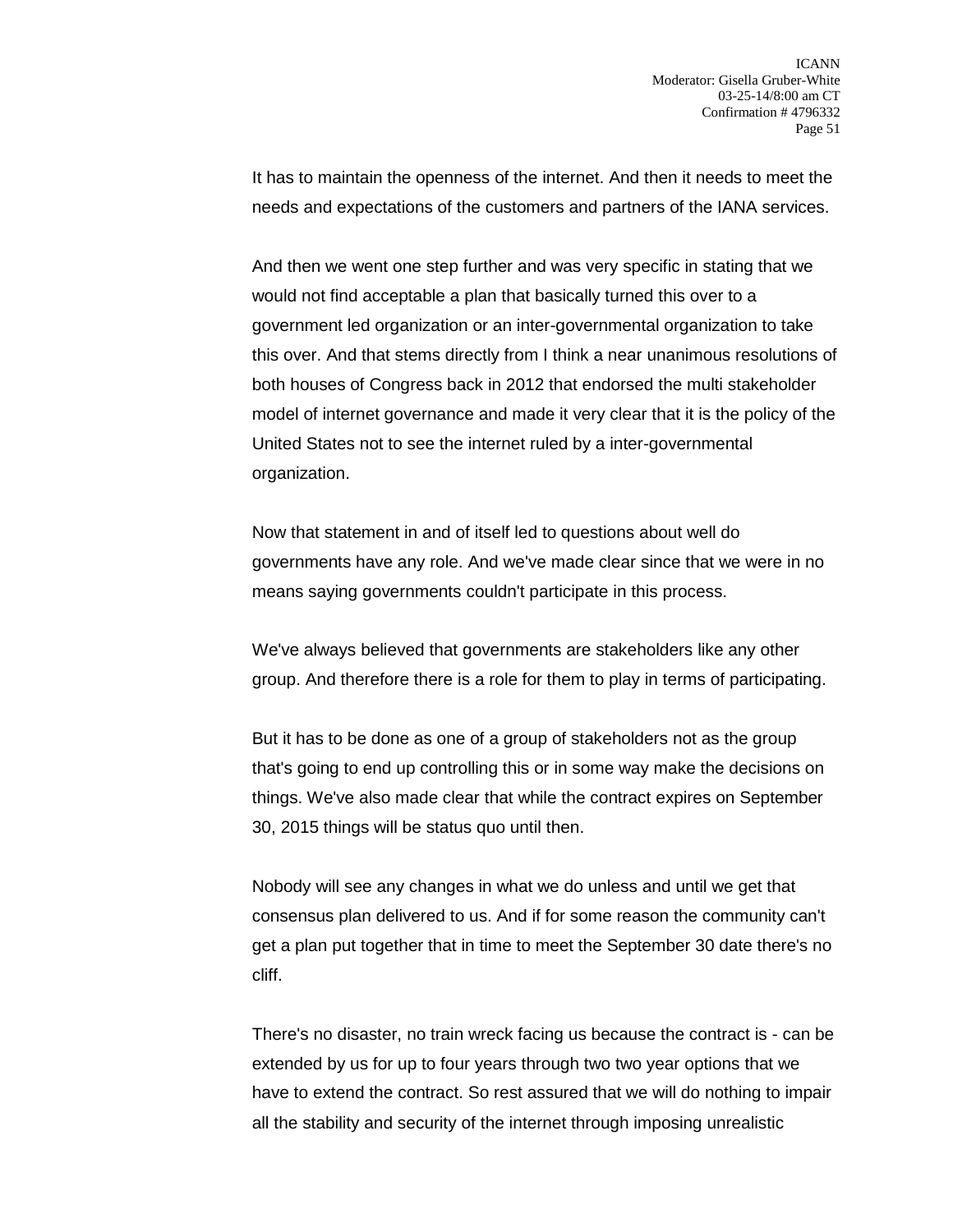It has to maintain the openness of the internet. And then it needs to meet the needs and expectations of the customers and partners of the IANA services.

And then we went one step further and was very specific in stating that we would not find acceptable a plan that basically turned this over to a government led organization or an inter-governmental organization to take this over. And that stems directly from I think a near unanimous resolutions of both houses of Congress back in 2012 that endorsed the multi stakeholder model of internet governance and made it very clear that it is the policy of the United States not to see the internet ruled by a inter-governmental organization.

Now that statement in and of itself led to questions about well do governments have any role. And we've made clear since that we were in no means saying governments couldn't participate in this process.

We've always believed that governments are stakeholders like any other group. And therefore there is a role for them to play in terms of participating.

But it has to be done as one of a group of stakeholders not as the group that's going to end up controlling this or in some way make the decisions on things. We've also made clear that while the contract expires on September 30, 2015 things will be status quo until then.

Nobody will see any changes in what we do unless and until we get that consensus plan delivered to us. And if for some reason the community can't get a plan put together that in time to meet the September 30 date there's no cliff.

There's no disaster, no train wreck facing us because the contract is - can be extended by us for up to four years through two two year options that we have to extend the contract. So rest assured that we will do nothing to impair all the stability and security of the internet through imposing unrealistic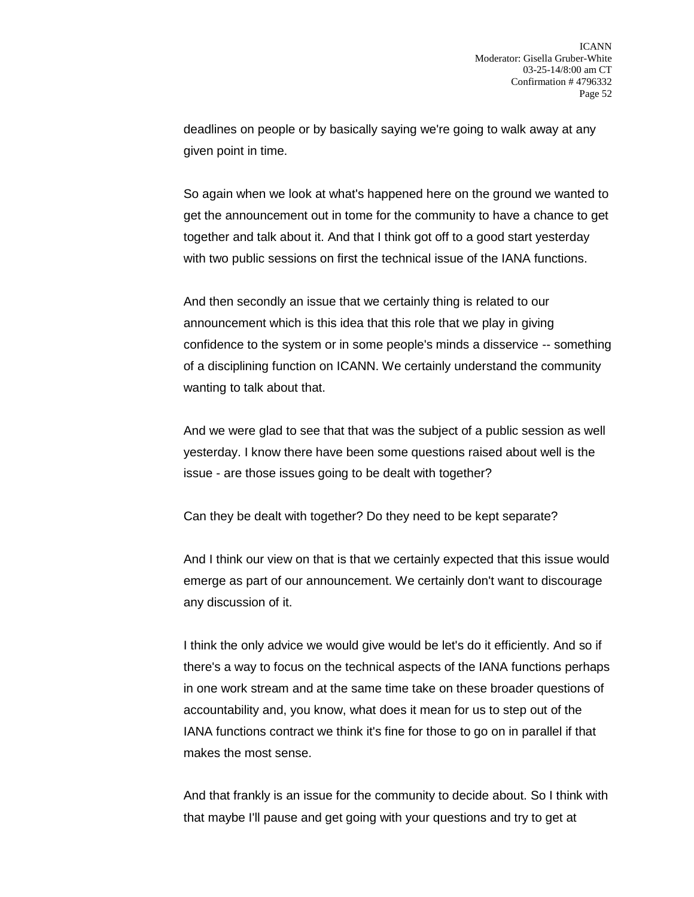deadlines on people or by basically saying we're going to walk away at any given point in time.

So again when we look at what's happened here on the ground we wanted to get the announcement out in tome for the community to have a chance to get together and talk about it. And that I think got off to a good start yesterday with two public sessions on first the technical issue of the IANA functions.

And then secondly an issue that we certainly thing is related to our announcement which is this idea that this role that we play in giving confidence to the system or in some people's minds a disservice -- something of a disciplining function on ICANN. We certainly understand the community wanting to talk about that.

And we were glad to see that that was the subject of a public session as well yesterday. I know there have been some questions raised about well is the issue - are those issues going to be dealt with together?

Can they be dealt with together? Do they need to be kept separate?

And I think our view on that is that we certainly expected that this issue would emerge as part of our announcement. We certainly don't want to discourage any discussion of it.

I think the only advice we would give would be let's do it efficiently. And so if there's a way to focus on the technical aspects of the IANA functions perhaps in one work stream and at the same time take on these broader questions of accountability and, you know, what does it mean for us to step out of the IANA functions contract we think it's fine for those to go on in parallel if that makes the most sense.

And that frankly is an issue for the community to decide about. So I think with that maybe I'll pause and get going with your questions and try to get at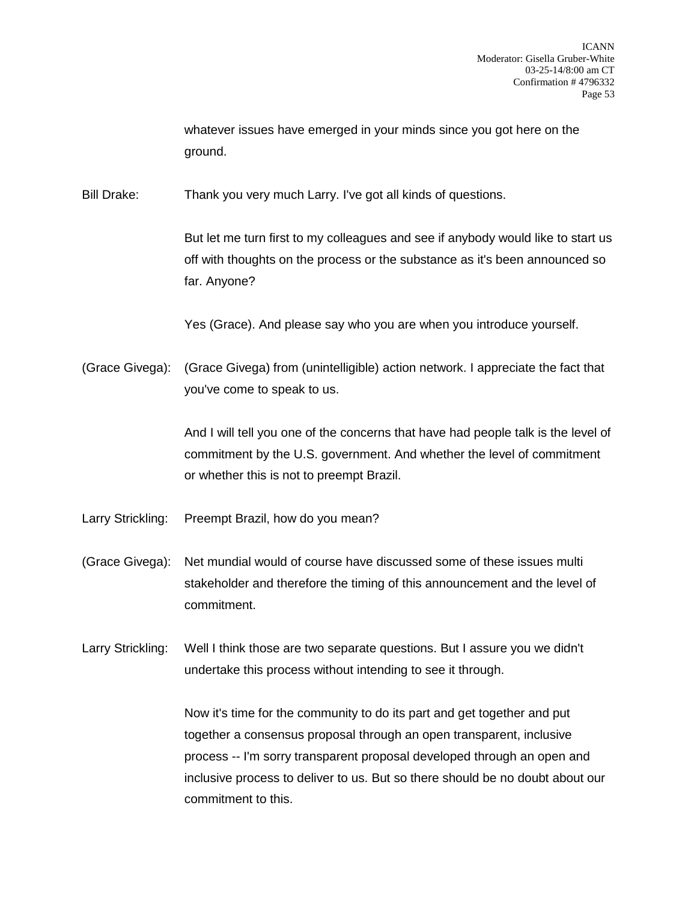whatever issues have emerged in your minds since you got here on the ground.

Bill Drake: Thank you very much Larry. I've got all kinds of questions.

But let me turn first to my colleagues and see if anybody would like to start us off with thoughts on the process or the substance as it's been announced so far. Anyone?

Yes (Grace). And please say who you are when you introduce yourself.

(Grace Givega): (Grace Givega) from (unintelligible) action network. I appreciate the fact that you've come to speak to us.

And I will tell you one of the concerns that have had people talk is the level of commitment by the U.S. government. And whether the level of commitment or whether this is not to preempt Brazil.

Larry Strickling: Preempt Brazil, how do you mean?

(Grace Givega): Net mundial would of course have discussed some of these issues multi stakeholder and therefore the timing of this announcement and the level of commitment.

Larry Strickling: Well I think those are two separate questions. But I assure you we didn't undertake this process without intending to see it through.

Now it's time for the community to do its part and get together and put together a consensus proposal through an open transparent, inclusive process -- I'm sorry transparent proposal developed through an open and inclusive process to deliver to us. But so there should be no doubt about our commitment to this.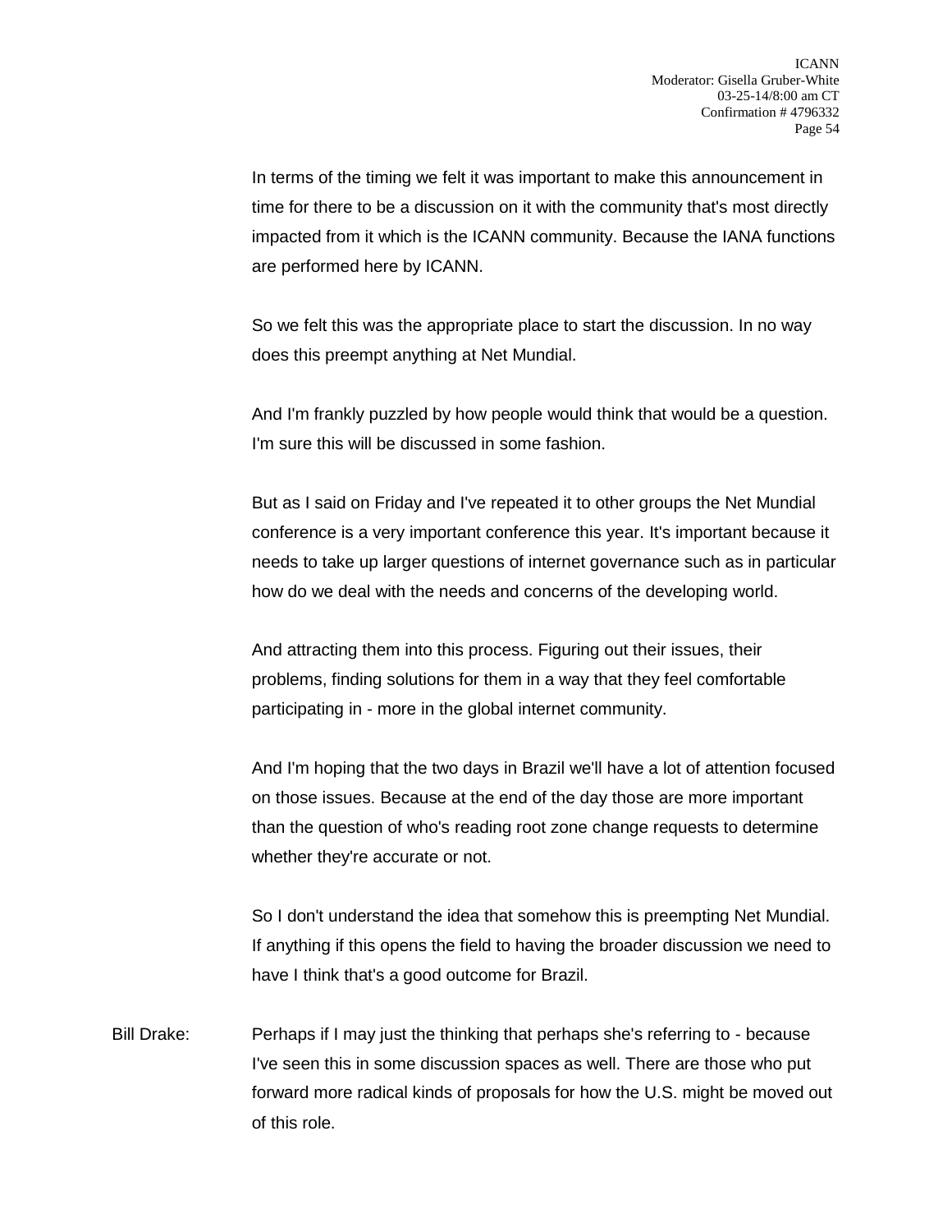In terms of the timing we felt it was important to make this announcement in time for there to be a discussion on it with the community that's most directly impacted from it which is the ICANN community. Because the IANA functions are performed here by ICANN.

So we felt this was the appropriate place to start the discussion. In no way does this preempt anything at Net Mundial.

And I'm frankly puzzled by how people would think that would be a question. I'm sure this will be discussed in some fashion.

But as I said on Friday and I've repeated it to other groups the Net Mundial conference is a very important conference this year. It's important because it needs to take up larger questions of internet governance such as in particular how do we deal with the needs and concerns of the developing world.

And attracting them into this process. Figuring out their issues, their problems, finding solutions for them in a way that they feel comfortable participating in - more in the global internet community.

And I'm hoping that the two days in Brazil we'll have a lot of attention focused on those issues. Because at the end of the day those are more important than the question of who's reading root zone change requests to determine whether they're accurate or not.

So I don't understand the idea that somehow this is preempting Net Mundial. If anything if this opens the field to having the broader discussion we need to have I think that's a good outcome for Brazil.

Bill Drake: Perhaps if I may just the thinking that perhaps she's referring to - because I've seen this in some discussion spaces as well. There are those who put forward more radical kinds of proposals for how the U.S. might be moved out of this role.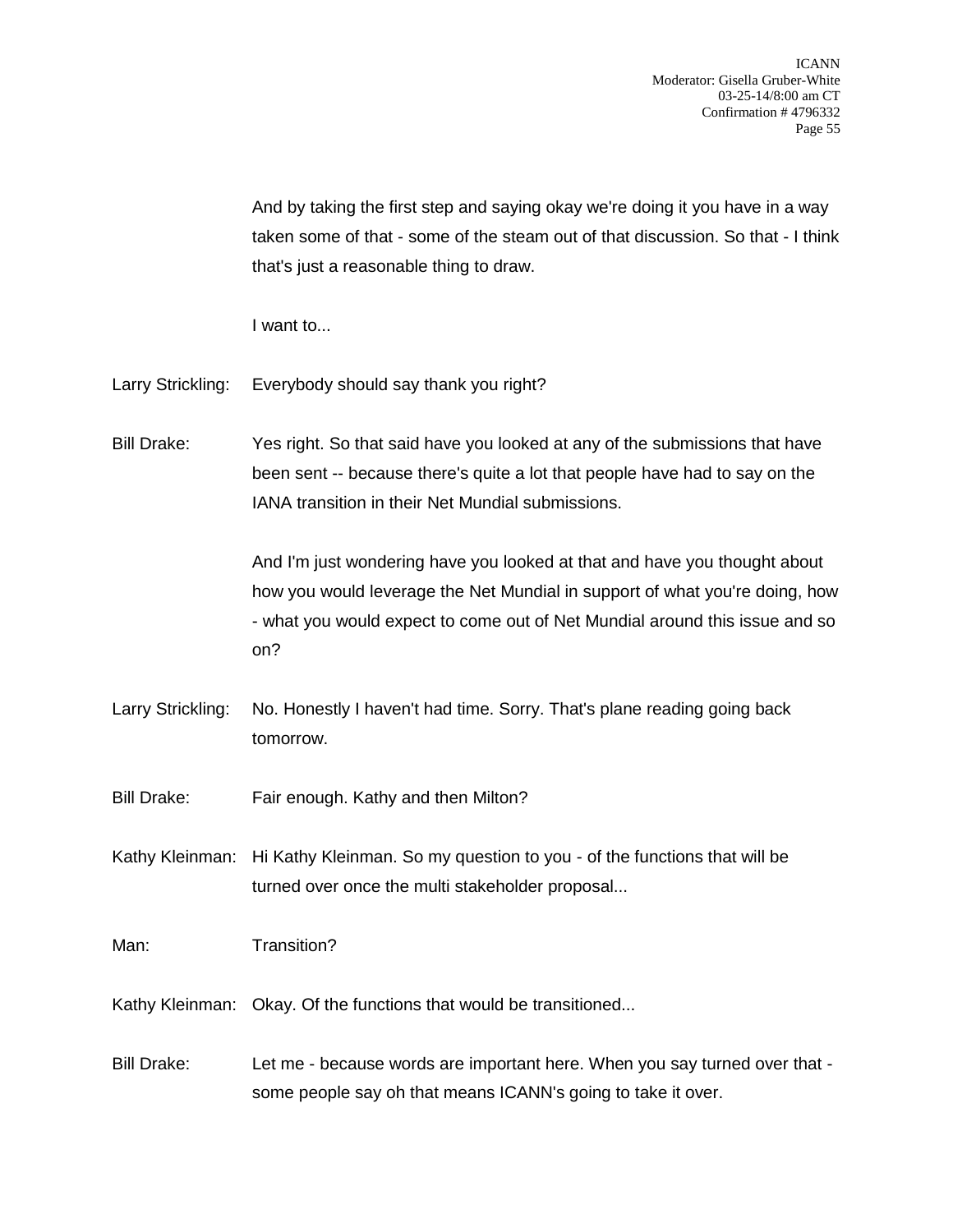And by taking the first step and saying okay we're doing it you have in a way taken some of that - some of the steam out of that discussion. So that - I think that's just a reasonable thing to draw.

I want to...

Larry Strickling: Everybody should say thank you right?

Bill Drake: Yes right. So that said have you looked at any of the submissions that have been sent -- because there's quite a lot that people have had to say on the IANA transition in their Net Mundial submissions.

And I'm just wondering have you looked at that and have you thought about how you would leverage the Net Mundial in support of what you're doing, how - what you would expect to come out of Net Mundial around this issue and so on?

Larry Strickling: No. Honestly I haven't had time. Sorry. That's plane reading going back tomorrow.

Bill Drake: Fair enough. Kathy and then Milton?

Kathy Kleinman: Hi Kathy Kleinman. So my question to you - of the functions that will be turned over once the multi stakeholder proposal...

Man: Transition?

Kathy Kleinman: Okay. Of the functions that would be transitioned...

Bill Drake: Let me - because words are important here. When you say turned over that - some people say oh that means ICANN's going to take it over.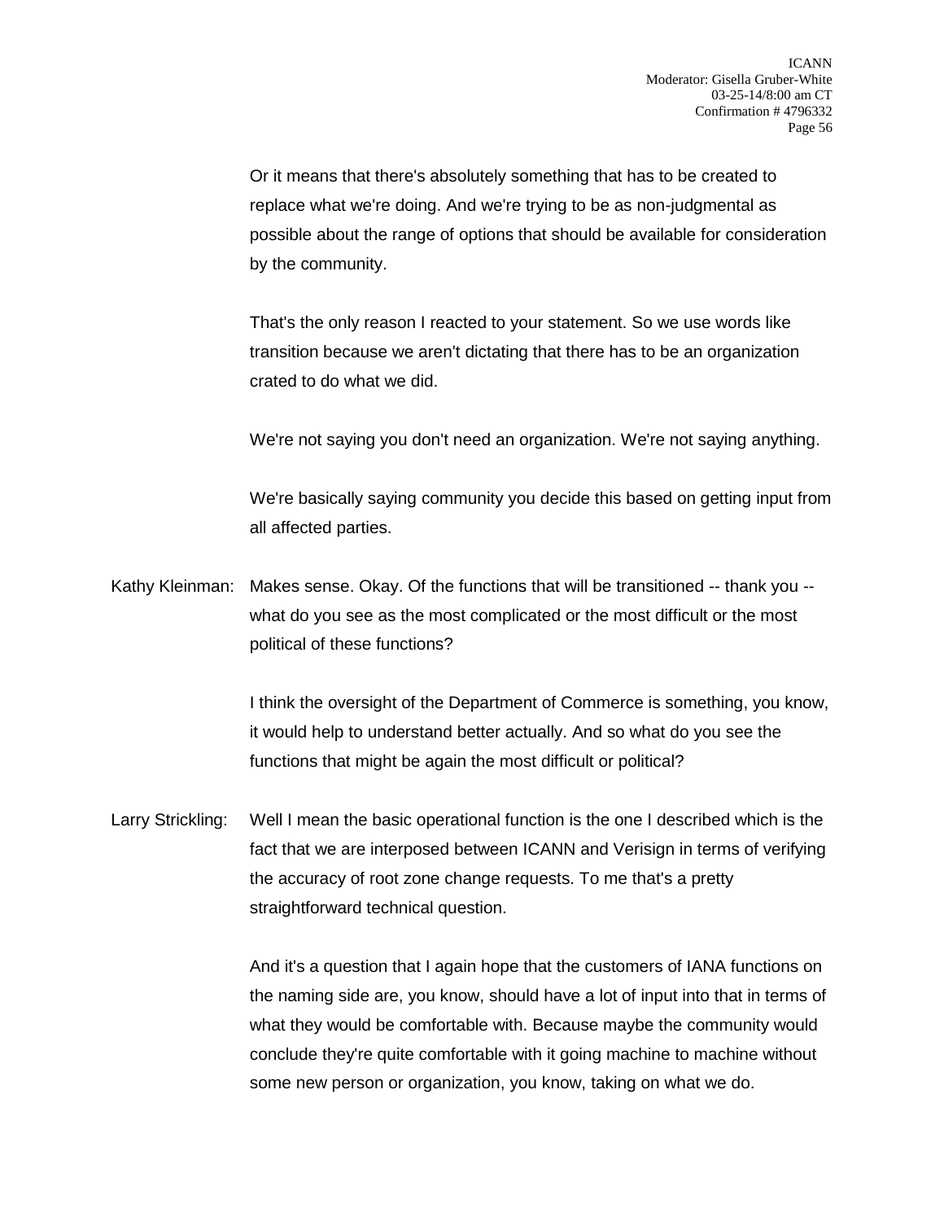Or it means that there's absolutely something that has to be created to replace what we're doing. And we're trying to be as non-judgmental as possible about the range of options that should be available for consideration by the community.

That's the only reason I reacted to your statement. So we use words like transition because we aren't dictating that there has to be an organization crated to do what we did.

We're not saying you don't need an organization. We're not saying anything.

We're basically saying community you decide this based on getting input from all affected parties.

Kathy Kleinman: Makes sense. Okay. Of the functions that will be transitioned -- thank you -- what do you see as the most complicated or the most difficult or the most political of these functions?

I think the oversight of the Department of Commerce is something, you know, it would help to understand better actually. And so what do you see the functions that might be again the most difficult or political?

Larry Strickling: Well I mean the basic operational function is the one I described which is the fact that we are interposed between ICANN and Verisign in terms of verifying the accuracy of root zone change requests. To me that's a pretty straightforward technical question.

And it's a question that I again hope that the customers of IANA functions on the naming side are, you know, should have a lot of input into that in terms of what they would be comfortable with. Because maybe the community would conclude they're quite comfortable with it going machine to machine without some new person or organization, you know, taking on what we do.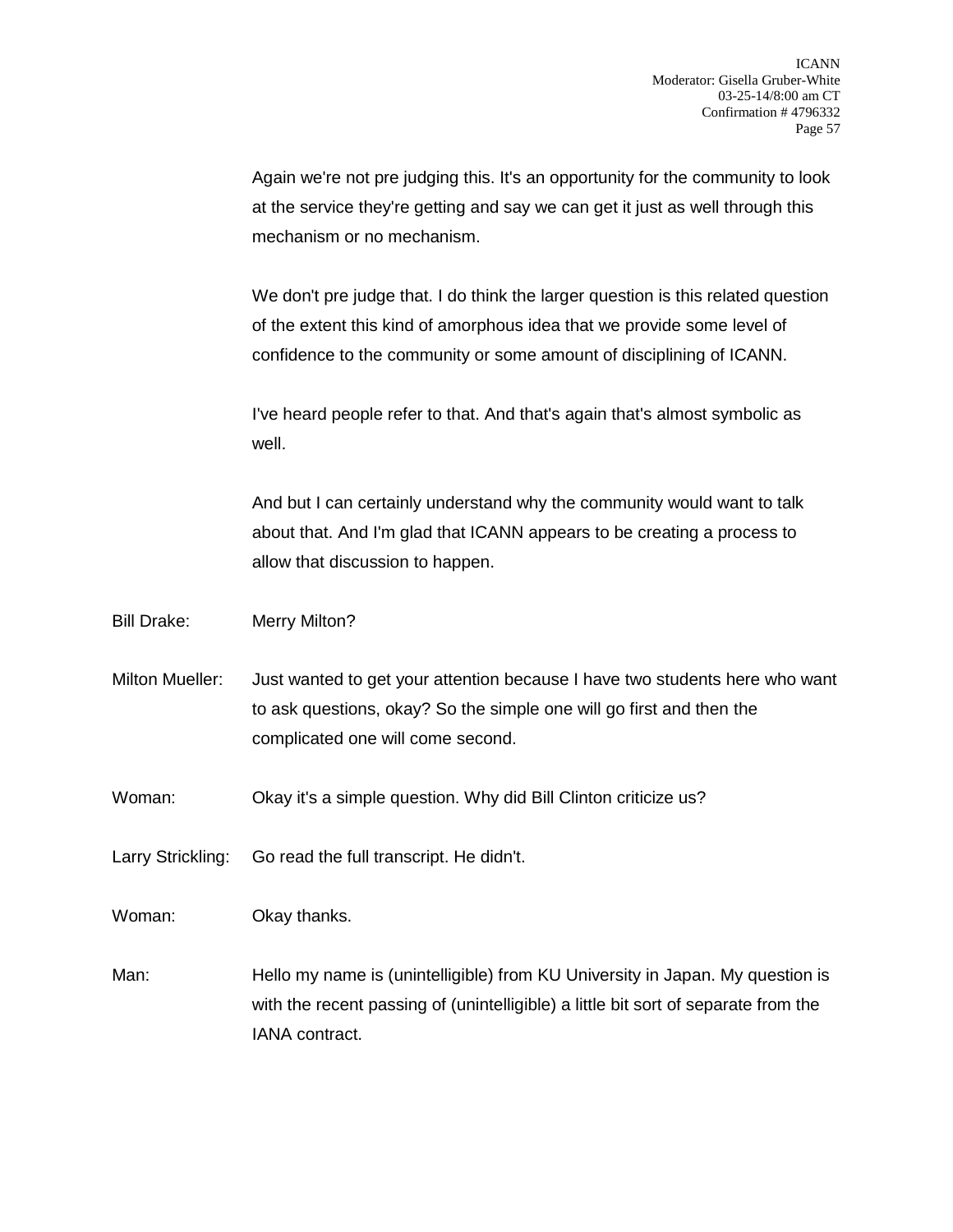Again we're not pre judging this. It's an opportunity for the community to look at the service they're getting and say we can get it just as well through this mechanism or no mechanism.

We don't pre judge that. I do think the larger question is this related question of the extent this kind of amorphous idea that we provide some level of confidence to the community or some amount of disciplining of ICANN.

I've heard people refer to that. And that's again that's almost symbolic as well.

And but I can certainly understand why the community would want to talk about that. And I'm glad that ICANN appears to be creating a process to allow that discussion to happen.

Bill Drake: Merry Milton?

Milton Mueller: Just wanted to get your attention because I have two students here who want to ask questions, okay? So the simple one will go first and then the complicated one will come second.

Woman: Okay it's a simple question. Why did Bill Clinton criticize us?

Larry Strickling: Go read the full transcript. He didn't.

Woman: Okay thanks.

Man: Hello my name is (unintelligible) from KU University in Japan. My question is with the recent passing of (unintelligible) a little bit sort of separate from the IANA contract.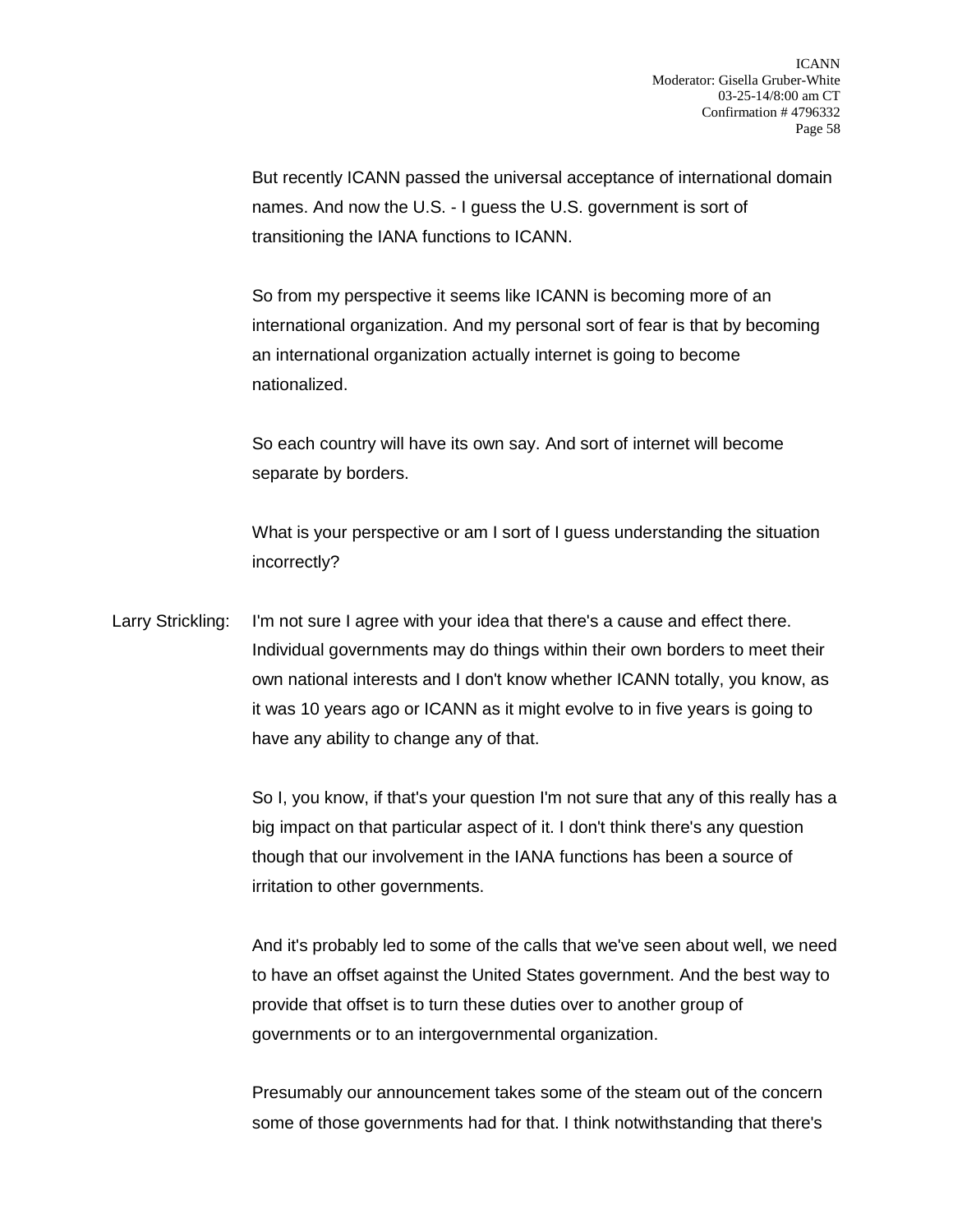But recently ICANN passed the universal acceptance of international domain names. And now the U.S. - I guess the U.S. government is sort of transitioning the IANA functions to ICANN.

So from my perspective it seems like ICANN is becoming more of an international organization. And my personal sort of fear is that by becoming an international organization actually internet is going to become nationalized.

So each country will have its own say. And sort of internet will become separate by borders.

What is your perspective or am I sort of I guess understanding the situation incorrectly?

Larry Strickling: I'm not sure I agree with your idea that there's a cause and effect there. Individual governments may do things within their own borders to meet their own national interests and I don't know whether ICANN totally, you know, as it was 10 years ago or ICANN as it might evolve to in five years is going to have any ability to change any of that.

So I, you know, if that's your question I'm not sure that any of this really has a big impact on that particular aspect of it. I don't think there's any question though that our involvement in the IANA functions has been a source of irritation to other governments.

And it's probably led to some of the calls that we've seen about well, we need to have an offset against the United States government. And the best way to provide that offset is to turn these duties over to another group of governments or to an intergovernmental organization.

Presumably our announcement takes some of the steam out of the concern some of those governments had for that. I think notwithstanding that there's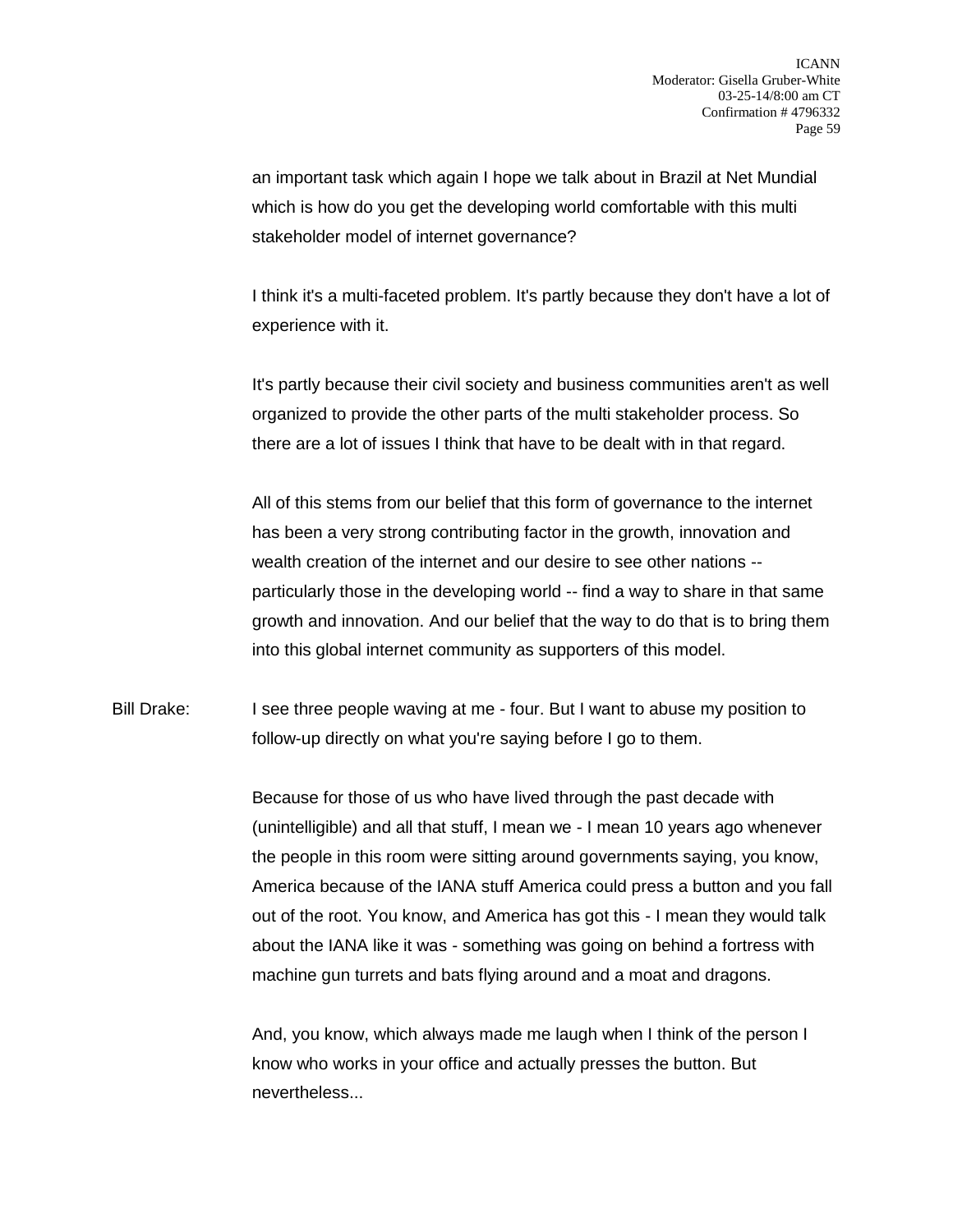an important task which again I hope we talk about in Brazil at Net Mundial which is how do you get the developing world comfortable with this multi stakeholder model of internet governance?

I think it's a multi-faceted problem. It's partly because they don't have a lot of experience with it.

It's partly because their civil society and business communities aren't as well organized to provide the other parts of the multi stakeholder process. So there are a lot of issues I think that have to be dealt with in that regard.

All of this stems from our belief that this form of governance to the internet has been a very strong contributing factor in the growth, innovation and wealth creation of the internet and our desire to see other nations -- particularly those in the developing world -- find a way to share in that same growth and innovation. And our belief that the way to do that is to bring them into this global internet community as supporters of this model.

Bill Drake: I see three people waving at me - four. But I want to abuse my position to follow-up directly on what you're saying before I go to them.

Because for those of us who have lived through the past decade with (unintelligible) and all that stuff, I mean we - I mean 10 years ago whenever the people in this room were sitting around governments saying, you know, America because of the IANA stuff America could press a button and you fall out of the root. You know, and America has got this - I mean they would talk about the IANA like it was - something was going on behind a fortress with machine gun turrets and bats flying around and a moat and dragons.

And, you know, which always made me laugh when I think of the person I know who works in your office and actually presses the button. But nevertheless...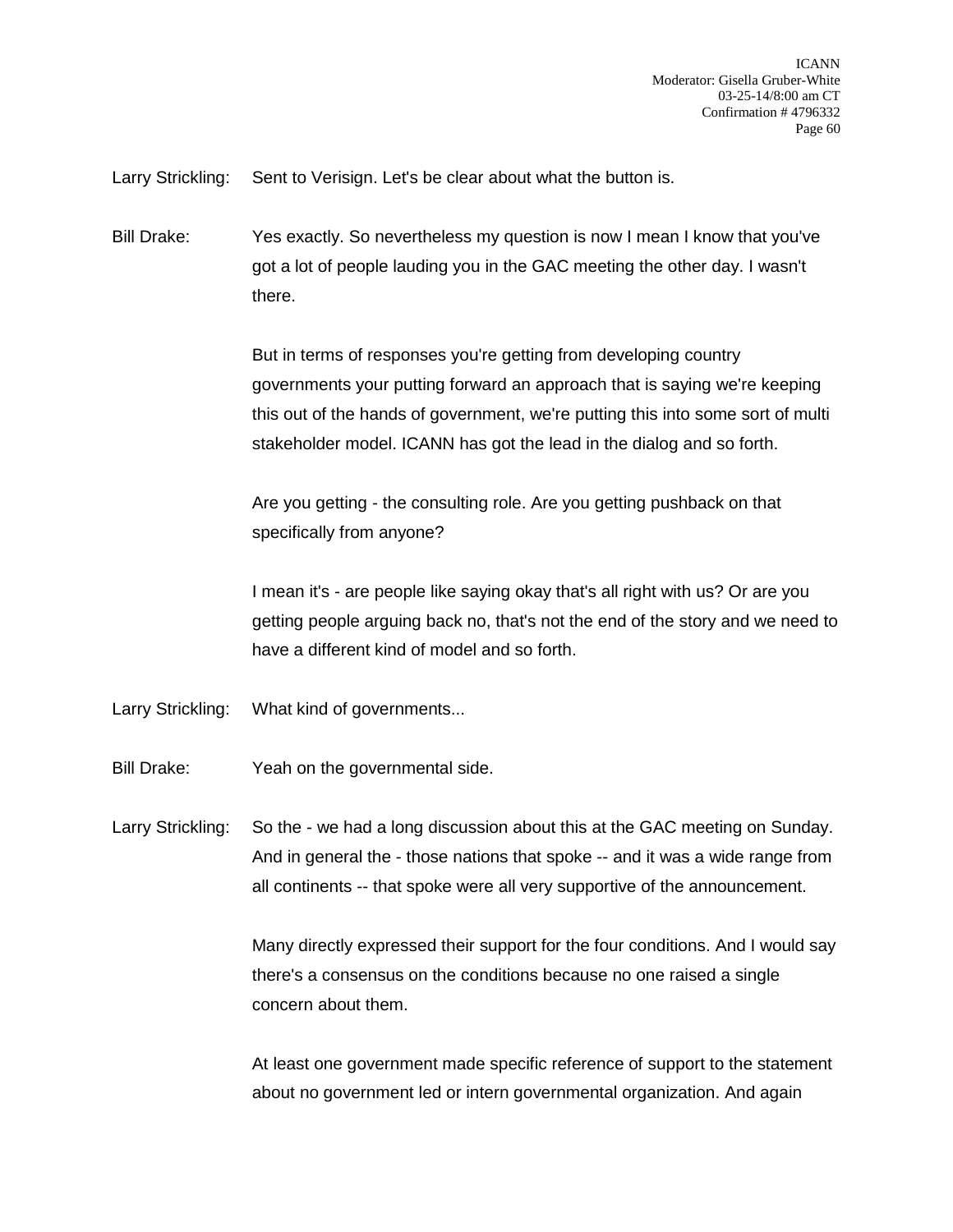Larry Strickling: Sent to Verisign. Let's be clear about what the button is.

Bill Drake: Yes exactly. So nevertheless my question is now I mean I know that you've got a lot of people lauding you in the GAC meeting the other day. I wasn't there.

But in terms of responses you're getting from developing country governments your putting forward an approach that is saying we're keeping this out of the hands of government, we're putting this into some sort of multi stakeholder model. ICANN has got the lead in the dialog and so forth.

Are you getting - the consulting role. Are you getting pushback on that specifically from anyone?

I mean it's - are people like saying okay that's all right with us? Or are you getting people arguing back no, that's not the end of the story and we need to have a different kind of model and so forth.

Larry Strickling: What kind of governments...

Bill Drake: Yeah on the governmental side.

Larry Strickling: So the - we had a long discussion about this at the GAC meeting on Sunday. And in general the - those nations that spoke -- and it was a wide range from all continents -- that spoke were all very supportive of the announcement.

Many directly expressed their support for the four conditions. And I would say there's a consensus on the conditions because no one raised a single concern about them.

At least one government made specific reference of support to the statement about no government led or intern governmental organization. And again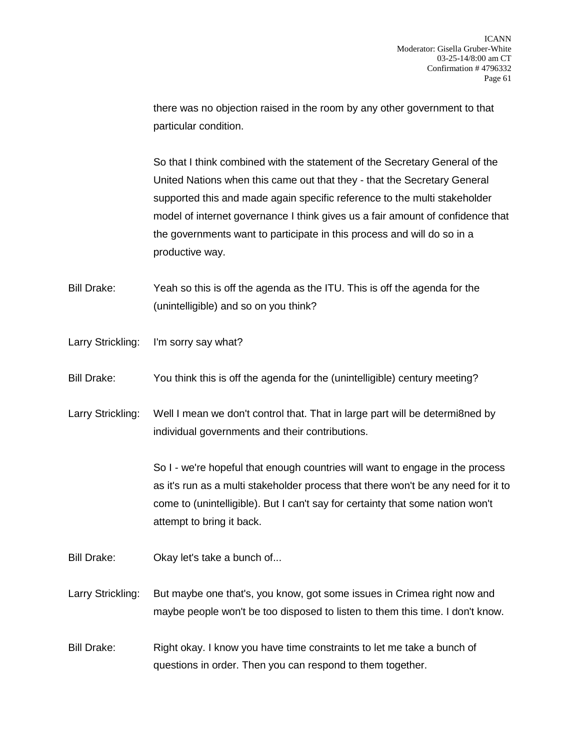there was no objection raised in the room by any other government to that particular condition.

So that I think combined with the statement of the Secretary General of the United Nations when this came out that they - that the Secretary General supported this and made again specific reference to the multi stakeholder model of internet governance I think gives us a fair amount of confidence that the governments want to participate in this process and will do so in a productive way.

Bill Drake: Yeah so this is off the agenda as the ITU. This is off the agenda for the (unintelligible) and so on you think?

Larry Strickling: I'm sorry say what?

Bill Drake: You think this is off the agenda for the (unintelligible) century meeting?

Larry Strickling: Well I mean we don't control that. That in large part will be determi8ned by individual governments and their contributions.

So I - we're hopeful that enough countries will want to engage in the process as it's run as a multi stakeholder process that there won't be any need for it to come to (unintelligible). But I can't say for certainty that some nation won't attempt to bring it back.

Bill Drake: Okay let's take a bunch of...

Larry Strickling: But maybe one that's, you know, got some issues in Crimea right now and maybe people won't be too disposed to listen to them this time. I don't know.

Bill Drake: Right okay. I know you have time constraints to let me take a bunch of questions in order. Then you can respond to them together.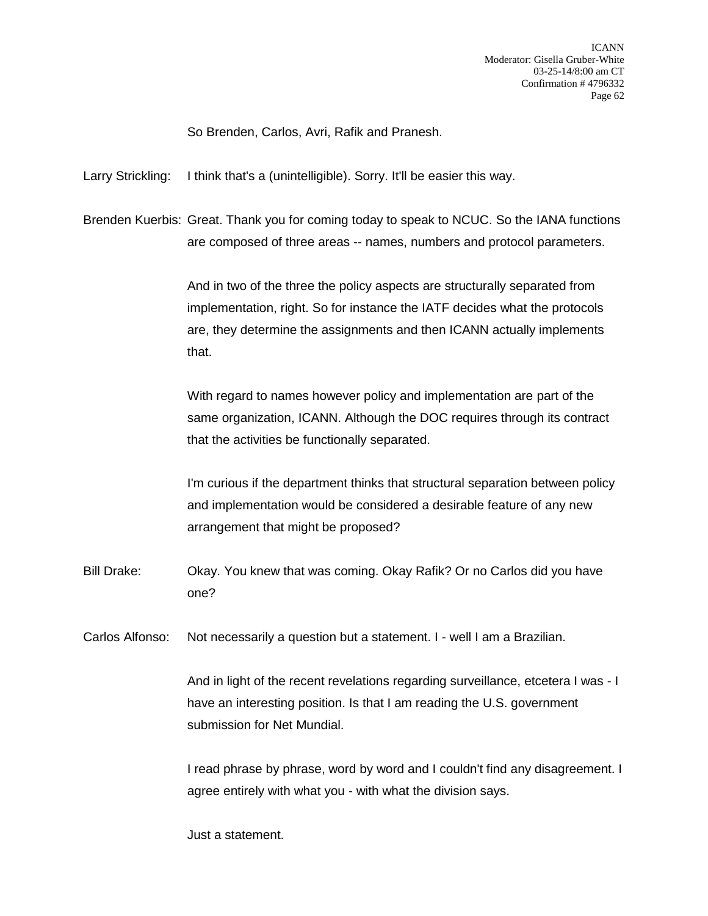So Brenden, Carlos, Avri, Rafik and Pranesh.

Larry Strickling: I think that's a (unintelligible). Sorry. It'll be easier this way.

Brenden Kuerbis: Great. Thank you for coming today to speak to NCUC. So the IANA functions are composed of three areas -- names, numbers and protocol parameters.

And in two of the three the policy aspects are structurally separated from implementation, right. So for instance the IATF decides what the protocols are, they determine the assignments and then ICANN actually implements that.

With regard to names however policy and implementation are part of the same organization, ICANN. Although the DOC requires through its contract that the activities be functionally separated.

I'm curious if the department thinks that structural separation between policy and implementation would be considered a desirable feature of any new arrangement that might be proposed?

Bill Drake: Okay. You knew that was coming. Okay Rafik? Or no Carlos did you have one?

Carlos Alfonso: Not necessarily a question but a statement. I - well I am a Brazilian.

And in light of the recent revelations regarding surveillance, etcetera I was - I have an interesting position. Is that I am reading the U.S. government submission for Net Mundial.

I read phrase by phrase, word by word and I couldn't find any disagreement. I agree entirely with what you - with what the division says.

Just a statement.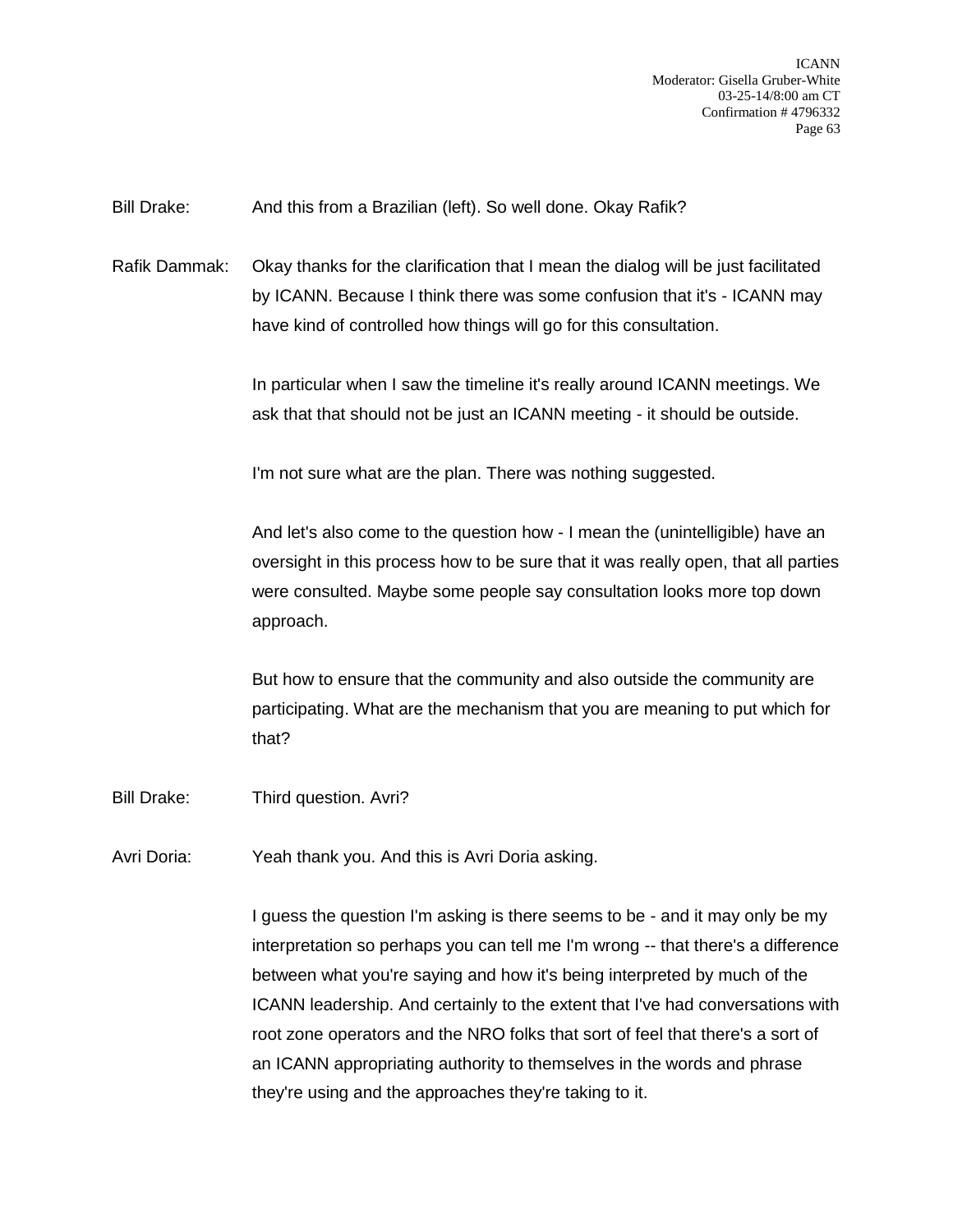Bill Drake: And this from a Brazilian (left). So well done. Okay Rafik?

Rafik Dammak: Okay thanks for the clarification that I mean the dialog will be just facilitated by ICANN. Because I think there was some confusion that it's - ICANN may have kind of controlled how things will go for this consultation.

In particular when I saw the timeline it's really around ICANN meetings. We ask that that should not be just an ICANN meeting - it should be outside.

I'm not sure what are the plan. There was nothing suggested.

And let's also come to the question how - I mean the (unintelligible) have an oversight in this process how to be sure that it was really open, that all parties were consulted. Maybe some people say consultation looks more top down approach.

But how to ensure that the community and also outside the community are participating. What are the mechanism that you are meaning to put which for that?

Bill Drake: Third question. Avri?

Avri Doria: Yeah thank you. And this is Avri Doria asking.

I guess the question I'm asking is there seems to be - and it may only be my interpretation so perhaps you can tell me I'm wrong -- that there's a difference between what you're saying and how it's being interpreted by much of the ICANN leadership. And certainly to the extent that I've had conversations with root zone operators and the NRO folks that sort of feel that there's a sort of an ICANN appropriating authority to themselves in the words and phrase they're using and the approaches they're taking to it.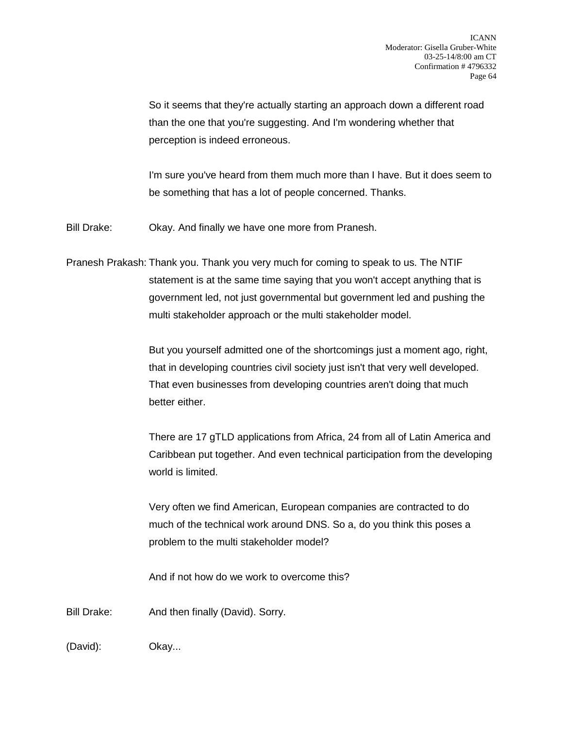So it seems that they're actually starting an approach down a different road than the one that you're suggesting. And I'm wondering whether that perception is indeed erroneous.

I'm sure you've heard from them much more than I have. But it does seem to be something that has a lot of people concerned. Thanks.

Bill Drake: Okay. And finally we have one more from Pranesh.

Pranesh Prakash: Thank you. Thank you very much for coming to speak to us. The NTIF statement is at the same time saying that you won't accept anything that is government led, not just governmental but government led and pushing the multi stakeholder approach or the multi stakeholder model.

But you yourself admitted one of the shortcomings just a moment ago, right, that in developing countries civil society just isn't that very well developed. That even businesses from developing countries aren't doing that much better either.

There are 17 gTLD applications from Africa, 24 from all of Latin America and Caribbean put together. And even technical participation from the developing world is limited.

Very often we find American, European companies are contracted to do much of the technical work around DNS. So a, do you think this poses a problem to the multi stakeholder model?

And if not how do we work to overcome this?

Bill Drake: And then finally (David). Sorry.

(David): Okay...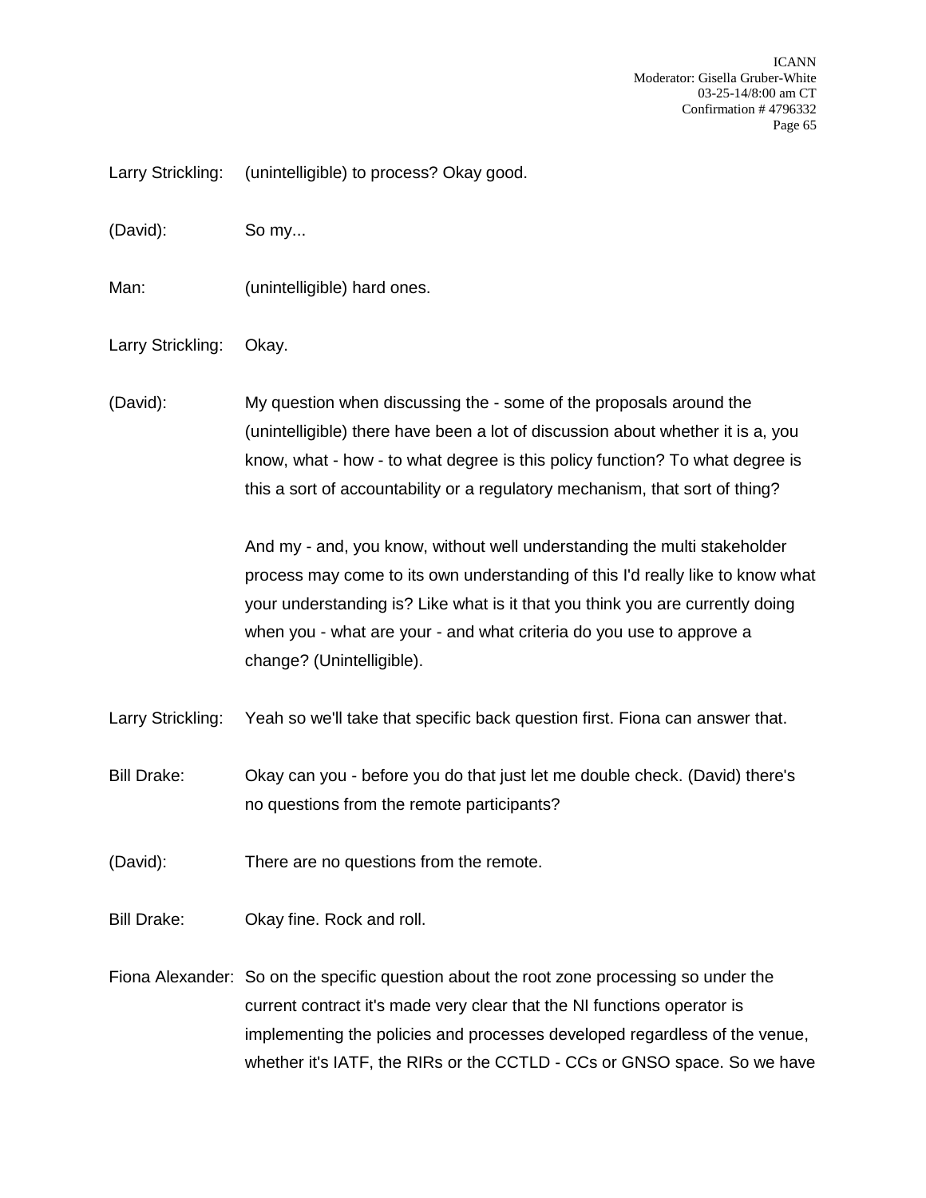Larry Strickling: (unintelligible) to process? Okay good.

(David): So my...

Man: (unintelligible) hard ones.

Larry Strickling: Okay.

(David): My question when discussing the - some of the proposals around the (unintelligible) there have been a lot of discussion about whether it is a, you know, what - how - to what degree is this policy function? To what degree is this a sort of accountability or a regulatory mechanism, that sort of thing?

And my - and, you know, without well understanding the multi stakeholder process may come to its own understanding of this I'd really like to know what your understanding is? Like what is it that you think you are currently doing when you - what are your - and what criteria do you use to approve a change? (Unintelligible).

Larry Strickling: Yeah so we'll take that specific back question first. Fiona can answer that.

Bill Drake: Okay can you - before you do that just let me double check. (David) there's no questions from the remote participants?

(David): There are no questions from the remote.

Bill Drake: Okay fine. Rock and roll.

Fiona Alexander: So on the specific question about the root zone processing so under the current contract it's made very clear that the NI functions operator is implementing the policies and processes developed regardless of the venue, whether it's IATF, the RIRs or the CCTLD - CCs or GNSO space. So we have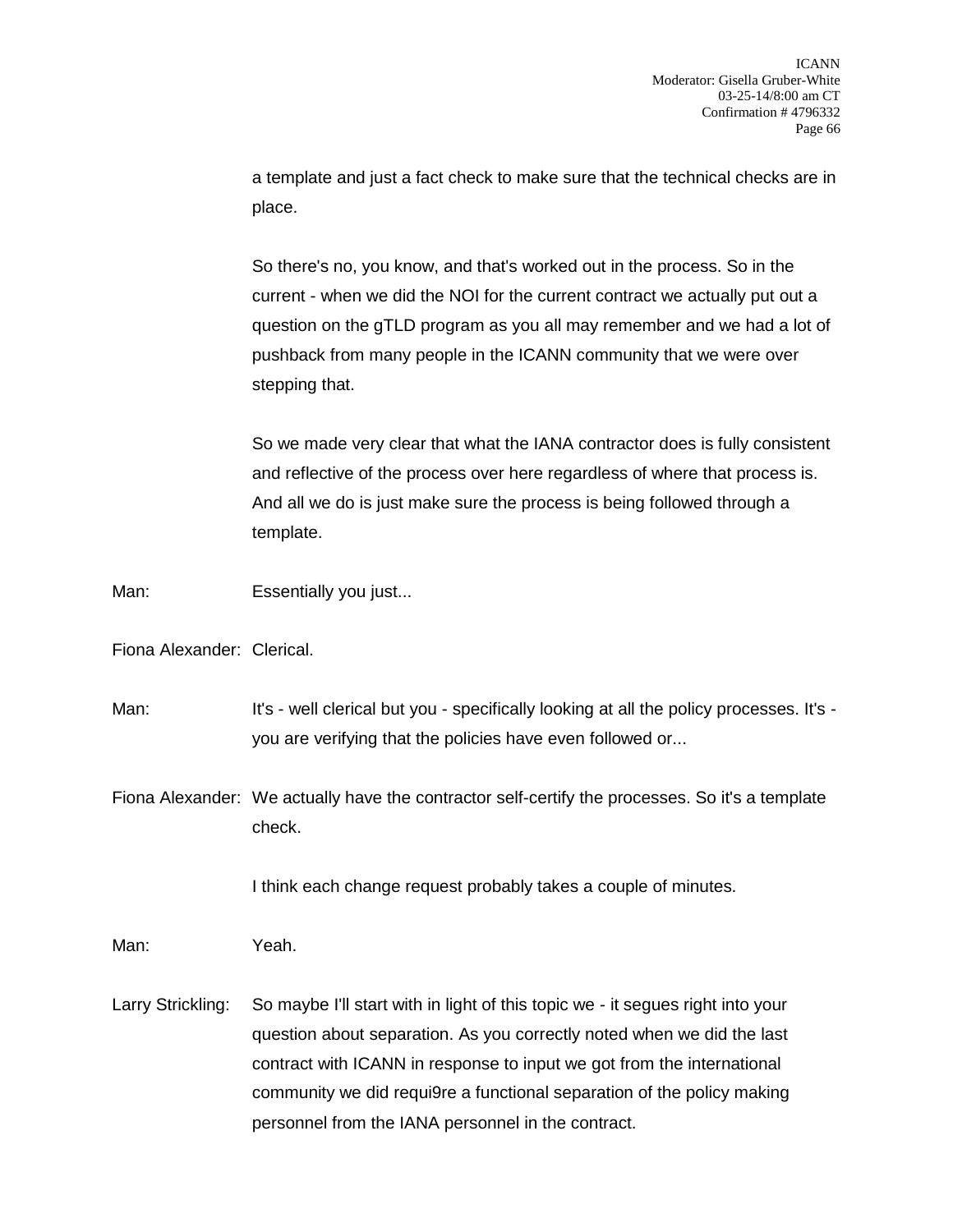a template and just a fact check to make sure that the technical checks are in place.

So there's no, you know, and that's worked out in the process. So in the current - when we did the NOI for the current contract we actually put out a question on the gTLD program as you all may remember and we had a lot of pushback from many people in the ICANN community that we were over stepping that.

So we made very clear that what the IANA contractor does is fully consistent and reflective of the process over here regardless of where that process is. And all we do is just make sure the process is being followed through a template.

Man: Essentially you just...

Fiona Alexander: Clerical.

Man: It's - well clerical but you - specifically looking at all the policy processes. It's - you are verifying that the policies have even followed or...

Fiona Alexander: We actually have the contractor self-certify the processes. So it's a template check.

I think each change request probably takes a couple of minutes.

Man: Yeah.

Larry Strickling: So maybe I'll start with in light of this topic we - it segues right into your question about separation. As you correctly noted when we did the last contract with ICANN in response to input we got from the international community we did requi9re a functional separation of the policy making personnel from the IANA personnel in the contract.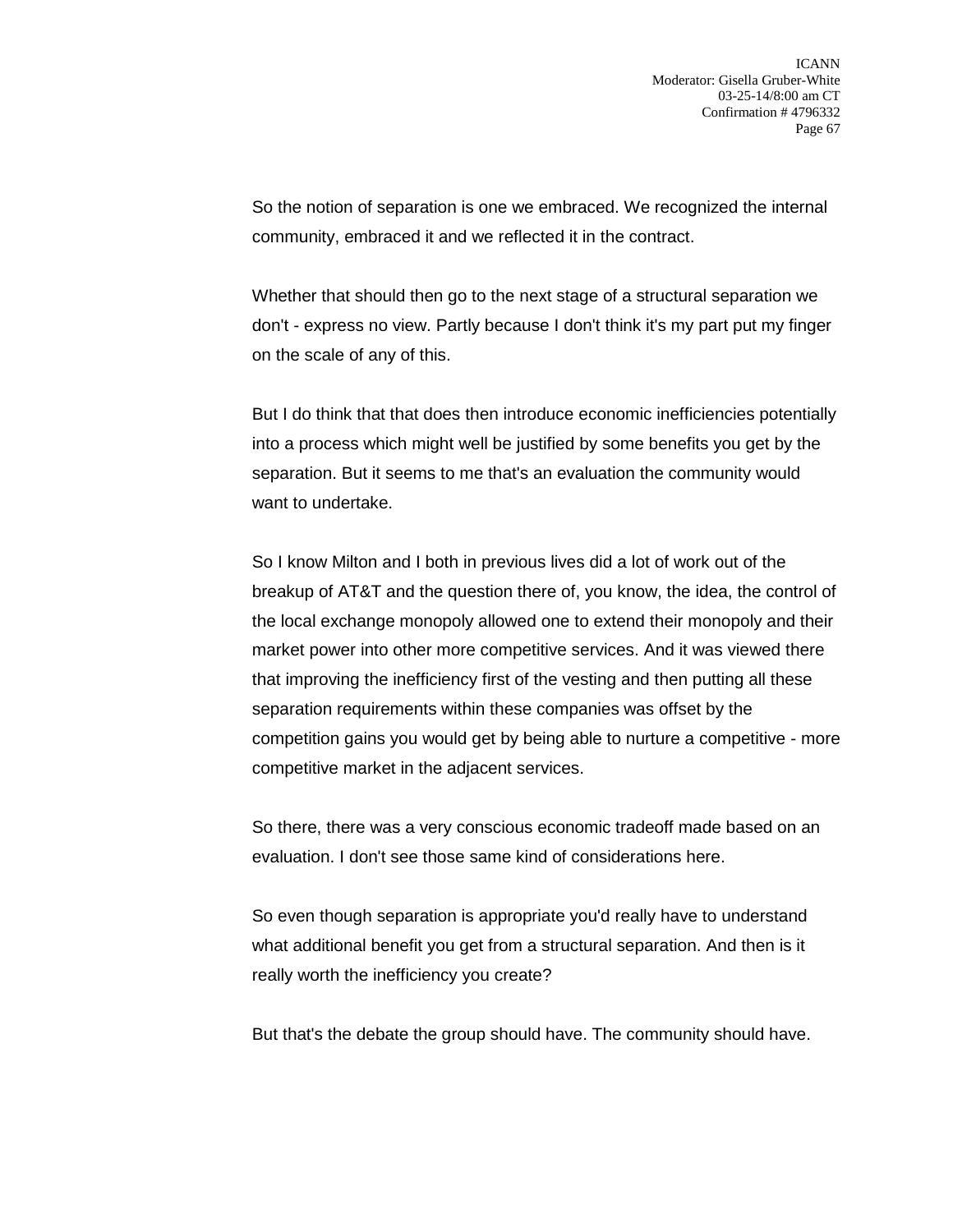So the notion of separation is one we embraced. We recognized the internal community, embraced it and we reflected it in the contract.

Whether that should then go to the next stage of a structural separation we don't - express no view. Partly because I don't think it's my part put my finger on the scale of any of this.

But I do think that that does then introduce economic inefficiencies potentially into a process which might well be justified by some benefits you get by the separation. But it seems to me that's an evaluation the community would want to undertake.

So I know Milton and I both in previous lives did a lot of work out of the breakup of AT&T and the question there of, you know, the idea, the control of the local exchange monopoly allowed one to extend their monopoly and their market power into other more competitive services. And it was viewed there that improving the inefficiency first of the vesting and then putting all these separation requirements within these companies was offset by the competition gains you would get by being able to nurture a competitive - more competitive market in the adjacent services.

So there, there was a very conscious economic tradeoff made based on an evaluation. I don't see those same kind of considerations here.

So even though separation is appropriate you'd really have to understand what additional benefit you get from a structural separation. And then is it really worth the inefficiency you create?

But that's the debate the group should have. The community should have.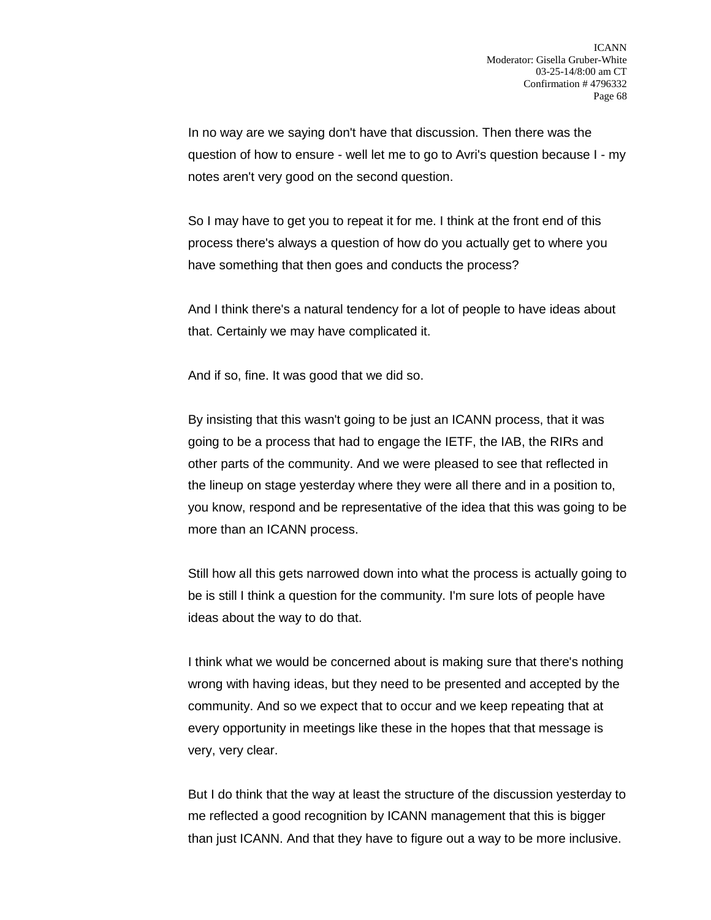In no way are we saying don't have that discussion. Then there was the question of how to ensure - well let me to go to Avri's question because I - my notes aren't very good on the second question.

So I may have to get you to repeat it for me. I think at the front end of this process there's always a question of how do you actually get to where you have something that then goes and conducts the process?

And I think there's a natural tendency for a lot of people to have ideas about that. Certainly we may have complicated it.

And if so, fine. It was good that we did so.

By insisting that this wasn't going to be just an ICANN process, that it was going to be a process that had to engage the IETF, the IAB, the RIRs and other parts of the community. And we were pleased to see that reflected in the lineup on stage yesterday where they were all there and in a position to, you know, respond and be representative of the idea that this was going to be more than an ICANN process.

Still how all this gets narrowed down into what the process is actually going to be is still I think a question for the community. I'm sure lots of people have ideas about the way to do that.

I think what we would be concerned about is making sure that there's nothing wrong with having ideas, but they need to be presented and accepted by the community. And so we expect that to occur and we keep repeating that at every opportunity in meetings like these in the hopes that that message is very, very clear.

But I do think that the way at least the structure of the discussion yesterday to me reflected a good recognition by ICANN management that this is bigger than just ICANN. And that they have to figure out a way to be more inclusive.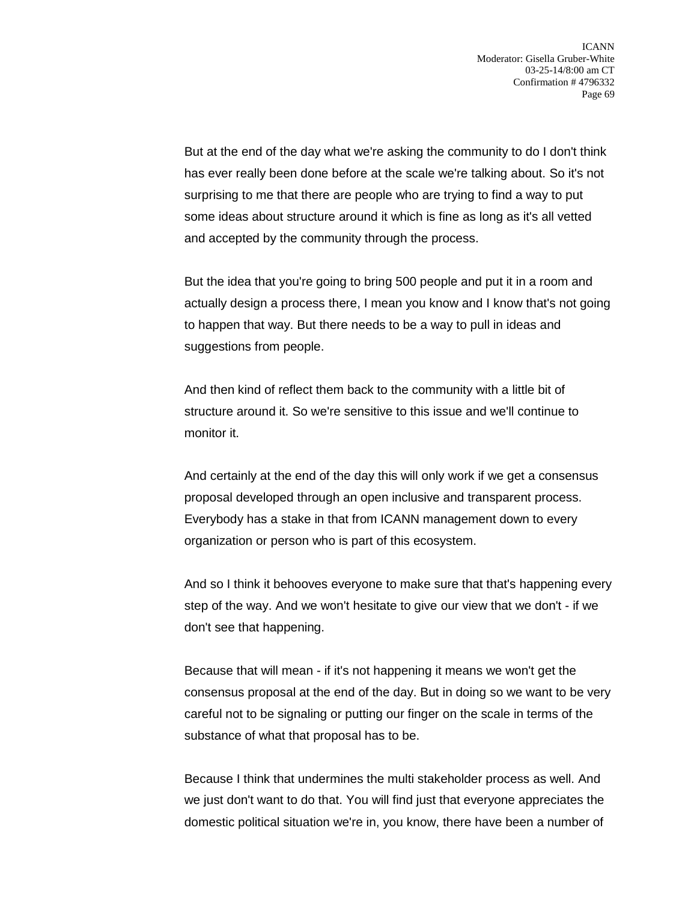But at the end of the day what we're asking the community to do I don't think has ever really been done before at the scale we're talking about. So it's not surprising to me that there are people who are trying to find a way to put some ideas about structure around it which is fine as long as it's all vetted and accepted by the community through the process.

But the idea that you're going to bring 500 people and put it in a room and actually design a process there, I mean you know and I know that's not going to happen that way. But there needs to be a way to pull in ideas and suggestions from people.

And then kind of reflect them back to the community with a little bit of structure around it. So we're sensitive to this issue and we'll continue to monitor it.

And certainly at the end of the day this will only work if we get a consensus proposal developed through an open inclusive and transparent process. Everybody has a stake in that from ICANN management down to every organization or person who is part of this ecosystem.

And so I think it behooves everyone to make sure that that's happening every step of the way. And we won't hesitate to give our view that we don't - if we don't see that happening.

Because that will mean - if it's not happening it means we won't get the consensus proposal at the end of the day. But in doing so we want to be very careful not to be signaling or putting our finger on the scale in terms of the substance of what that proposal has to be.

Because I think that undermines the multi stakeholder process as well. And we just don't want to do that. You will find just that everyone appreciates the domestic political situation we're in, you know, there have been a number of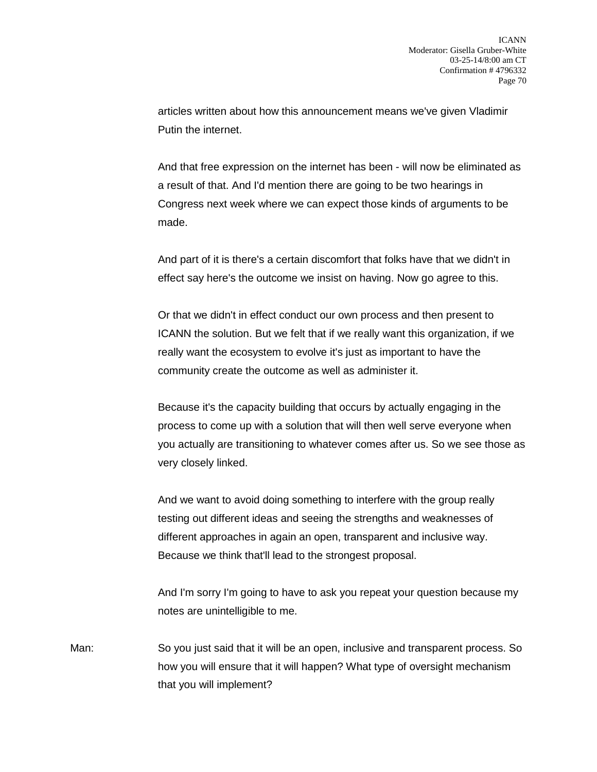articles written about how this announcement means we've given Vladimir Putin the internet.

And that free expression on the internet has been - will now be eliminated as a result of that. And I'd mention there are going to be two hearings in Congress next week where we can expect those kinds of arguments to be made.

And part of it is there's a certain discomfort that folks have that we didn't in effect say here's the outcome we insist on having. Now go agree to this.

Or that we didn't in effect conduct our own process and then present to ICANN the solution. But we felt that if we really want this organization, if we really want the ecosystem to evolve it's just as important to have the community create the outcome as well as administer it.

Because it's the capacity building that occurs by actually engaging in the process to come up with a solution that will then well serve everyone when you actually are transitioning to whatever comes after us. So we see those as very closely linked.

And we want to avoid doing something to interfere with the group really testing out different ideas and seeing the strengths and weaknesses of different approaches in again an open, transparent and inclusive way. Because we think that'll lead to the strongest proposal.

And I'm sorry I'm going to have to ask you repeat your question because my notes are unintelligible to me.

Man: So you just said that it will be an open, inclusive and transparent process. So how you will ensure that it will happen? What type of oversight mechanism that you will implement?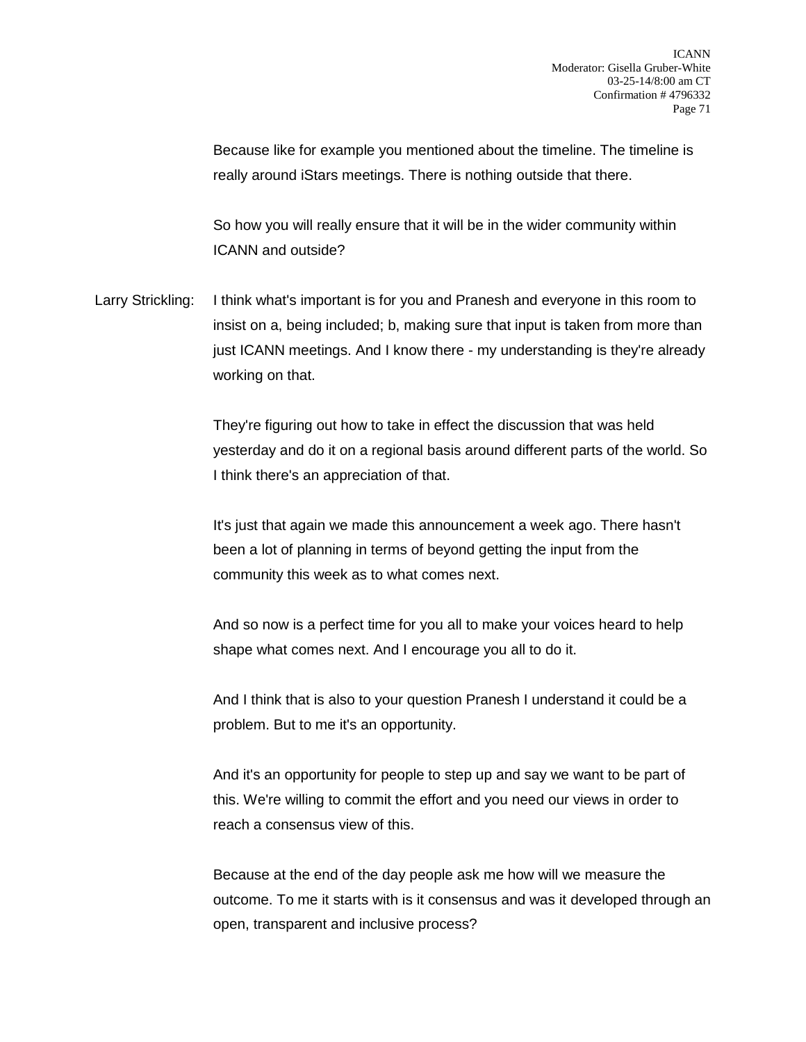Because like for example you mentioned about the timeline. The timeline is really around iStars meetings. There is nothing outside that there.

So how you will really ensure that it will be in the wider community within ICANN and outside?

Larry Strickling: I think what's important is for you and Pranesh and everyone in this room to insist on a, being included; b, making sure that input is taken from more than just ICANN meetings. And I know there - my understanding is they're already working on that.

They're figuring out how to take in effect the discussion that was held yesterday and do it on a regional basis around different parts of the world. So I think there's an appreciation of that.

It's just that again we made this announcement a week ago. There hasn't been a lot of planning in terms of beyond getting the input from the community this week as to what comes next.

And so now is a perfect time for you all to make your voices heard to help shape what comes next. And I encourage you all to do it.

And I think that is also to your question Pranesh I understand it could be a problem. But to me it's an opportunity.

And it's an opportunity for people to step up and say we want to be part of this. We're willing to commit the effort and you need our views in order to reach a consensus view of this.

Because at the end of the day people ask me how will we measure the outcome. To me it starts with is it consensus and was it developed through an open, transparent and inclusive process?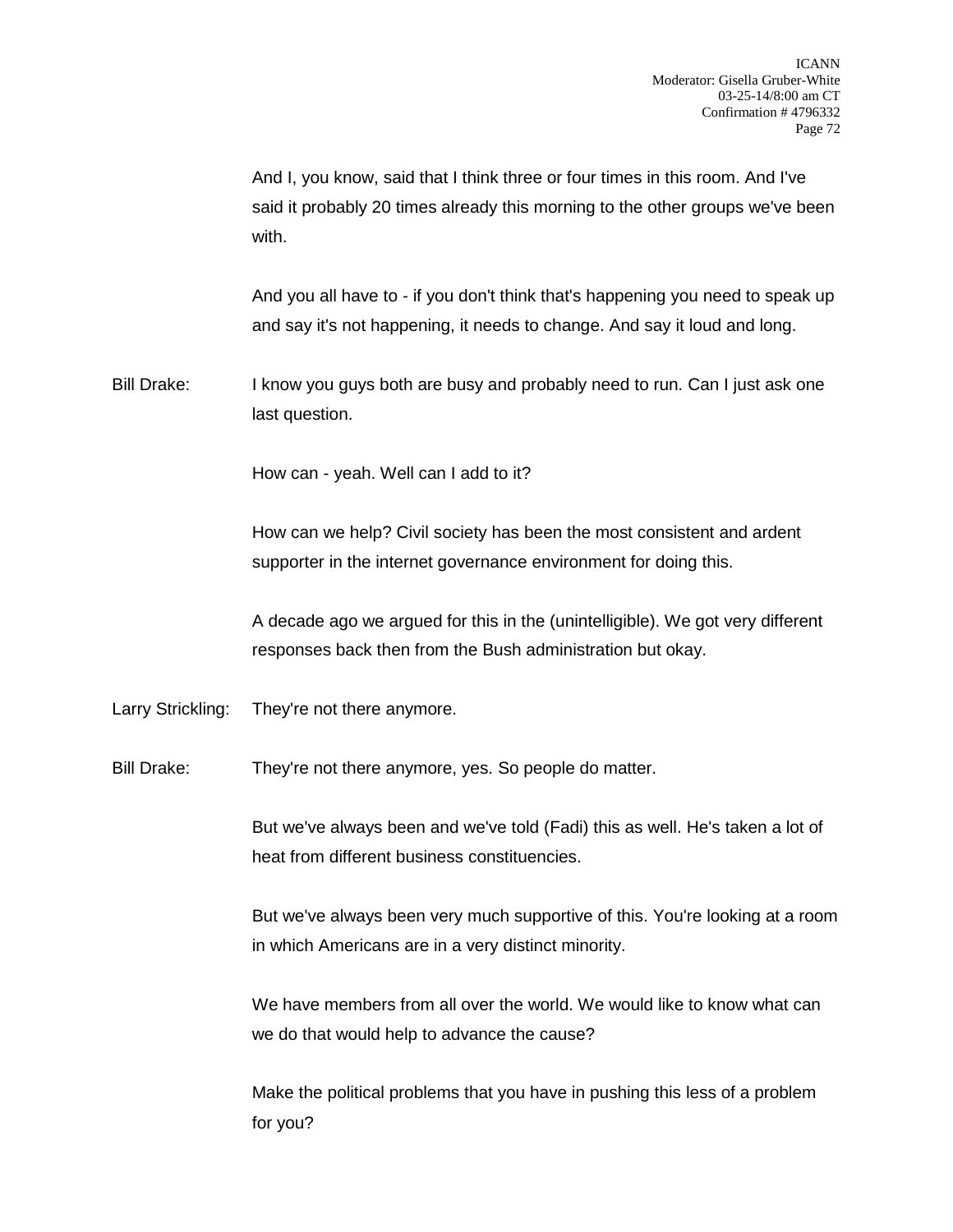And I, you know, said that I think three or four times in this room. And I've said it probably 20 times already this morning to the other groups we've been with.

And you all have to - if you don't think that's happening you need to speak up and say it's not happening, it needs to change. And say it loud and long.

Bill Drake: I know you guys both are busy and probably need to run. Can I just ask one last question.

How can - yeah. Well can I add to it?

How can we help? Civil society has been the most consistent and ardent supporter in the internet governance environment for doing this.

A decade ago we argued for this in the (unintelligible). We got very different responses back then from the Bush administration but okay.

Larry Strickling: They're not there anymore.

Bill Drake: They're not there anymore, yes. So people do matter.

But we've always been and we've told (Fadi) this as well. He's taken a lot of heat from different business constituencies.

But we've always been very much supportive of this. You're looking at a room in which Americans are in a very distinct minority.

We have members from all over the world. We would like to know what can we do that would help to advance the cause?

Make the political problems that you have in pushing this less of a problem for you?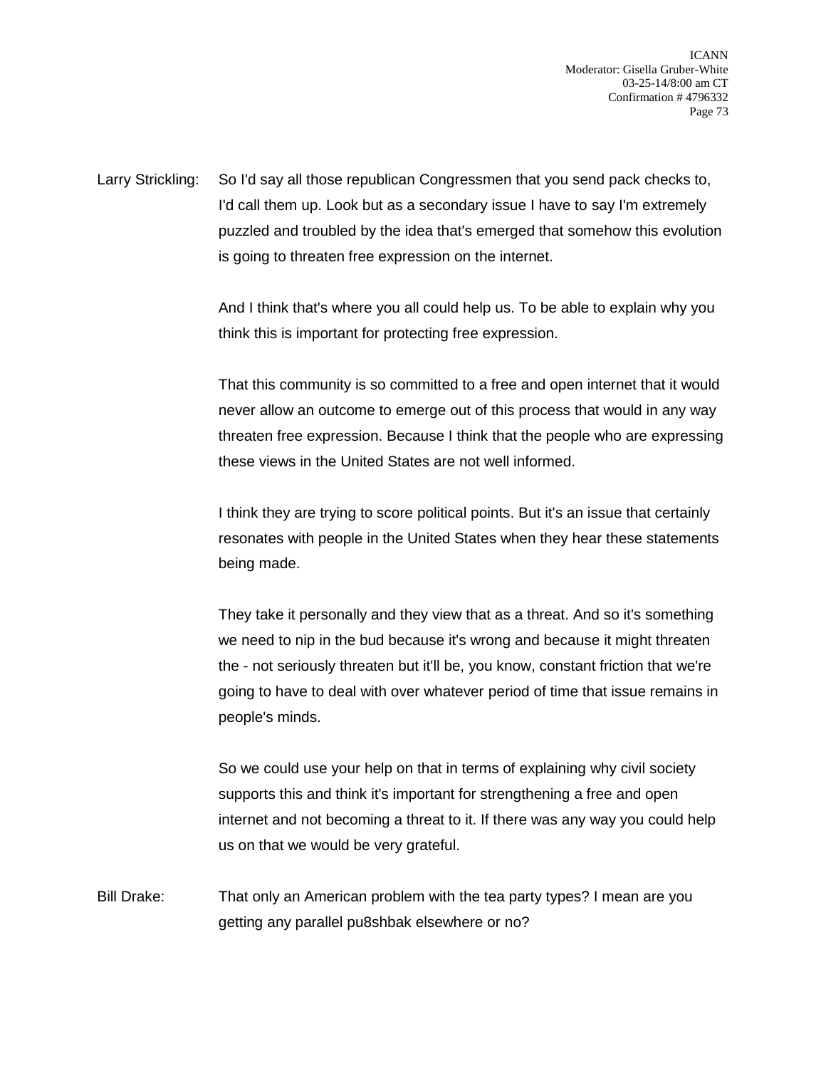Larry Strickling: So I'd say all those republican Congressmen that you send pack checks to, I'd call them up. Look but as a secondary issue I have to say I'm extremely puzzled and troubled by the idea that's emerged that somehow this evolution is going to threaten free expression on the internet.

And I think that's where you all could help us. To be able to explain why you think this is important for protecting free expression.

That this community is so committed to a free and open internet that it would never allow an outcome to emerge out of this process that would in any way threaten free expression. Because I think that the people who are expressing these views in the United States are not well informed.

I think they are trying to score political points. But it's an issue that certainly resonates with people in the United States when they hear these statements being made.

They take it personally and they view that as a threat. And so it's something we need to nip in the bud because it's wrong and because it might threaten the - not seriously threaten but it'll be, you know, constant friction that we're going to have to deal with over whatever period of time that issue remains in people's minds.

So we could use your help on that in terms of explaining why civil society supports this and think it's important for strengthening a free and open internet and not becoming a threat to it. If there was any way you could help us on that we would be very grateful.

Bill Drake: That only an American problem with the tea party types? I mean are you getting any parallel pu8shbak elsewhere or no?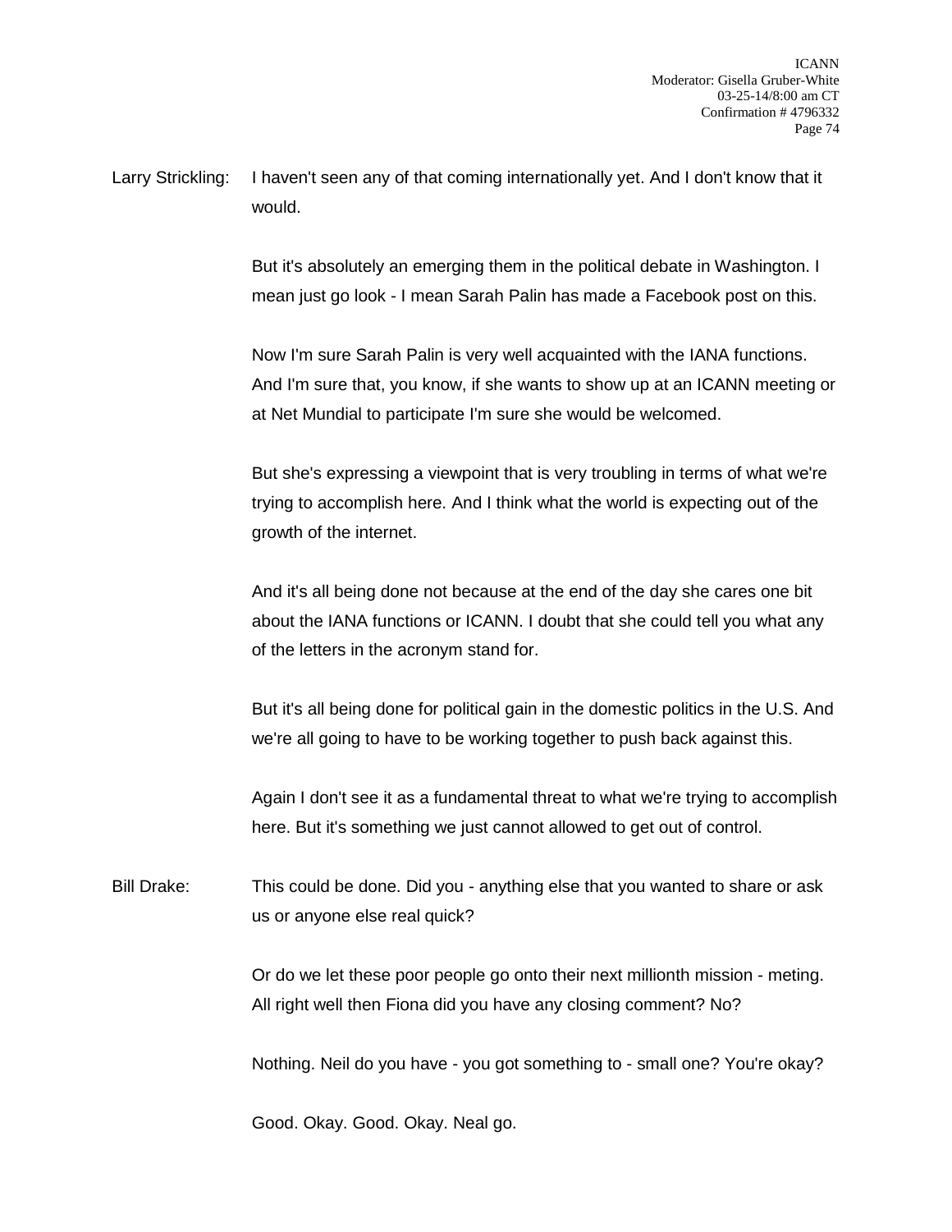Larry Strickling: I haven't seen any of that coming internationally yet. And I don't know that it would.

But it's absolutely an emerging them in the political debate in Washington. I mean just go look - I mean Sarah Palin has made a Facebook post on this.

Now I'm sure Sarah Palin is very well acquainted with the IANA functions. And I'm sure that, you know, if she wants to show up at an ICANN meeting or at Net Mundial to participate I'm sure she would be welcomed.

But she's expressing a viewpoint that is very troubling in terms of what we're trying to accomplish here. And I think what the world is expecting out of the growth of the internet.

And it's all being done not because at the end of the day she cares one bit about the IANA functions or ICANN. I doubt that she could tell you what any of the letters in the acronym stand for.

But it's all being done for political gain in the domestic politics in the U.S. And we're all going to have to be working together to push back against this.

Again I don't see it as a fundamental threat to what we're trying to accomplish here. But it's something we just cannot allowed to get out of control.

Bill Drake: This could be done. Did you - anything else that you wanted to share or ask us or anyone else real quick?

Or do we let these poor people go onto their next millionth mission - meting. All right well then Fiona did you have any closing comment? No?

Nothing. Neil do you have - you got something to - small one? You're okay?

Good. Okay. Good. Okay. Neal go.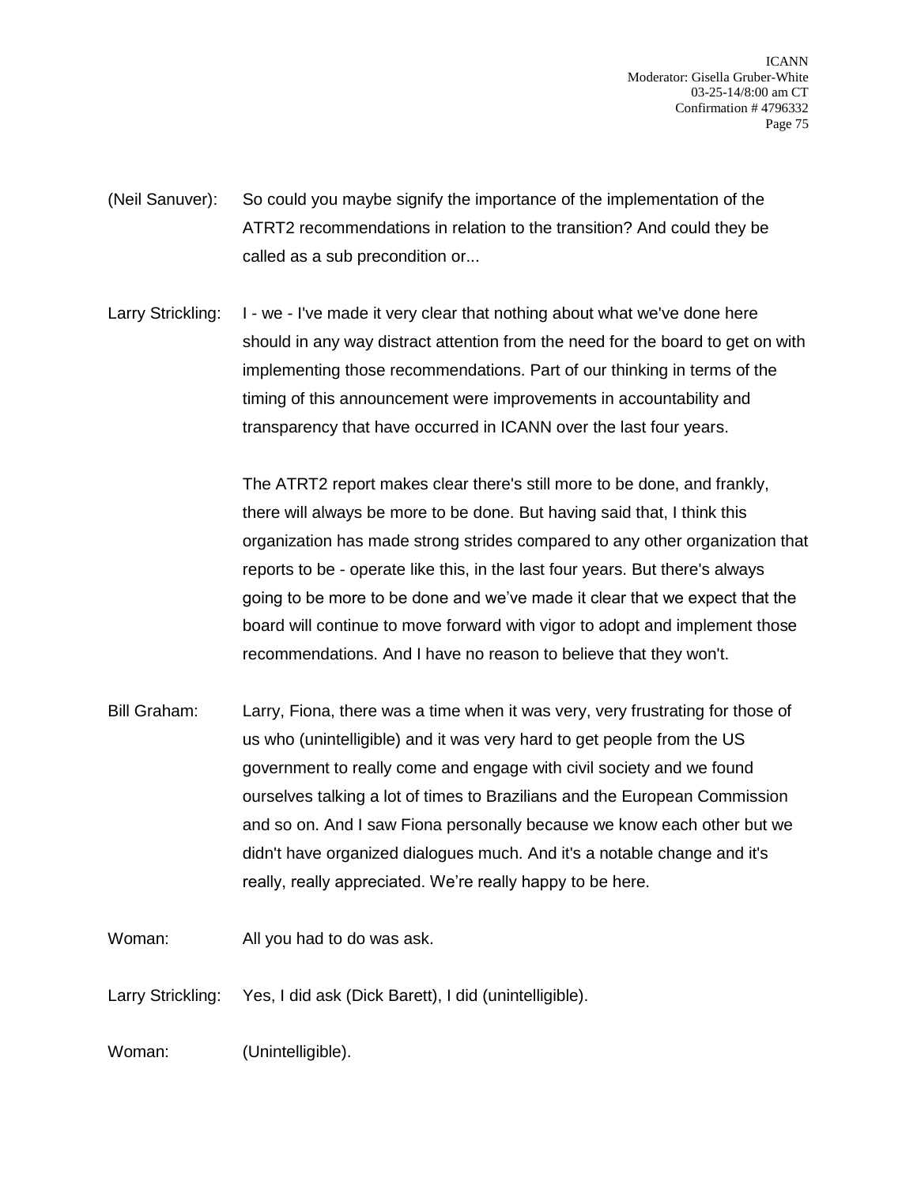(Neil Sanuver): So could you maybe signify the importance of the implementation of the ATRT2 recommendations in relation to the transition? And could they be called as a sub precondition or...

Larry Strickling: I - we - I've made it very clear that nothing about what we've done here should in any way distract attention from the need for the board to get on with implementing those recommendations. Part of our thinking in terms of the timing of this announcement were improvements in accountability and transparency that have occurred in ICANN over the last four years.

The ATRT2 report makes clear there's still more to be done, and frankly, there will always be more to be done. But having said that, I think this organization has made strong strides compared to any other organization that reports to be - operate like this, in the last four years. But there's always going to be more to be done and we've made it clear that we expect that the board will continue to move forward with vigor to adopt and implement those recommendations. And I have no reason to believe that they won't.

Bill Graham: Larry, Fiona, there was a time when it was very, very frustrating for those of us who (unintelligible) and it was very hard to get people from the US government to really come and engage with civil society and we found ourselves talking a lot of times to Brazilians and the European Commission and so on. And I saw Fiona personally because we know each other but we didn't have organized dialogues much. And it's a notable change and it's really, really appreciated. We're really happy to be here.

Woman: All you had to do was ask.

Larry Strickling: Yes, I did ask (Dick Barett), I did (unintelligible).

Woman: (Unintelligible).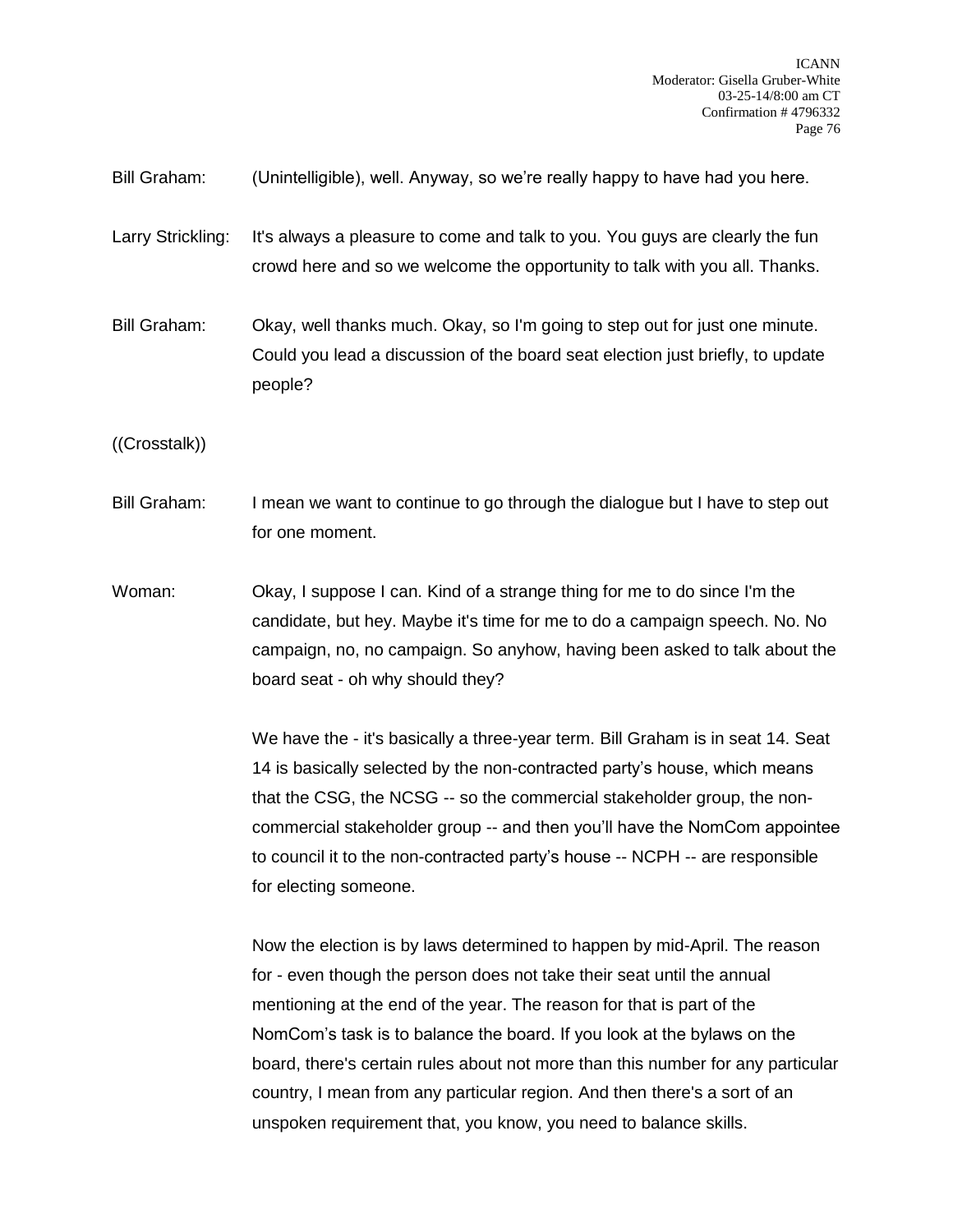Bill Graham: (Unintelligible), well. Anyway, so we're really happy to have had you here.

Larry Strickling: It's always a pleasure to come and talk to you. You guys are clearly the fun crowd here and so we welcome the opportunity to talk with you all. Thanks.

Bill Graham: Okay, well thanks much. Okay, so I'm going to step out for just one minute. Could you lead a discussion of the board seat election just briefly, to update people?

((Crosstalk))

Bill Graham: I mean we want to continue to go through the dialogue but I have to step out for one moment.

Woman: Okay, I suppose I can. Kind of a strange thing for me to do since I'm the candidate, but hey. Maybe it's time for me to do a campaign speech. No. No campaign, no, no campaign. So anyhow, having been asked to talk about the board seat - oh why should they?

We have the - it's basically a three-year term. Bill Graham is in seat 14. Seat 14 is basically selected by the non-contracted party's house, which means that the CSG, the NCSG -- so the commercial stakeholder group, the non-commercial stakeholder group -- and then you'll have the NomCom appointee to council it to the non-contracted party's house -- NCPH -- are responsible for electing someone.

Now the election is by laws determined to happen by mid-April. The reason for - even though the person does not take their seat until the annual mentioning at the end of the year. The reason for that is part of the NomCom's task is to balance the board. If you look at the bylaws on the board, there's certain rules about not more than this number for any particular country, I mean from any particular region. And then there's a sort of an unspoken requirement that, you know, you need to balance skills.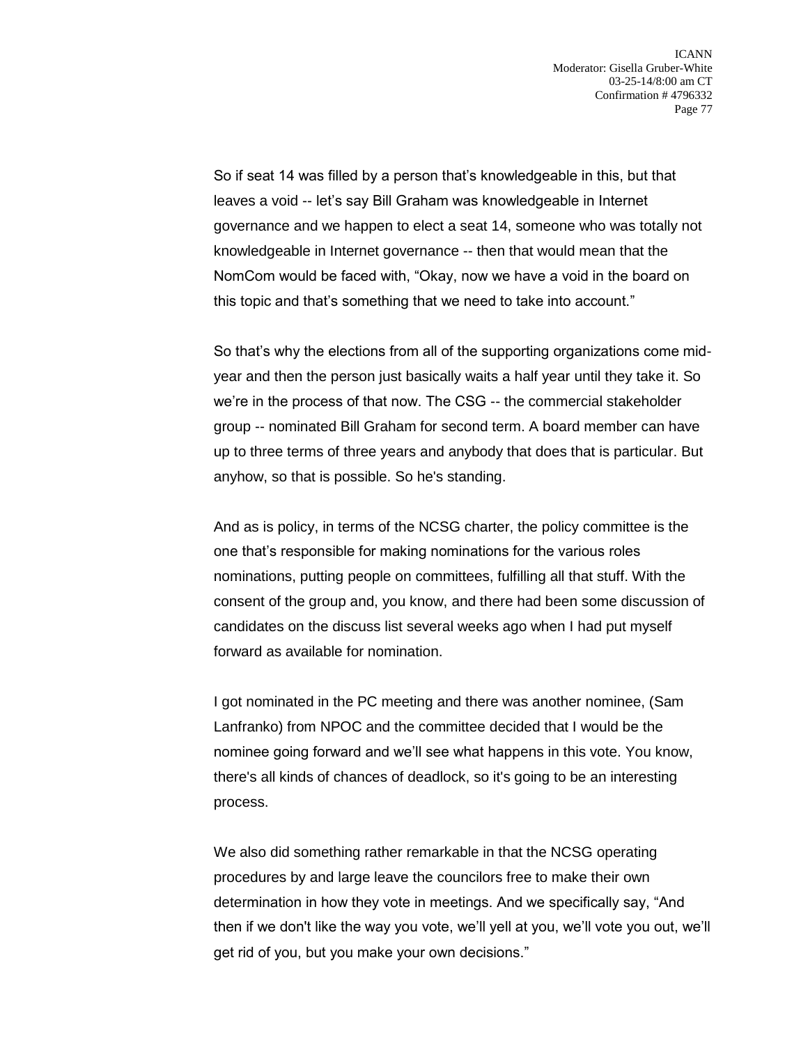So if seat 14 was filled by a person that's knowledgeable in this, but that leaves a void -- let's say Bill Graham was knowledgeable in Internet governance and we happen to elect a seat 14, someone who was totally not knowledgeable in Internet governance -- then that would mean that the NomCom would be faced with, "Okay, now we have a void in the board on this topic and that's something that we need to take into account."

So that's why the elections from all of the supporting organizations come mid-year and then the person just basically waits a half year until they take it. So we're in the process of that now. The CSG -- the commercial stakeholder group -- nominated Bill Graham for second term. A board member can have up to three terms of three years and anybody that does that is particular. But anyhow, so that is possible. So he's standing.

And as is policy, in terms of the NCSG charter, the policy committee is the one that's responsible for making nominations for the various roles nominations, putting people on committees, fulfilling all that stuff. With the consent of the group and, you know, and there had been some discussion of candidates on the discuss list several weeks ago when I had put myself forward as available for nomination.

I got nominated in the PC meeting and there was another nominee, (Sam Lanfranko) from NPOC and the committee decided that I would be the nominee going forward and we'll see what happens in this vote. You know, there's all kinds of chances of deadlock, so it's going to be an interesting process.

We also did something rather remarkable in that the NCSG operating procedures by and large leave the councilors free to make their own determination in how they vote in meetings. And we specifically say, "And then if we don't like the way you vote, we'll yell at you, we'll vote you out, we'll get rid of you, but you make your own decisions."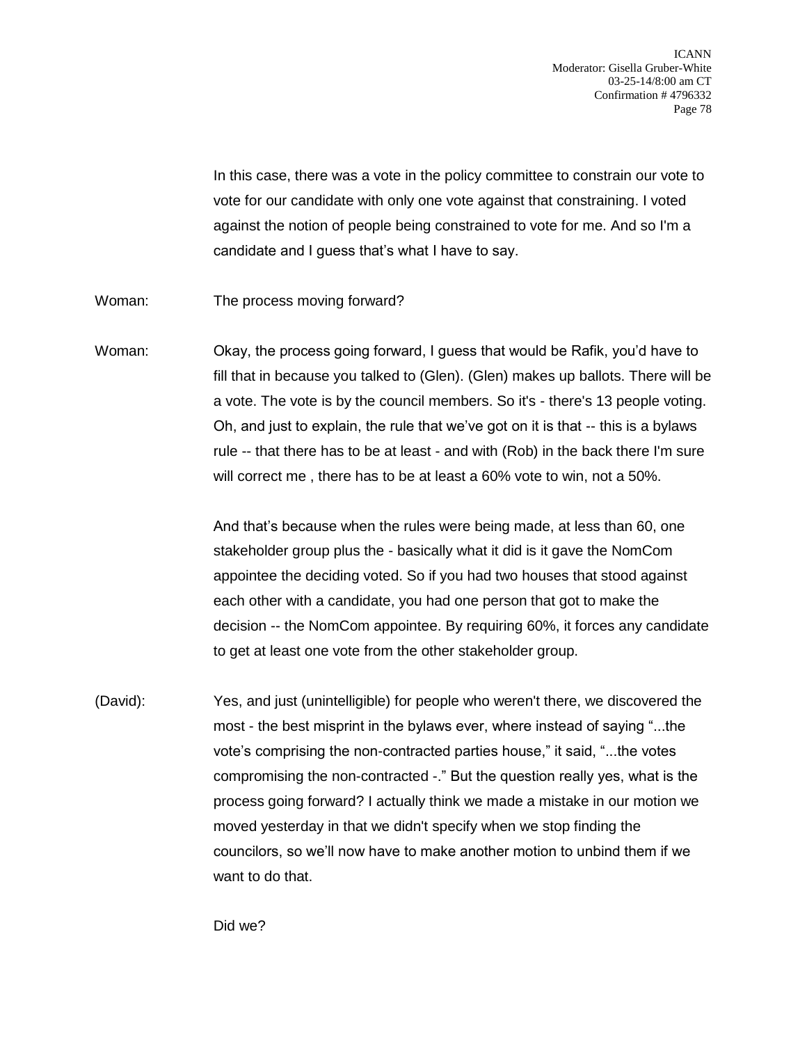In this case, there was a vote in the policy committee to constrain our vote to vote for our candidate with only one vote against that constraining. I voted against the notion of people being constrained to vote for me. And so I'm a candidate and I guess that's what I have to say.

Woman: The process moving forward?

Woman: Okay, the process going forward, I guess that would be Rafik, you'd have to fill that in because you talked to (Glen). (Glen) makes up ballots. There will be a vote. The vote is by the council members. So it's - there's 13 people voting. Oh, and just to explain, the rule that we've got on it is that -- this is a bylaws rule -- that there has to be at least - and with (Rob) in the back there I'm sure will correct me , there has to be at least a 60% vote to win, not a 50%.

And that's because when the rules were being made, at less than 60, one stakeholder group plus the - basically what it did is it gave the NomCom appointee the deciding voted. So if you had two houses that stood against each other with a candidate, you had one person that got to make the decision -- the NomCom appointee. By requiring 60%, it forces any candidate to get at least one vote from the other stakeholder group.

(David): Yes, and just (unintelligible) for people who weren't there, we discovered the most - the best misprint in the bylaws ever, where instead of saying "...the vote's comprising the non-contracted parties house," it said, "...the votes compromising the non-contracted -." But the question really yes, what is the process going forward? I actually think we made a mistake in our motion we moved yesterday in that we didn't specify when we stop finding the councilors, so we'll now have to make another motion to unbind them if we want to do that.

Did we?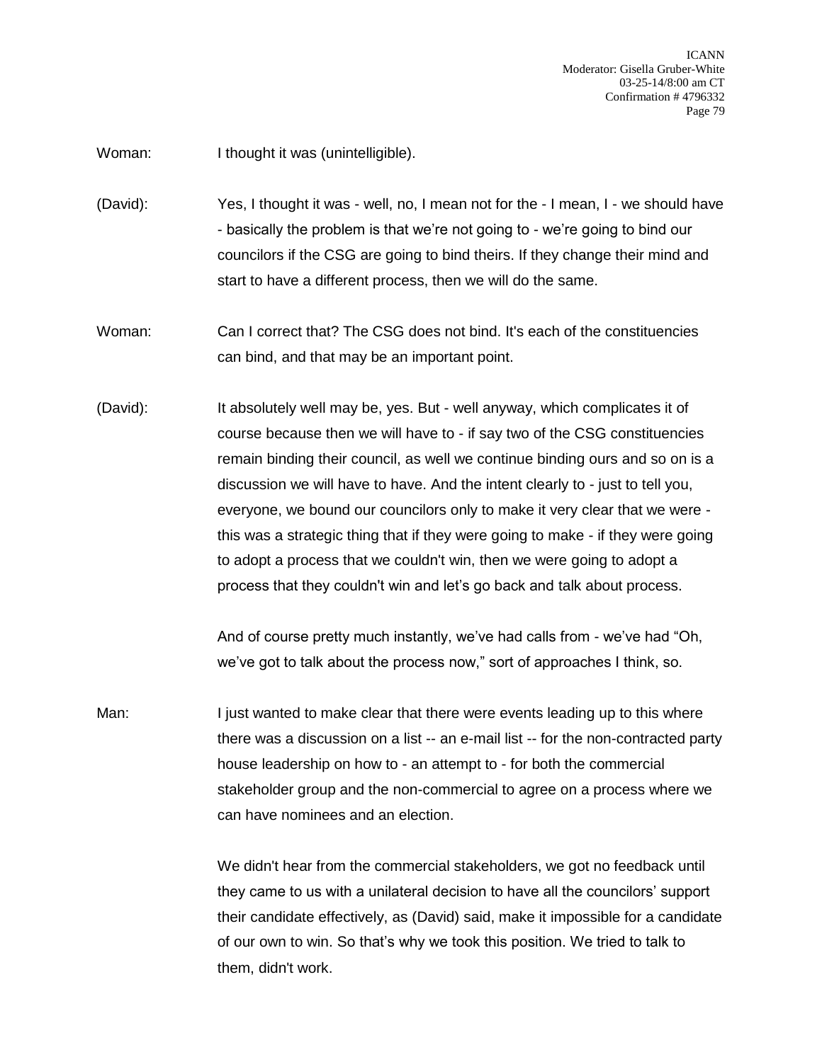Woman: I thought it was (unintelligible).

(David): Yes, I thought it was - well, no, I mean not for the - I mean, I - we should have - basically the problem is that we're not going to - we're going to bind our councilors if the CSG are going to bind theirs. If they change their mind and start to have a different process, then we will do the same.

Woman: Can I correct that? The CSG does not bind. It's each of the constituencies can bind, and that may be an important point.

(David): It absolutely well may be, yes. But - well anyway, which complicates it of course because then we will have to - if say two of the CSG constituencies remain binding their council, as well we continue binding ours and so on is a discussion we will have to have. And the intent clearly to - just to tell you, everyone, we bound our councilors only to make it very clear that we were - this was a strategic thing that if they were going to make - if they were going to adopt a process that we couldn't win, then we were going to adopt a process that they couldn't win and let's go back and talk about process.

And of course pretty much instantly, we've had calls from - we've had "Oh, we've got to talk about the process now," sort of approaches I think, so.

Man: I just wanted to make clear that there were events leading up to this where there was a discussion on a list -- an e-mail list -- for the non-contracted party house leadership on how to - an attempt to - for both the commercial stakeholder group and the non-commercial to agree on a process where we can have nominees and an election.

We didn't hear from the commercial stakeholders, we got no feedback until they came to us with a unilateral decision to have all the councilors' support their candidate effectively, as (David) said, make it impossible for a candidate of our own to win. So that's why we took this position. We tried to talk to them, didn't work.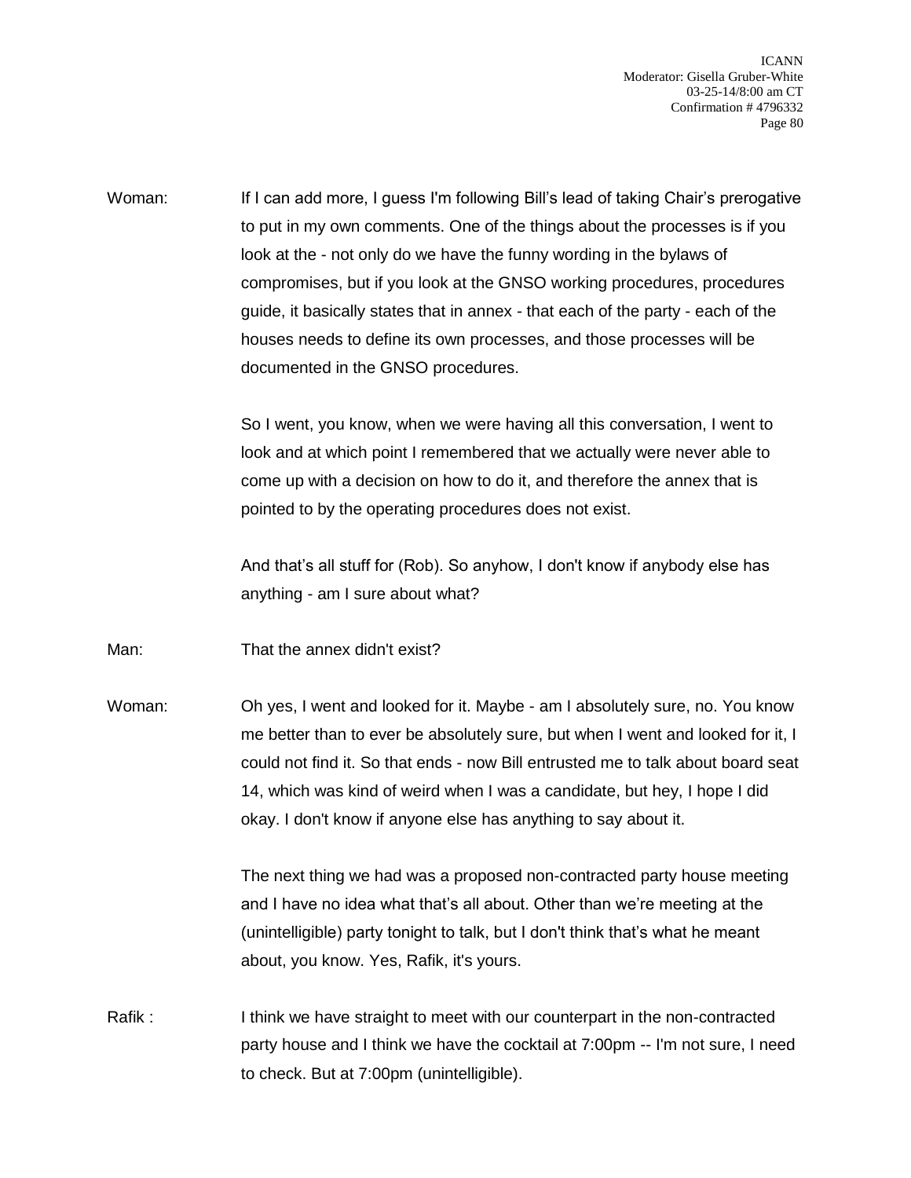Woman: If I can add more, I guess I'm following Bill's lead of taking Chair's prerogative to put in my own comments. One of the things about the processes is if you look at the - not only do we have the funny wording in the bylaws of compromises, but if you look at the GNSO working procedures, procedures guide, it basically states that in annex - that each of the party - each of the houses needs to define its own processes, and those processes will be documented in the GNSO procedures.

So I went, you know, when we were having all this conversation, I went to look and at which point I remembered that we actually were never able to come up with a decision on how to do it, and therefore the annex that is pointed to by the operating procedures does not exist.

And that's all stuff for (Rob). So anyhow, I don't know if anybody else has anything - am I sure about what?

Man: That the annex didn't exist?

Woman: Oh yes, I went and looked for it. Maybe - am I absolutely sure, no. You know me better than to ever be absolutely sure, but when I went and looked for it, I could not find it. So that ends - now Bill entrusted me to talk about board seat 14, which was kind of weird when I was a candidate, but hey, I hope I did okay. I don't know if anyone else has anything to say about it.

The next thing we had was a proposed non-contracted party house meeting and I have no idea what that's all about. Other than we're meeting at the (unintelligible) party tonight to talk, but I don't think that's what he meant about, you know. Yes, Rafik, it's yours.

Rafik : I think we have straight to meet with our counterpart in the non-contracted party house and I think we have the cocktail at 7:00pm -- I'm not sure, I need to check. But at 7:00pm (unintelligible).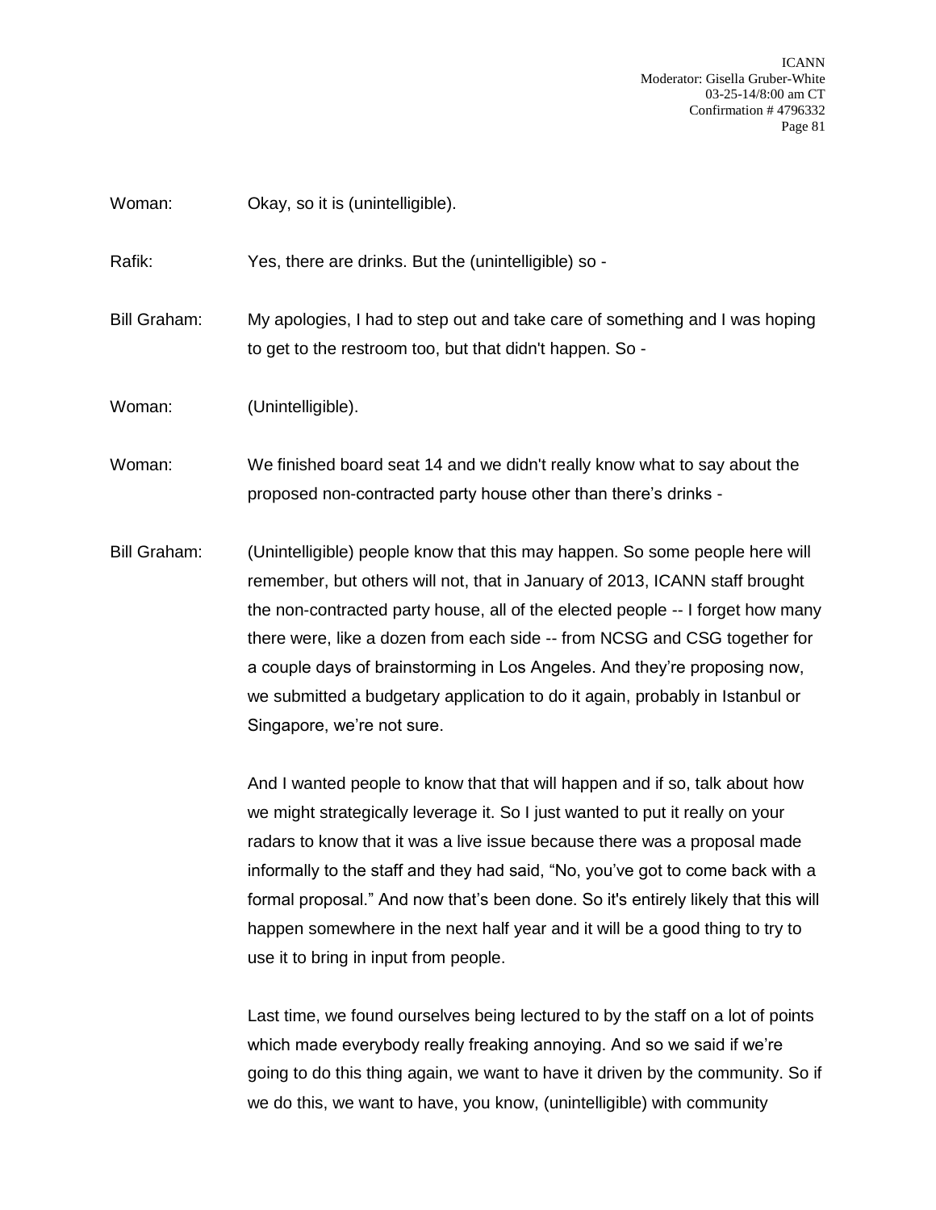Woman: Okay, so it is (unintelligible).

Rafik: Yes, there are drinks. But the (unintelligible) so -

Bill Graham: My apologies, I had to step out and take care of something and I was hoping to get to the restroom too, but that didn't happen. So -

Woman: (Unintelligible).

Woman: We finished board seat 14 and we didn't really know what to say about the proposed non-contracted party house other than there's drinks -

Bill Graham: (Unintelligible) people know that this may happen. So some people here will remember, but others will not, that in January of 2013, ICANN staff brought the non-contracted party house, all of the elected people -- I forget how many there were, like a dozen from each side -- from NCSG and CSG together for a couple days of brainstorming in Los Angeles. And they're proposing now, we submitted a budgetary application to do it again, probably in Istanbul or Singapore, we're not sure.

And I wanted people to know that that will happen and if so, talk about how we might strategically leverage it. So I just wanted to put it really on your radars to know that it was a live issue because there was a proposal made informally to the staff and they had said, "No, you've got to come back with a formal proposal." And now that's been done. So it's entirely likely that this will happen somewhere in the next half year and it will be a good thing to try to use it to bring in input from people.

Last time, we found ourselves being lectured to by the staff on a lot of points which made everybody really freaking annoying. And so we said if we're going to do this thing again, we want to have it driven by the community. So if we do this, we want to have, you know, (unintelligible) with community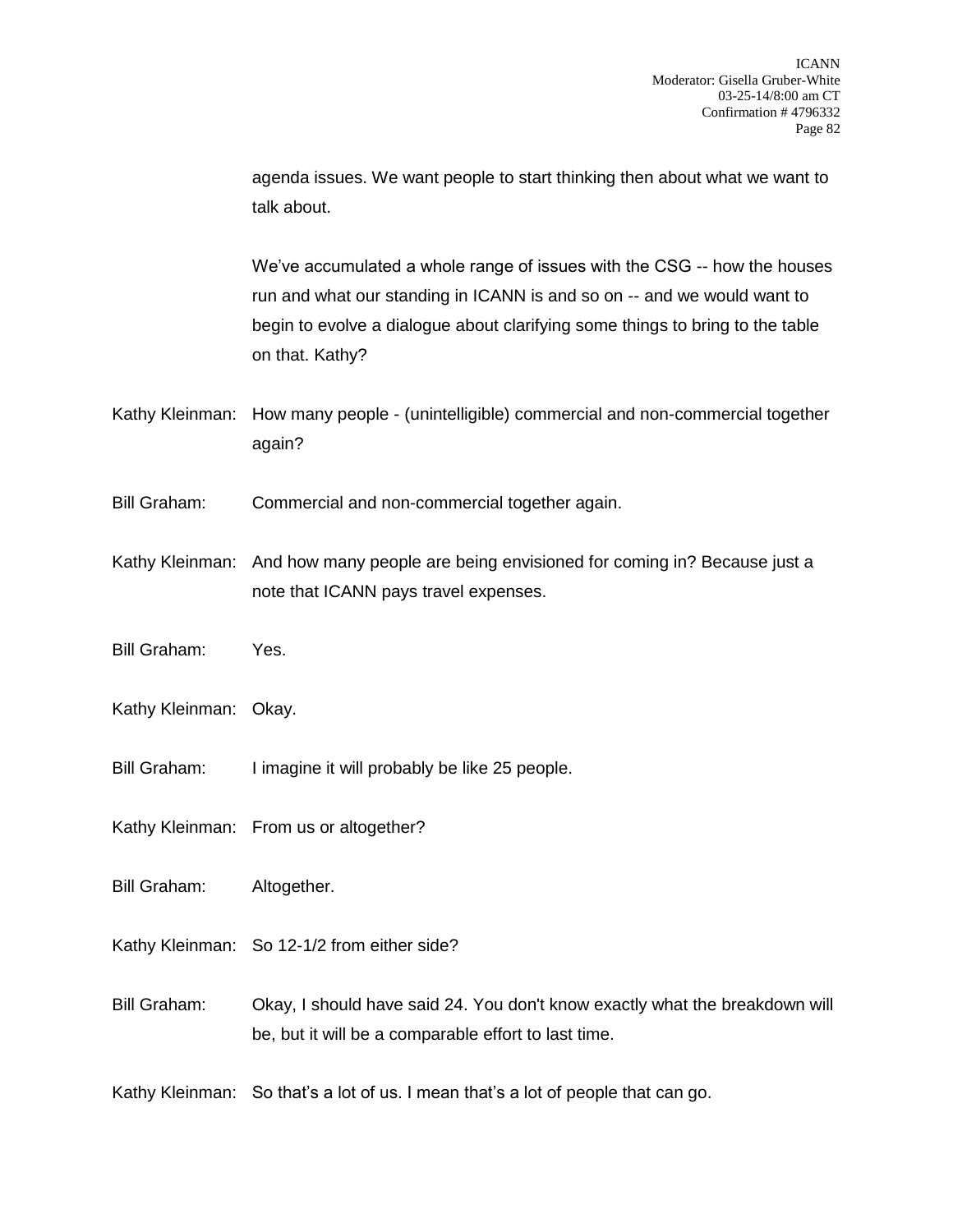agenda issues. We want people to start thinking then about what we want to talk about.

We've accumulated a whole range of issues with the CSG -- how the houses run and what our standing in ICANN is and so on -- and we would want to begin to evolve a dialogue about clarifying some things to bring to the table on that. Kathy?

Kathy Kleinman: How many people - (unintelligible) commercial and non-commercial together again?

Bill Graham: Commercial and non-commercial together again.

Kathy Kleinman: And how many people are being envisioned for coming in? Because just a note that ICANN pays travel expenses.

Bill Graham: Yes.

Kathy Kleinman: Okay.

Bill Graham: I imagine it will probably be like 25 people.

Kathy Kleinman: From us or altogether?

Bill Graham: Altogether.

Kathy Kleinman: So 12-1/2 from either side?

Bill Graham: Okay, I should have said 24. You don't know exactly what the breakdown will be, but it will be a comparable effort to last time.

Kathy Kleinman: So that's a lot of us. I mean that's a lot of people that can go.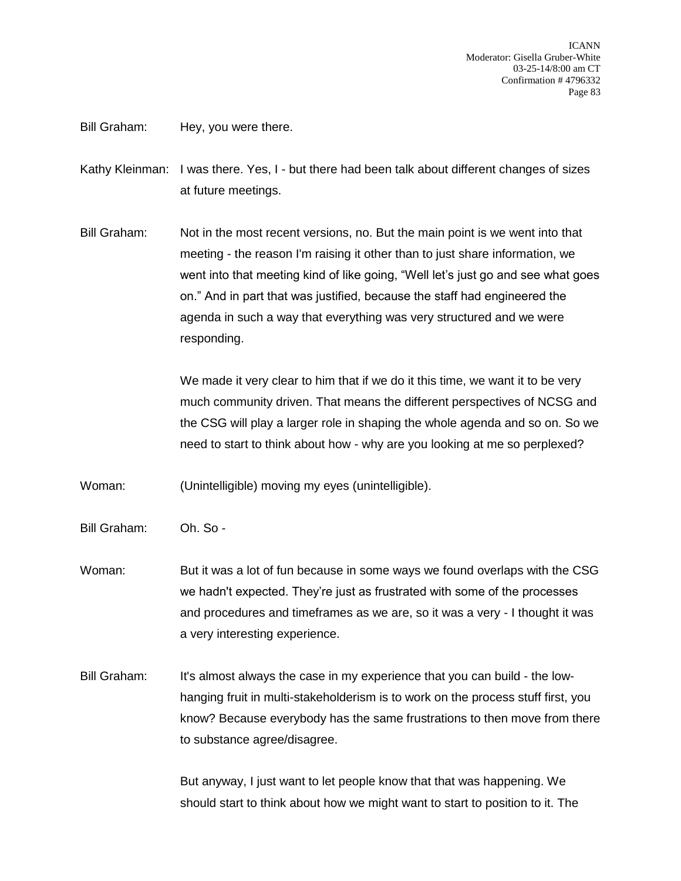Bill Graham: Hey, you were there.

Kathy Kleinman: I was there. Yes, I - but there had been talk about different changes of sizes at future meetings.

Bill Graham: Not in the most recent versions, no. But the main point is we went into that meeting - the reason I'm raising it other than to just share information, we went into that meeting kind of like going, "Well let's just go and see what goes on." And in part that was justified, because the staff had engineered the agenda in such a way that everything was very structured and we were responding.

We made it very clear to him that if we do it this time, we want it to be very much community driven. That means the different perspectives of NCSG and the CSG will play a larger role in shaping the whole agenda and so on. So we need to start to think about how - why are you looking at me so perplexed?

Woman: (Unintelligible) moving my eyes (unintelligible).

Bill Graham: Oh. So -

Woman: But it was a lot of fun because in some ways we found overlaps with the CSG we hadn't expected. They're just as frustrated with some of the processes and procedures and timeframes as we are, so it was a very - I thought it was a very interesting experience.

Bill Graham: It's almost always the case in my experience that you can build - the low-hanging fruit in multi-stakeholderism is to work on the process stuff first, you know? Because everybody has the same frustrations to then move from there to substance agree/disagree.

But anyway, I just want to let people know that that was happening. We should start to think about how we might want to start to position to it. The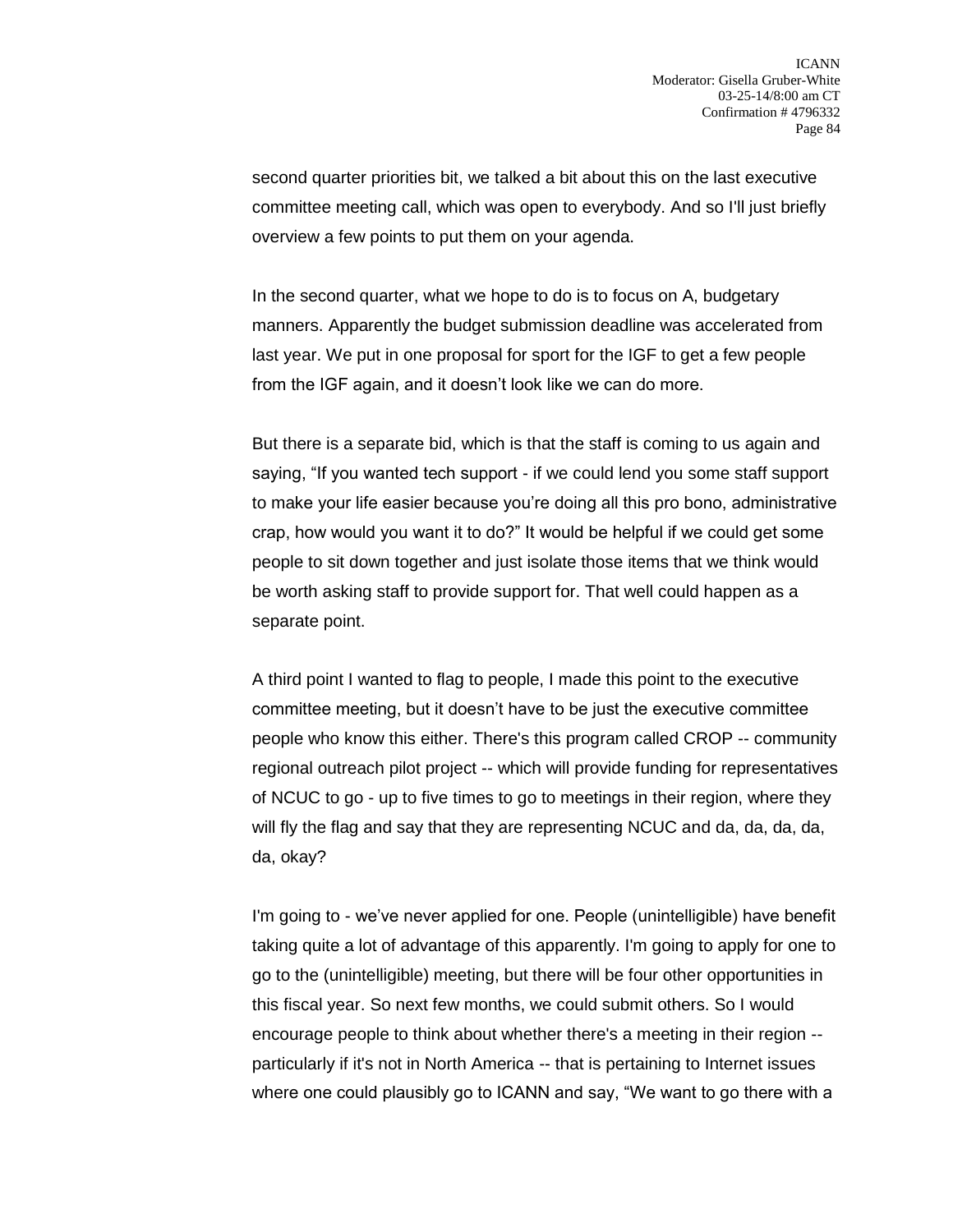second quarter priorities bit, we talked a bit about this on the last executive committee meeting call, which was open to everybody. And so I'll just briefly overview a few points to put them on your agenda.

In the second quarter, what we hope to do is to focus on A, budgetary manners. Apparently the budget submission deadline was accelerated from last year. We put in one proposal for sport for the IGF to get a few people from the IGF again, and it doesn't look like we can do more.

But there is a separate bid, which is that the staff is coming to us again and saying, "If you wanted tech support - if we could lend you some staff support to make your life easier because you're doing all this pro bono, administrative crap, how would you want it to do?" It would be helpful if we could get some people to sit down together and just isolate those items that we think would be worth asking staff to provide support for. That well could happen as a separate point.

A third point I wanted to flag to people, I made this point to the executive committee meeting, but it doesn't have to be just the executive committee people who know this either. There's this program called CROP -- community regional outreach pilot project -- which will provide funding for representatives of NCUC to go - up to five times to go to meetings in their region, where they will fly the flag and say that they are representing NCUC and da, da, da, da, da, okay?

I'm going to - we've never applied for one. People (unintelligible) have benefit taking quite a lot of advantage of this apparently. I'm going to apply for one to go to the (unintelligible) meeting, but there will be four other opportunities in this fiscal year. So next few months, we could submit others. So I would encourage people to think about whether there's a meeting in their region -- particularly if it's not in North America -- that is pertaining to Internet issues where one could plausibly go to ICANN and say, "We want to go there with a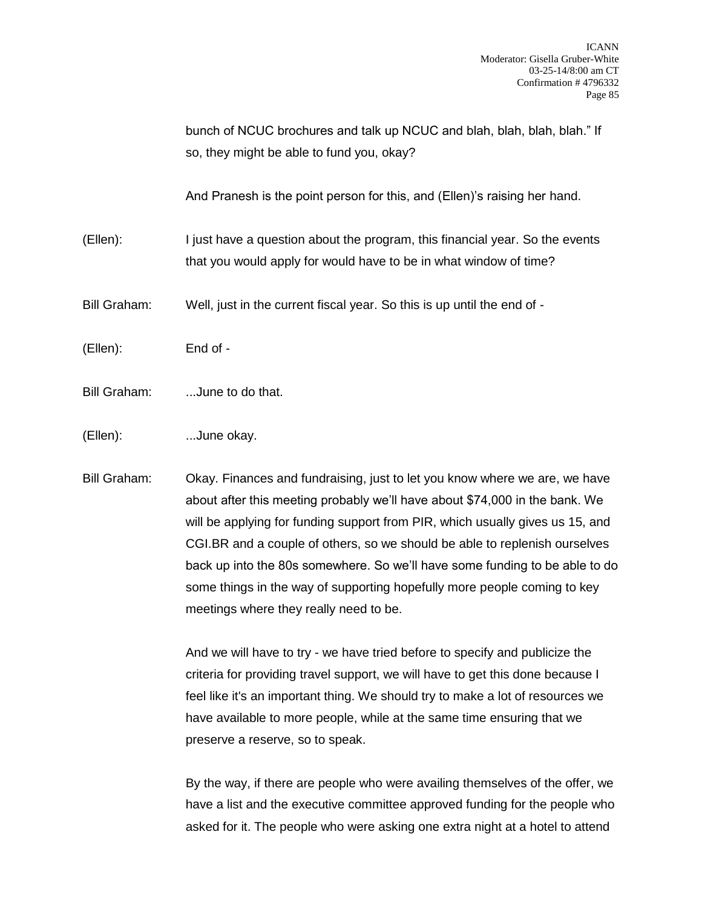bunch of NCUC brochures and talk up NCUC and blah, blah, blah, blah." If so, they might be able to fund you, okay?

And Pranesh is the point person for this, and (Ellen)'s raising her hand.

(Ellen): I just have a question about the program, this financial year. So the events that you would apply for would have to be in what window of time?

Bill Graham: Well, just in the current fiscal year. So this is up until the end of -

(Ellen): End of -

Bill Graham: ...June to do that.

(Ellen): ...June okay.

Bill Graham: Okay. Finances and fundraising, just to let you know where we are, we have about after this meeting probably we'll have about $74,000 in the bank. We will be applying for funding support from PIR, which usually gives us 15, and CGI.BR and a couple of others, so we should be able to replenish ourselves back up into the 80s somewhere. So we'll have some funding to be able to do some things in the way of supporting hopefully more people coming to key meetings where they really need to be.

And we will have to try - we have tried before to specify and publicize the criteria for providing travel support, we will have to get this done because I feel like it's an important thing. We should try to make a lot of resources we have available to more people, while at the same time ensuring that we preserve a reserve, so to speak.

By the way, if there are people who were availing themselves of the offer, we have a list and the executive committee approved funding for the people who asked for it. The people who were asking one extra night at a hotel to attend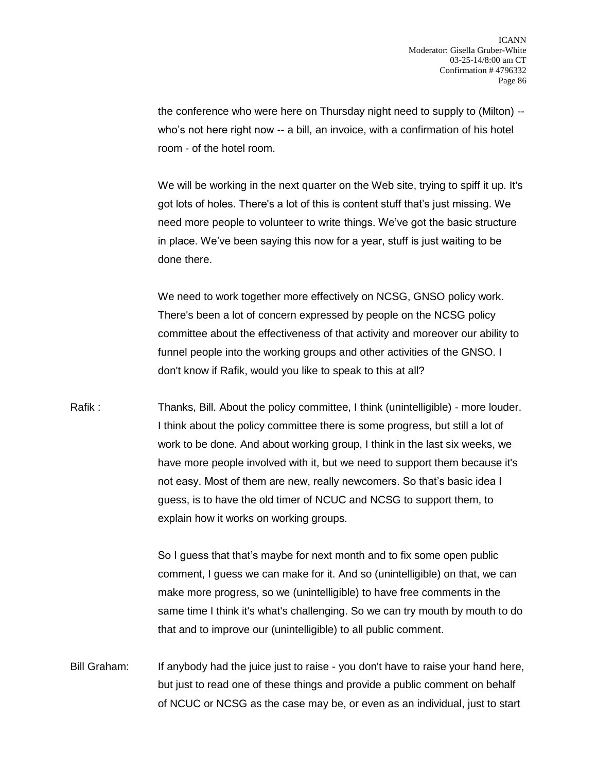the conference who were here on Thursday night need to supply to (Milton) -- who's not here right now -- a bill, an invoice, with a confirmation of his hotel room - of the hotel room.

We will be working in the next quarter on the Web site, trying to spiff it up. It's got lots of holes. There's a lot of this is content stuff that's just missing. We need more people to volunteer to write things. We've got the basic structure in place. We've been saying this now for a year, stuff is just waiting to be done there.

We need to work together more effectively on NCSG, GNSO policy work. There's been a lot of concern expressed by people on the NCSG policy committee about the effectiveness of that activity and moreover our ability to funnel people into the working groups and other activities of the GNSO. I don't know if Rafik, would you like to speak to this at all?

Rafik : Thanks, Bill. About the policy committee, I think (unintelligible) - more louder. I think about the policy committee there is some progress, but still a lot of work to be done. And about working group, I think in the last six weeks, we have more people involved with it, but we need to support them because it's not easy. Most of them are new, really newcomers. So that's basic idea I guess, is to have the old timer of NCUC and NCSG to support them, to explain how it works on working groups.

So I guess that that's maybe for next month and to fix some open public comment, I guess we can make for it. And so (unintelligible) on that, we can make more progress, so we (unintelligible) to have free comments in the same time I think it's what's challenging. So we can try mouth by mouth to do that and to improve our (unintelligible) to all public comment.

Bill Graham: If anybody had the juice just to raise - you don't have to raise your hand here, but just to read one of these things and provide a public comment on behalf of NCUC or NCSG as the case may be, or even as an individual, just to start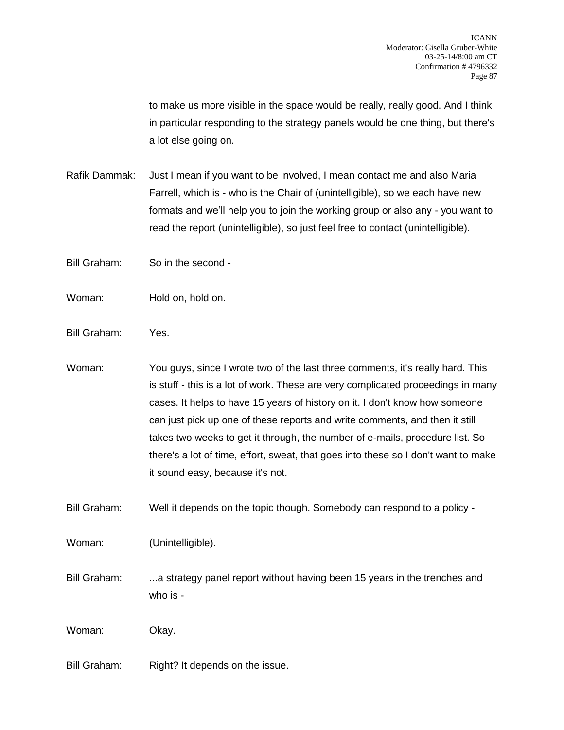to make us more visible in the space would be really, really good. And I think in particular responding to the strategy panels would be one thing, but there's a lot else going on.

Rafik Dammak: Just I mean if you want to be involved, I mean contact me and also Maria Farrell, which is - who is the Chair of (unintelligible), so we each have new formats and we'll help you to join the working group or also any - you want to read the report (unintelligible), so just feel free to contact (unintelligible).

Bill Graham: So in the second -

Woman: Hold on, hold on.

Bill Graham: Yes.

Woman: You guys, since I wrote two of the last three comments, it's really hard. This is stuff - this is a lot of work. These are very complicated proceedings in many cases. It helps to have 15 years of history on it. I don't know how someone can just pick up one of these reports and write comments, and then it still takes two weeks to get it through, the number of e-mails, procedure list. So there's a lot of time, effort, sweat, that goes into these so I don't want to make it sound easy, because it's not.

Bill Graham: Well it depends on the topic though. Somebody can respond to a policy -

Woman: (Unintelligible).

Bill Graham: ...a strategy panel report without having been 15 years in the trenches and who is -

Woman: Okay.

Bill Graham: Right? It depends on the issue.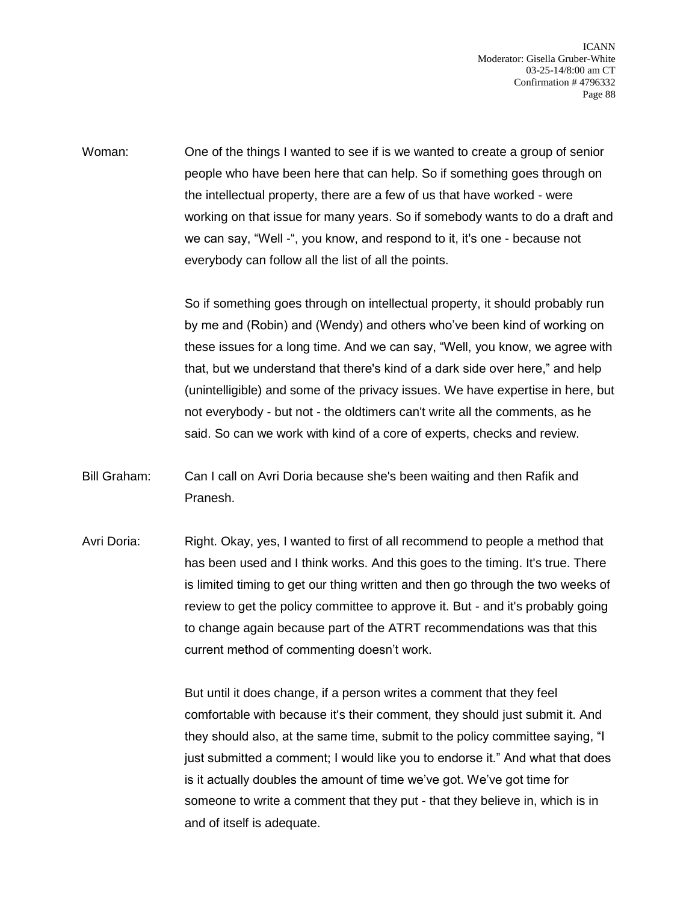Woman: One of the things I wanted to see if is we wanted to create a group of senior people who have been here that can help. So if something goes through on the intellectual property, there are a few of us that have worked - were working on that issue for many years. So if somebody wants to do a draft and we can say, "Well -", you know, and respond to it, it's one - because not everybody can follow all the list of all the points.

So if something goes through on intellectual property, it should probably run by me and (Robin) and (Wendy) and others who've been kind of working on these issues for a long time. And we can say, "Well, you know, we agree with that, but we understand that there's kind of a dark side over here," and help (unintelligible) and some of the privacy issues. We have expertise in here, but not everybody - but not - the oldtimers can't write all the comments, as he said. So can we work with kind of a core of experts, checks and review.

Bill Graham: Can I call on Avri Doria because she's been waiting and then Rafik and Pranesh.

Avri Doria: Right. Okay, yes, I wanted to first of all recommend to people a method that has been used and I think works. And this goes to the timing. It's true. There is limited timing to get our thing written and then go through the two weeks of review to get the policy committee to approve it. But - and it's probably going to change again because part of the ATRT recommendations was that this current method of commenting doesn't work.

But until it does change, if a person writes a comment that they feel comfortable with because it's their comment, they should just submit it. And they should also, at the same time, submit to the policy committee saying, "I just submitted a comment; I would like you to endorse it." And what that does is it actually doubles the amount of time we've got. We've got time for someone to write a comment that they put - that they believe in, which is in and of itself is adequate.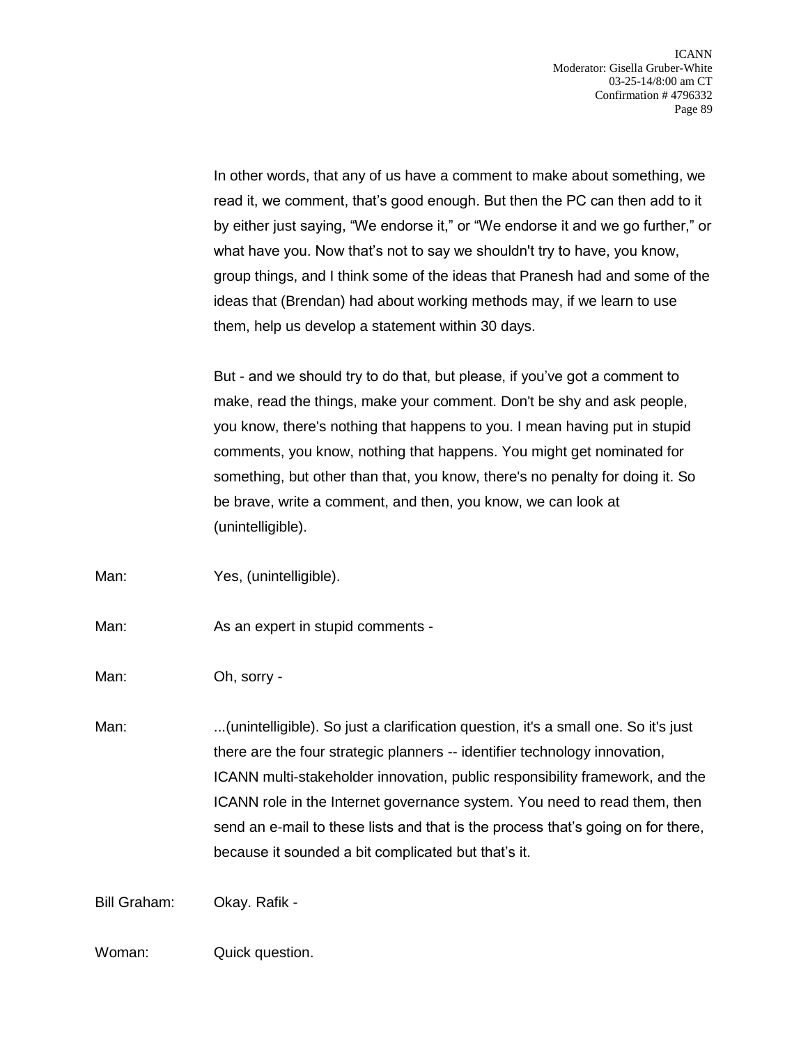In other words, that any of us have a comment to make about something, we read it, we comment, that's good enough. But then the PC can then add to it by either just saying, "We endorse it," or "We endorse it and we go further," or what have you. Now that's not to say we shouldn't try to have, you know, group things, and I think some of the ideas that Pranesh had and some of the ideas that (Brendan) had about working methods may, if we learn to use them, help us develop a statement within 30 days.

But - and we should try to do that, but please, if you've got a comment to make, read the things, make your comment. Don't be shy and ask people, you know, there's nothing that happens to you. I mean having put in stupid comments, you know, nothing that happens. You might get nominated for something, but other than that, you know, there's no penalty for doing it. So be brave, write a comment, and then, you know, we can look at (unintelligible).

Man: Yes, (unintelligible).

Man: As an expert in stupid comments -

Man: Oh, sorry -

Man: ...(unintelligible). So just a clarification question, it's a small one. So it's just there are the four strategic planners -- identifier technology innovation, ICANN multi-stakeholder innovation, public responsibility framework, and the ICANN role in the Internet governance system. You need to read them, then send an e-mail to these lists and that is the process that's going on for there, because it sounded a bit complicated but that's it.

Bill Graham: Okay. Rafik -

Woman: Quick question.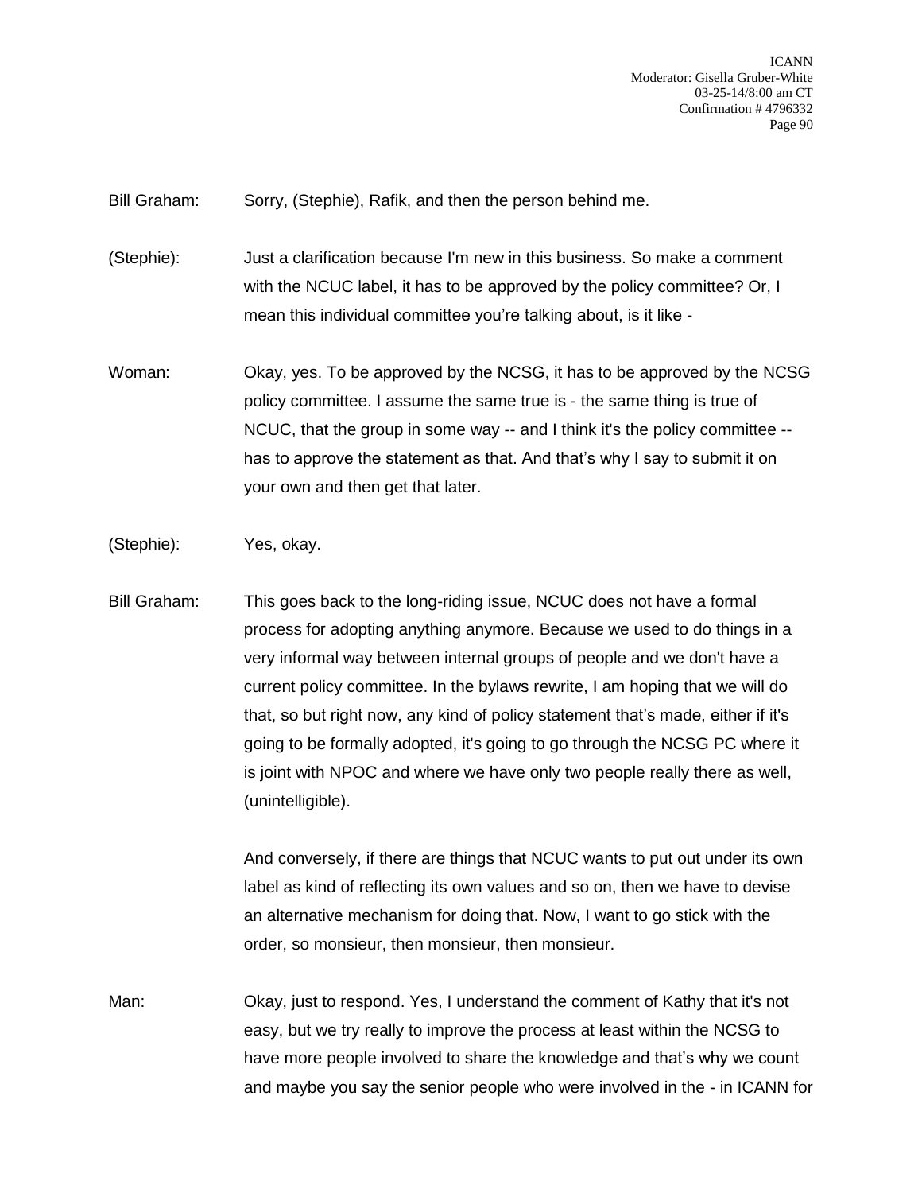Bill Graham: Sorry, (Stephie), Rafik, and then the person behind me.

(Stephie): Just a clarification because I'm new in this business. So make a comment with the NCUC label, it has to be approved by the policy committee? Or, I mean this individual committee you're talking about, is it like -

Woman: Okay, yes. To be approved by the NCSG, it has to be approved by the NCSG policy committee. I assume the same true is - the same thing is true of NCUC, that the group in some way -- and I think it's the policy committee -- has to approve the statement as that. And that's why I say to submit it on your own and then get that later.

(Stephie): Yes, okay.

Bill Graham: This goes back to the long-riding issue, NCUC does not have a formal process for adopting anything anymore. Because we used to do things in a very informal way between internal groups of people and we don't have a current policy committee. In the bylaws rewrite, I am hoping that we will do that, so but right now, any kind of policy statement that's made, either if it's going to be formally adopted, it's going to go through the NCSG PC where it is joint with NPOC and where we have only two people really there as well, (unintelligible).

And conversely, if there are things that NCUC wants to put out under its own label as kind of reflecting its own values and so on, then we have to devise an alternative mechanism for doing that. Now, I want to go stick with the order, so monsieur, then monsieur, then monsieur.

Man: Okay, just to respond. Yes, I understand the comment of Kathy that it's not easy, but we try really to improve the process at least within the NCSG to have more people involved to share the knowledge and that's why we count and maybe you say the senior people who were involved in the - in ICANN for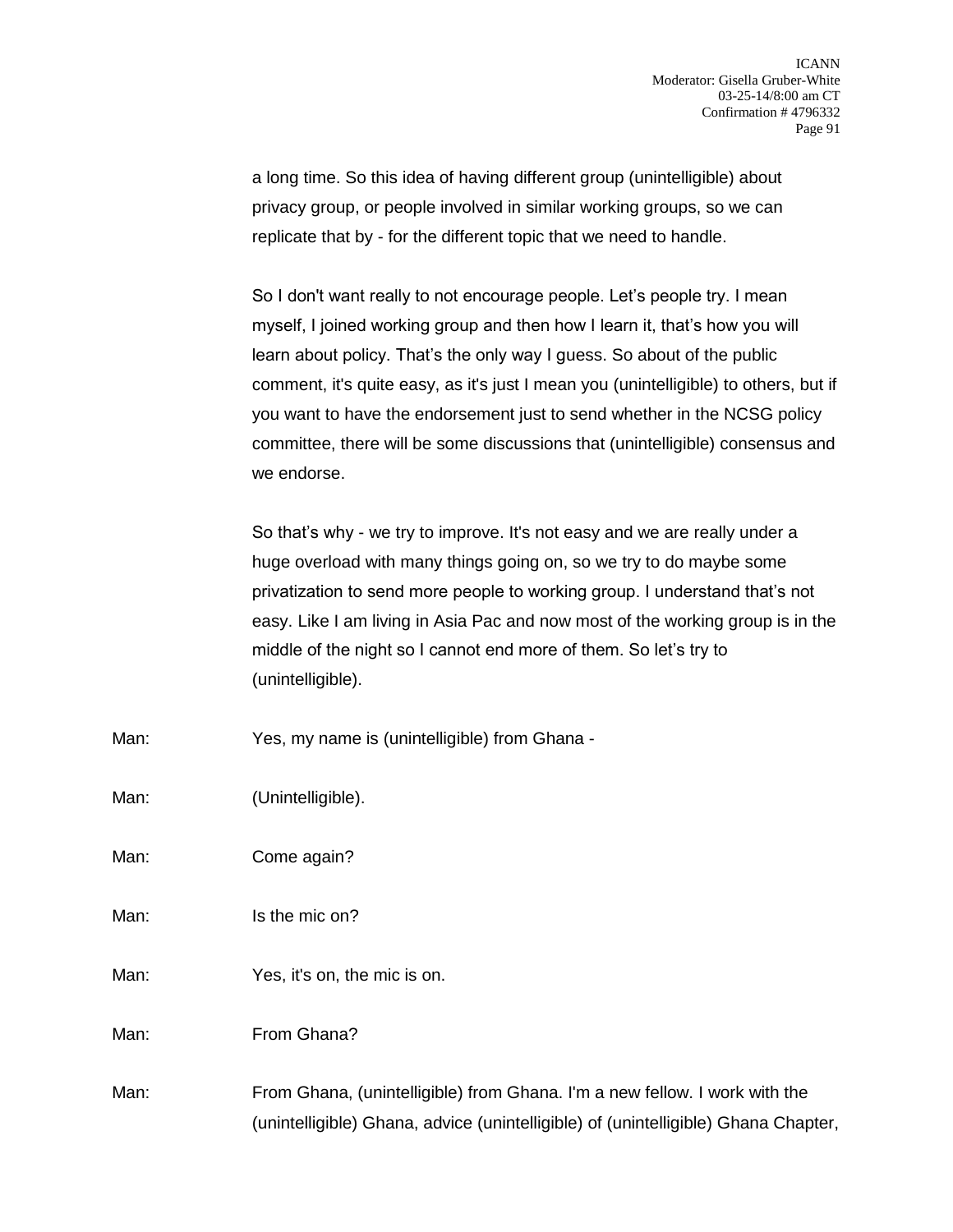a long time. So this idea of having different group (unintelligible) about privacy group, or people involved in similar working groups, so we can replicate that by - for the different topic that we need to handle.

So I don't want really to not encourage people. Let's people try. I mean myself, I joined working group and then how I learn it, that's how you will learn about policy. That's the only way I guess. So about of the public comment, it's quite easy, as it's just I mean you (unintelligible) to others, but if you want to have the endorsement just to send whether in the NCSG policy committee, there will be some discussions that (unintelligible) consensus and we endorse.

So that's why - we try to improve. It's not easy and we are really under a huge overload with many things going on, so we try to do maybe some privatization to send more people to working group. I understand that's not easy. Like I am living in Asia Pac and now most of the working group is in the middle of the night so I cannot end more of them. So let's try to (unintelligible).

Man: Yes, my name is (unintelligible) from Ghana -

Man: (Unintelligible).

Man: Come again?

Man: Is the mic on?

Man: Yes, it's on, the mic is on.

Man: From Ghana?

Man: From Ghana, (unintelligible) from Ghana. I'm a new fellow. I work with the (unintelligible) Ghana, advice (unintelligible) of (unintelligible) Ghana Chapter,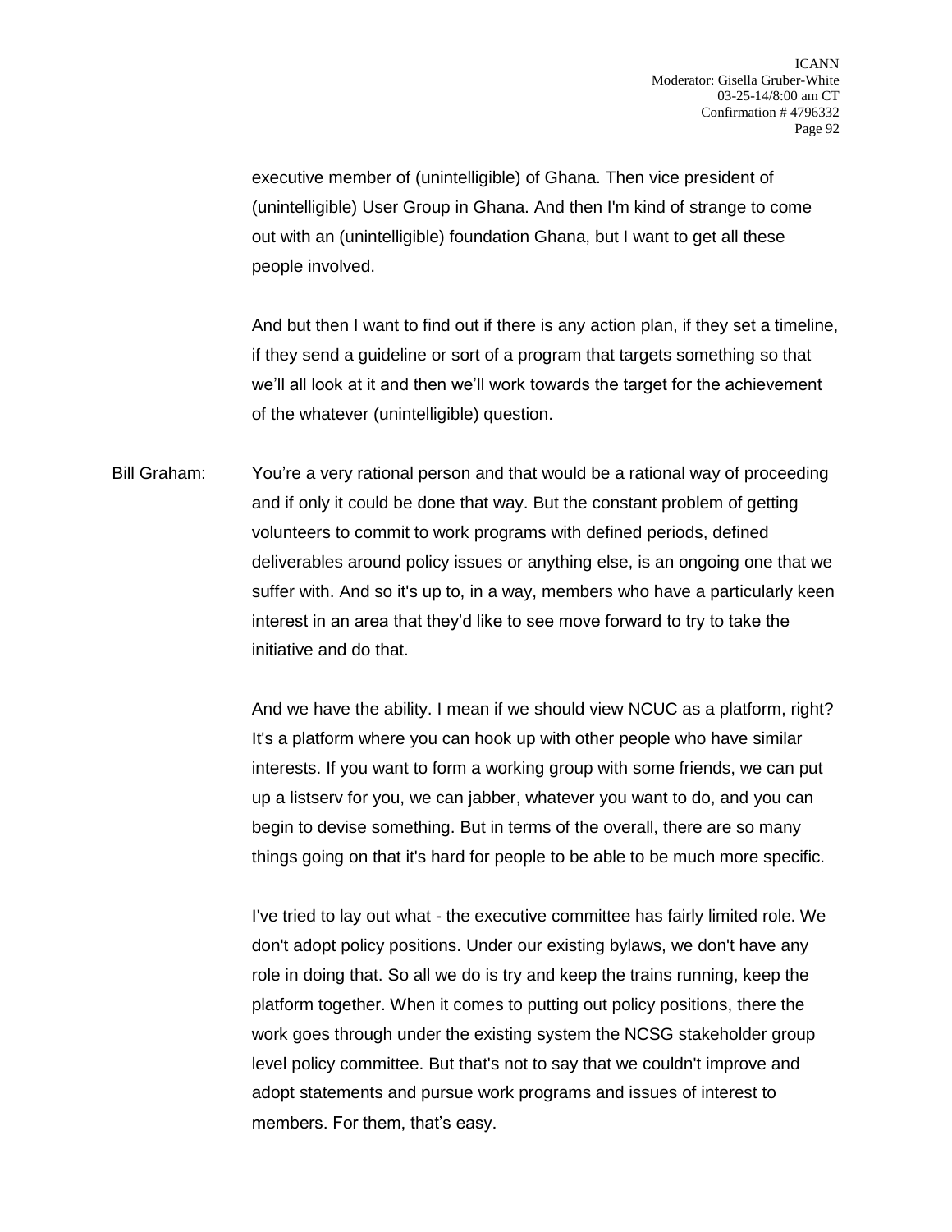executive member of (unintelligible) of Ghana. Then vice president of (unintelligible) User Group in Ghana. And then I'm kind of strange to come out with an (unintelligible) foundation Ghana, but I want to get all these people involved.

And but then I want to find out if there is any action plan, if they set a timeline, if they send a guideline or sort of a program that targets something so that we'll all look at it and then we'll work towards the target for the achievement of the whatever (unintelligible) question.

Bill Graham: You're a very rational person and that would be a rational way of proceeding and if only it could be done that way. But the constant problem of getting volunteers to commit to work programs with defined periods, defined deliverables around policy issues or anything else, is an ongoing one that we suffer with. And so it's up to, in a way, members who have a particularly keen interest in an area that they'd like to see move forward to try to take the initiative and do that.

And we have the ability. I mean if we should view NCUC as a platform, right? It's a platform where you can hook up with other people who have similar interests. If you want to form a working group with some friends, we can put up a listserv for you, we can jabber, whatever you want to do, and you can begin to devise something. But in terms of the overall, there are so many things going on that it's hard for people to be able to be much more specific.

I've tried to lay out what - the executive committee has fairly limited role. We don't adopt policy positions. Under our existing bylaws, we don't have any role in doing that. So all we do is try and keep the trains running, keep the platform together. When it comes to putting out policy positions, there the work goes through under the existing system the NCSG stakeholder group level policy committee. But that's not to say that we couldn't improve and adopt statements and pursue work programs and issues of interest to members. For them, that's easy.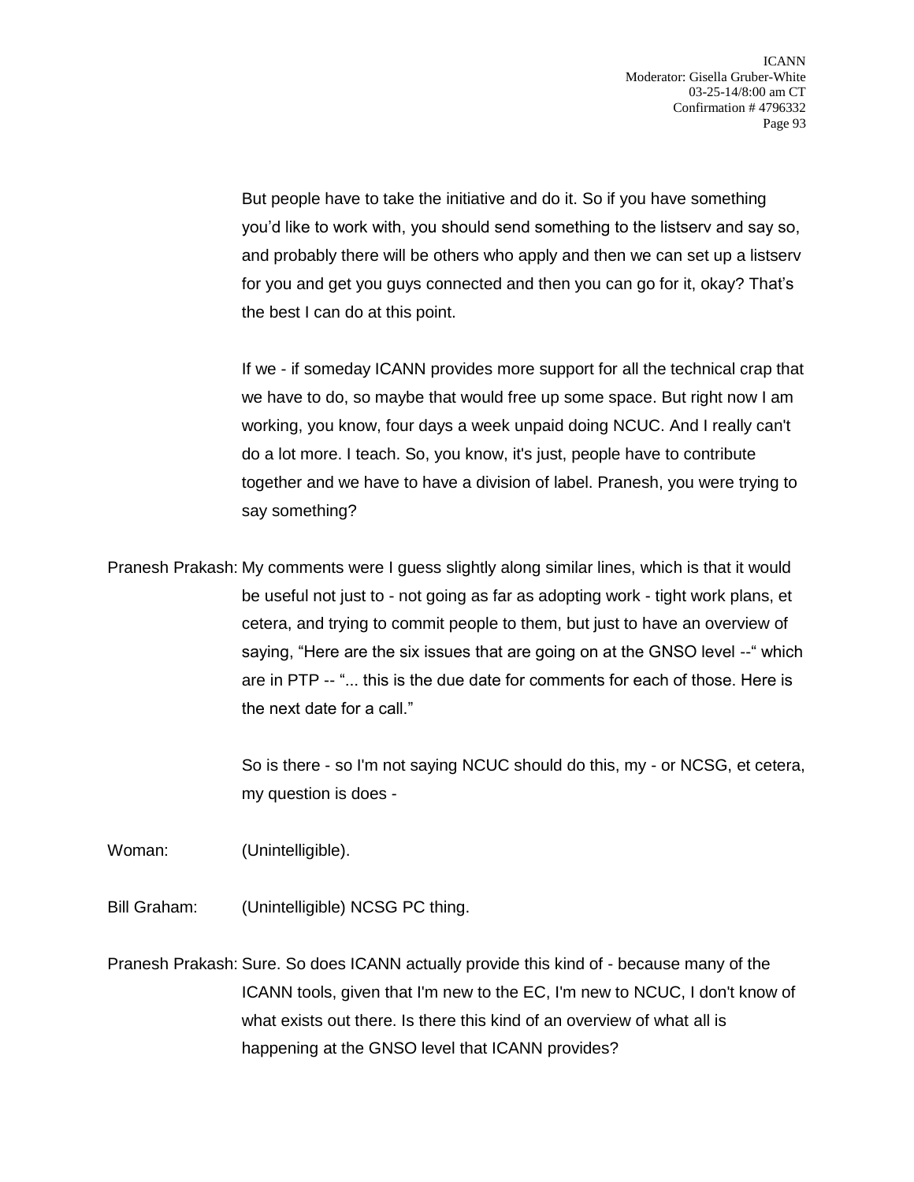But people have to take the initiative and do it. So if you have something you'd like to work with, you should send something to the listserv and say so, and probably there will be others who apply and then we can set up a listserv for you and get you guys connected and then you can go for it, okay? That's the best I can do at this point.

If we - if someday ICANN provides more support for all the technical crap that we have to do, so maybe that would free up some space. But right now I am working, you know, four days a week unpaid doing NCUC. And I really can't do a lot more. I teach. So, you know, it's just, people have to contribute together and we have to have a division of label. Pranesh, you were trying to say something?

Pranesh Prakash: My comments were I guess slightly along similar lines, which is that it would be useful not just to - not going as far as adopting work - tight work plans, et cetera, and trying to commit people to them, but just to have an overview of saying, "Here are the six issues that are going on at the GNSO level --" which are in PTP -- "... this is the due date for comments for each of those. Here is the next date for a call."

So is there - so I'm not saying NCUC should do this, my - or NCSG, et cetera, my question is does -

Woman: (Unintelligible).

Bill Graham: (Unintelligible) NCSG PC thing.

Pranesh Prakash: Sure. So does ICANN actually provide this kind of - because many of the ICANN tools, given that I'm new to the EC, I'm new to NCUC, I don't know of what exists out there. Is there this kind of an overview of what all is happening at the GNSO level that ICANN provides?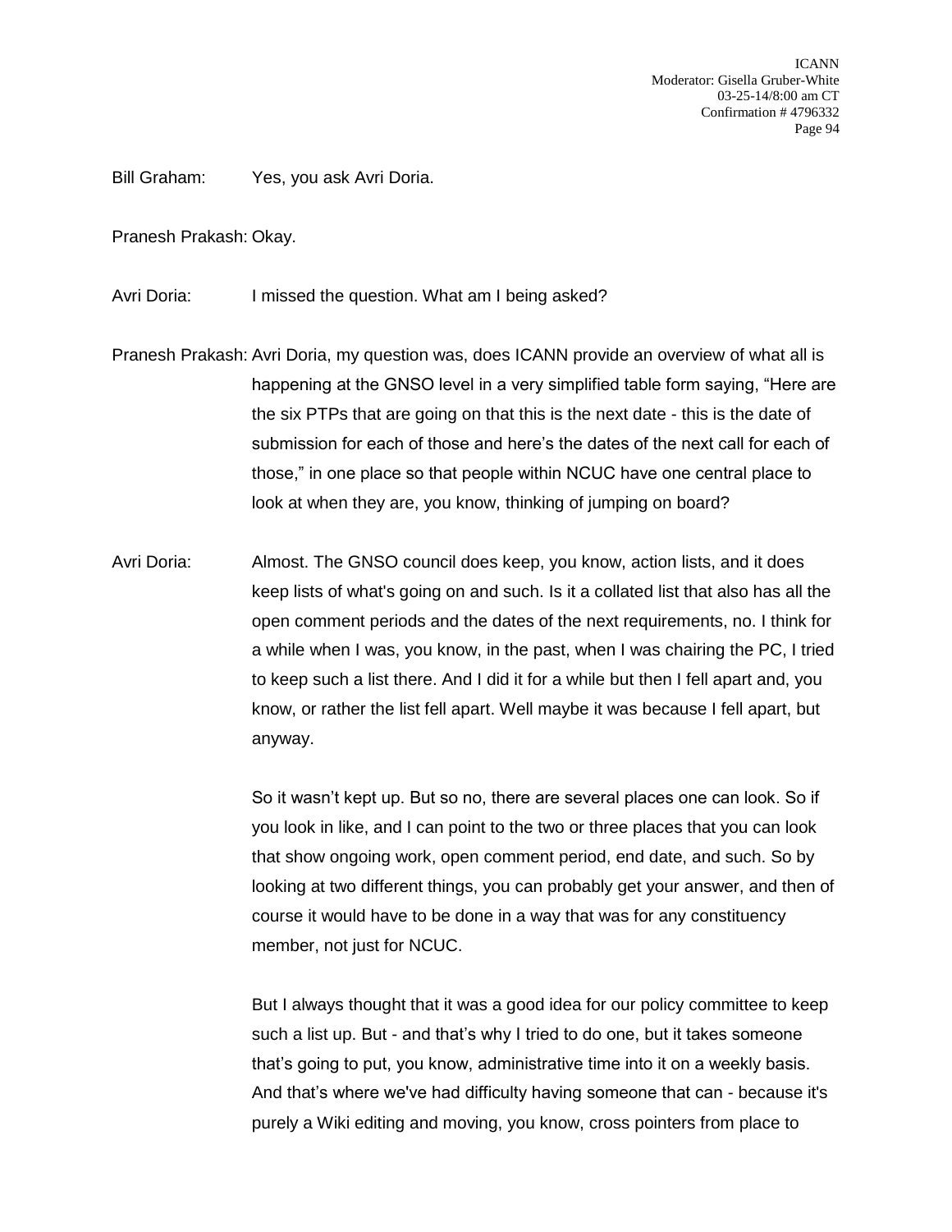Bill Graham: Yes, you ask Avri Doria.

Pranesh Prakash: Okay.

Avri Doria: I missed the question. What am I being asked?

Pranesh Prakash: Avri Doria, my question was, does ICANN provide an overview of what all is happening at the GNSO level in a very simplified table form saying, "Here are the six PTPs that are going on that this is the next date - this is the date of submission for each of those and here's the dates of the next call for each of those," in one place so that people within NCUC have one central place to look at when they are, you know, thinking of jumping on board?

Avri Doria: Almost. The GNSO council does keep, you know, action lists, and it does keep lists of what's going on and such. Is it a collated list that also has all the open comment periods and the dates of the next requirements, no. I think for a while when I was, you know, in the past, when I was chairing the PC, I tried to keep such a list there. And I did it for a while but then I fell apart and, you know, or rather the list fell apart. Well maybe it was because I fell apart, but anyway.

So it wasn't kept up. But so no, there are several places one can look. So if you look in like, and I can point to the two or three places that you can look that show ongoing work, open comment period, end date, and such. So by looking at two different things, you can probably get your answer, and then of course it would have to be done in a way that was for any constituency member, not just for NCUC.

But I always thought that it was a good idea for our policy committee to keep such a list up. But - and that's why I tried to do one, but it takes someone that's going to put, you know, administrative time into it on a weekly basis. And that's where we've had difficulty having someone that can - because it's purely a Wiki editing and moving, you know, cross pointers from place to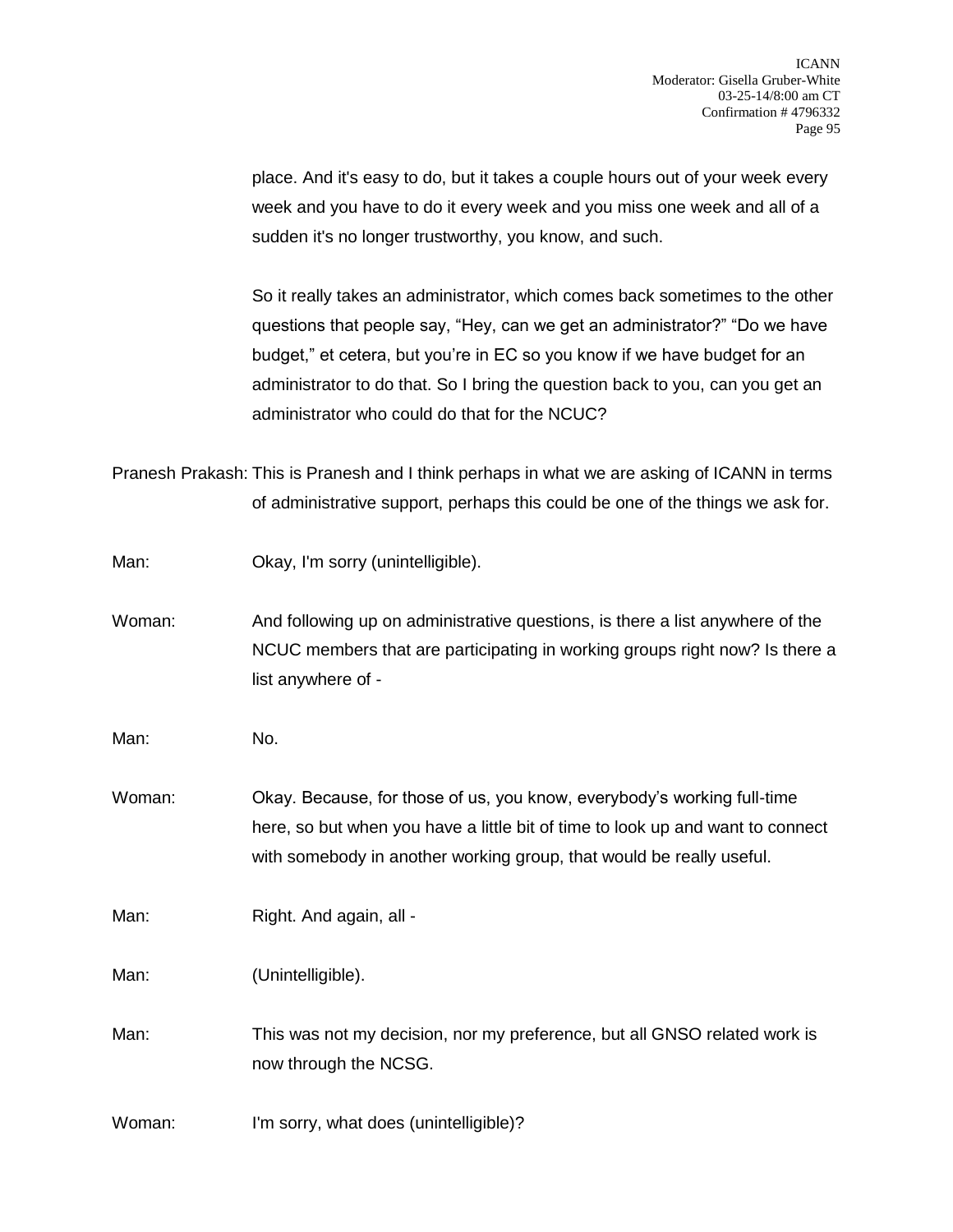place. And it's easy to do, but it takes a couple hours out of your week every week and you have to do it every week and you miss one week and all of a sudden it's no longer trustworthy, you know, and such.

So it really takes an administrator, which comes back sometimes to the other questions that people say, "Hey, can we get an administrator?" "Do we have budget," et cetera, but you're in EC so you know if we have budget for an administrator to do that. So I bring the question back to you, can you get an administrator who could do that for the NCUC?

Pranesh Prakash: This is Pranesh and I think perhaps in what we are asking of ICANN in terms of administrative support, perhaps this could be one of the things we ask for.

Man: Okay, I'm sorry (unintelligible).

Woman: And following up on administrative questions, is there a list anywhere of the NCUC members that are participating in working groups right now? Is there a list anywhere of -

Man: No.

Woman: Okay. Because, for those of us, you know, everybody's working full-time here, so but when you have a little bit of time to look up and want to connect with somebody in another working group, that would be really useful.

Man: Right. And again, all -

Man: (Unintelligible).

Man: This was not my decision, nor my preference, but all GNSO related work is now through the NCSG.

Woman: I'm sorry, what does (unintelligible)?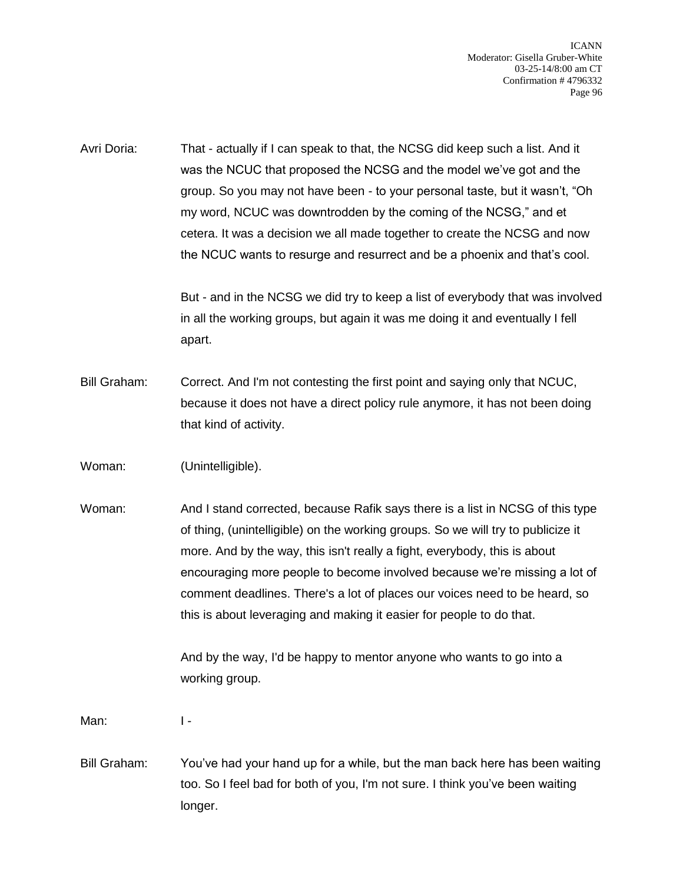Avri Doria: That - actually if I can speak to that, the NCSG did keep such a list. And it was the NCUC that proposed the NCSG and the model we've got and the group. So you may not have been - to your personal taste, but it wasn't, "Oh my word, NCUC was downtrodden by the coming of the NCSG," and et cetera. It was a decision we all made together to create the NCSG and now the NCUC wants to resurge and resurrect and be a phoenix and that's cool.

But - and in the NCSG we did try to keep a list of everybody that was involved in all the working groups, but again it was me doing it and eventually I fell apart.

Bill Graham: Correct. And I'm not contesting the first point and saying only that NCUC, because it does not have a direct policy rule anymore, it has not been doing that kind of activity.

Woman: (Unintelligible).

Woman: And I stand corrected, because Rafik says there is a list in NCSG of this type of thing, (unintelligible) on the working groups. So we will try to publicize it more. And by the way, this isn't really a fight, everybody, this is about encouraging more people to become involved because we're missing a lot of comment deadlines. There's a lot of places our voices need to be heard, so this is about leveraging and making it easier for people to do that.

And by the way, I'd be happy to mentor anyone who wants to go into a working group.

Man: I -

Bill Graham: You've had your hand up for a while, but the man back here has been waiting too. So I feel bad for both of you, I'm not sure. I think you've been waiting longer.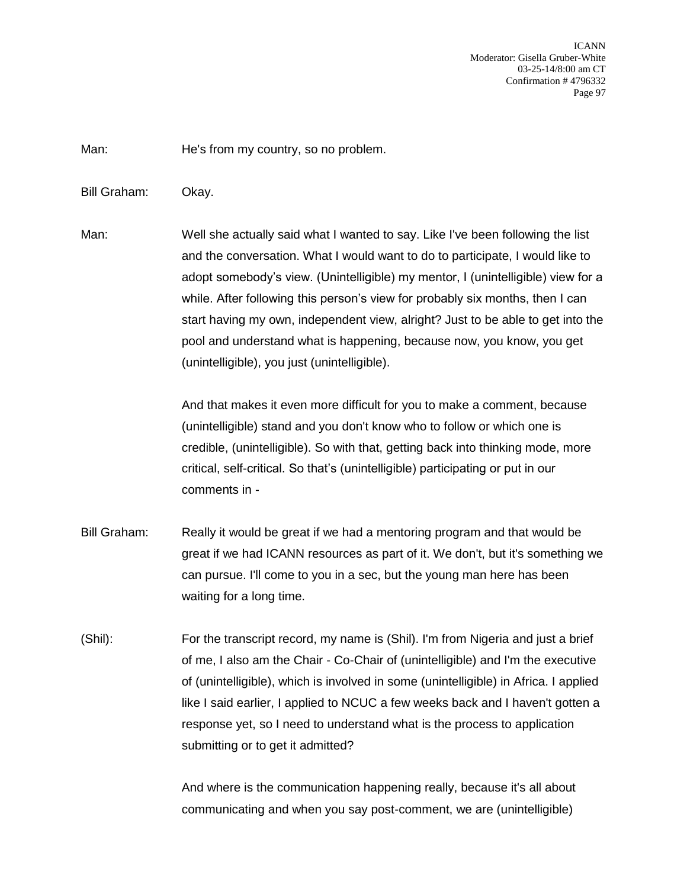Man: He's from my country, so no problem.

Bill Graham: Okay.

Man: Well she actually said what I wanted to say. Like I've been following the list and the conversation. What I would want to do to participate, I would like to adopt somebody's view. (Unintelligible) my mentor, I (unintelligible) view for a while. After following this person's view for probably six months, then I can start having my own, independent view, alright? Just to be able to get into the pool and understand what is happening, because now, you know, you get (unintelligible), you just (unintelligible).

And that makes it even more difficult for you to make a comment, because (unintelligible) stand and you don't know who to follow or which one is credible, (unintelligible). So with that, getting back into thinking mode, more critical, self-critical. So that's (unintelligible) participating or put in our comments in -

Bill Graham: Really it would be great if we had a mentoring program and that would be great if we had ICANN resources as part of it. We don't, but it's something we can pursue. I'll come to you in a sec, but the young man here has been waiting for a long time.

(Shil): For the transcript record, my name is (Shil). I'm from Nigeria and just a brief of me, I also am the Chair - Co-Chair of (unintelligible) and I'm the executive of (unintelligible), which is involved in some (unintelligible) in Africa. I applied like I said earlier, I applied to NCUC a few weeks back and I haven't gotten a response yet, so I need to understand what is the process to application submitting or to get it admitted?

And where is the communication happening really, because it's all about communicating and when you say post-comment, we are (unintelligible)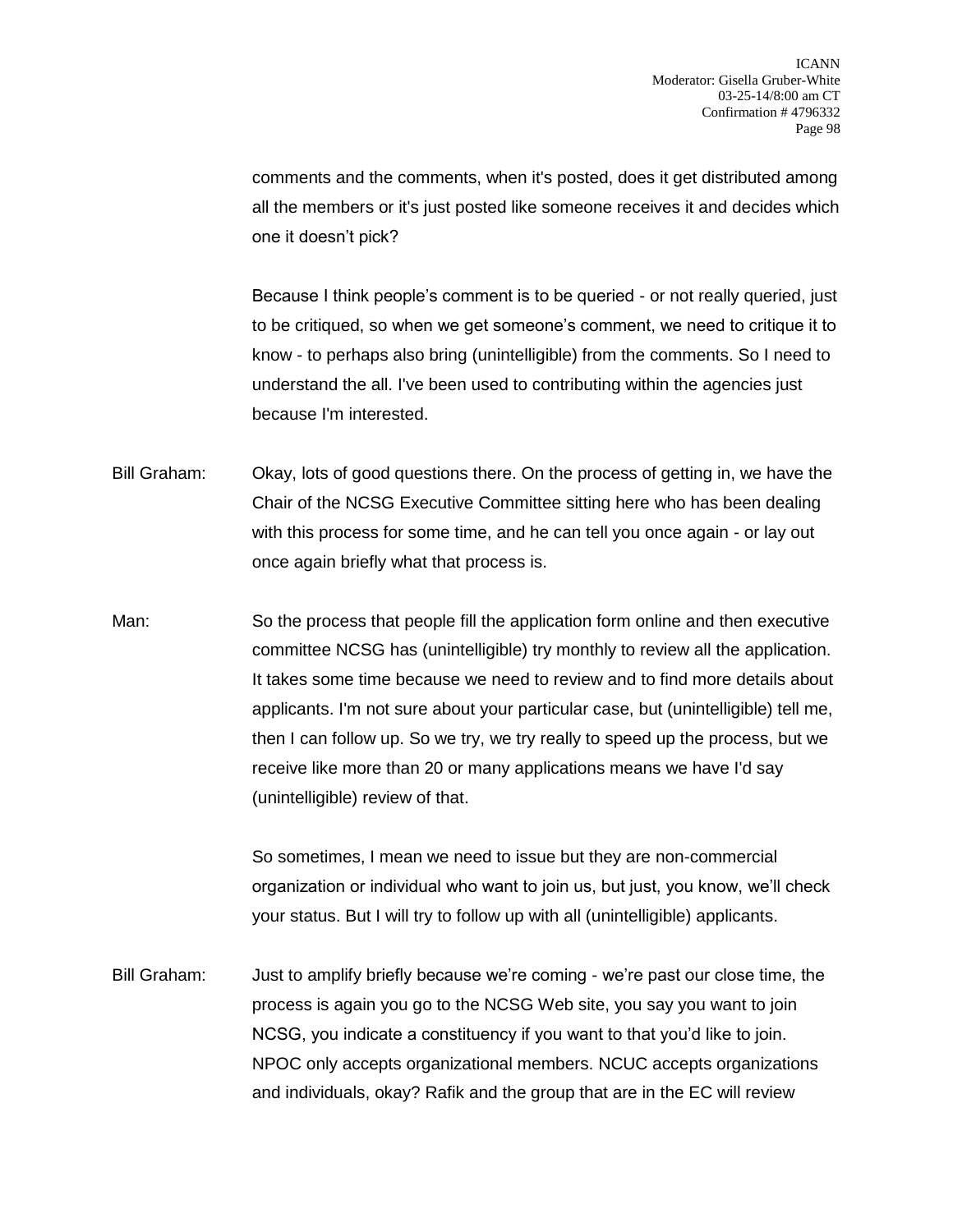comments and the comments, when it's posted, does it get distributed among all the members or it's just posted like someone receives it and decides which one it doesn't pick?

Because I think people's comment is to be queried - or not really queried, just to be critiqued, so when we get someone's comment, we need to critique it to know - to perhaps also bring (unintelligible) from the comments. So I need to understand the all. I've been used to contributing within the agencies just because I'm interested.

Bill Graham: Okay, lots of good questions there. On the process of getting in, we have the Chair of the NCSG Executive Committee sitting here who has been dealing with this process for some time, and he can tell you once again - or lay out once again briefly what that process is.

Man: So the process that people fill the application form online and then executive committee NCSG has (unintelligible) try monthly to review all the application. It takes some time because we need to review and to find more details about applicants. I'm not sure about your particular case, but (unintelligible) tell me, then I can follow up. So we try, we try really to speed up the process, but we receive like more than 20 or many applications means we have I'd say (unintelligible) review of that.

So sometimes, I mean we need to issue but they are non-commercial organization or individual who want to join us, but just, you know, we'll check your status. But I will try to follow up with all (unintelligible) applicants.

Bill Graham: Just to amplify briefly because we're coming - we're past our close time, the process is again you go to the NCSG Web site, you say you want to join NCSG, you indicate a constituency if you want to that you'd like to join. NPOC only accepts organizational members. NCUC accepts organizations and individuals, okay? Rafik and the group that are in the EC will review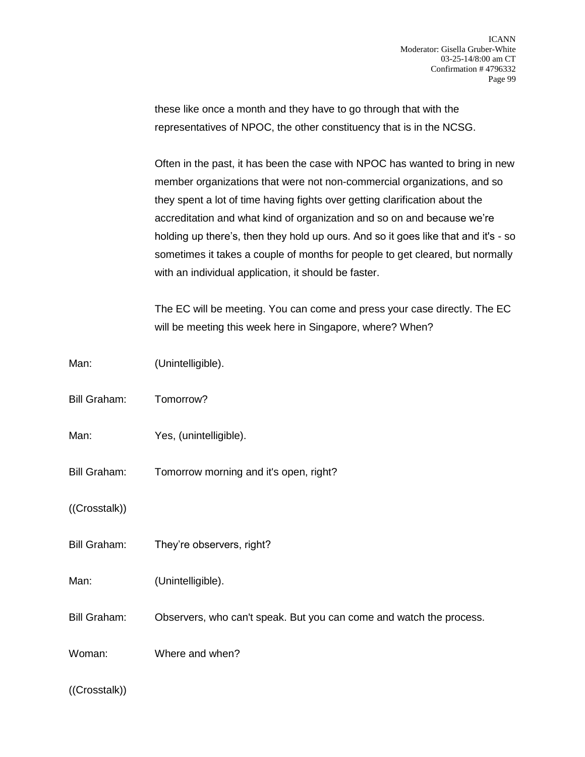these like once a month and they have to go through that with the representatives of NPOC, the other constituency that is in the NCSG.

Often in the past, it has been the case with NPOC has wanted to bring in new member organizations that were not non-commercial organizations, and so they spent a lot of time having fights over getting clarification about the accreditation and what kind of organization and so on and because we're holding up there's, then they hold up ours. And so it goes like that and it's - so sometimes it takes a couple of months for people to get cleared, but normally with an individual application, it should be faster.

The EC will be meeting. You can come and press your case directly. The EC will be meeting this week here in Singapore, where? When?

Man: (Unintelligible).

Bill Graham: Tomorrow?

Man: Yes, (unintelligible).

Bill Graham: Tomorrow morning and it's open, right?

((Crosstalk))

Bill Graham: They're observers, right?

Man: (Unintelligible).

Bill Graham: Observers, who can't speak. But you can come and watch the process.

Woman: Where and when?

((Crosstalk))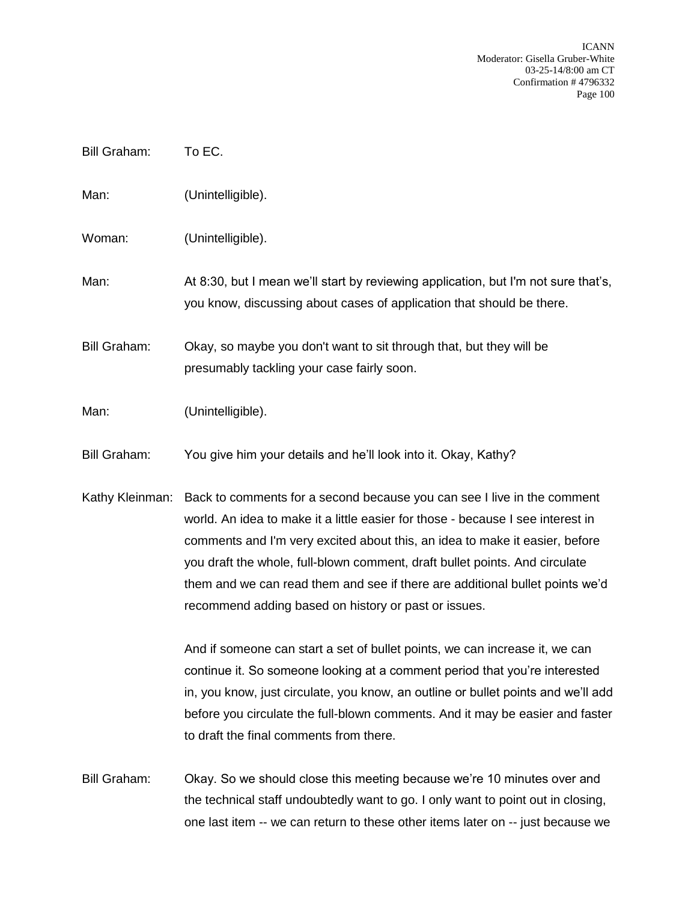Bill Graham: To EC.

Man: (Unintelligible).

Woman: (Unintelligible).

Man: At 8:30, but I mean we'll start by reviewing application, but I'm not sure that's, you know, discussing about cases of application that should be there.

Bill Graham: Okay, so maybe you don't want to sit through that, but they will be presumably tackling your case fairly soon.

Man: (Unintelligible).

Bill Graham: You give him your details and he'll look into it. Okay, Kathy?

Kathy Kleinman: Back to comments for a second because you can see I live in the comment world. An idea to make it a little easier for those - because I see interest in comments and I'm very excited about this, an idea to make it easier, before you draft the whole, full-blown comment, draft bullet points. And circulate them and we can read them and see if there are additional bullet points we'd recommend adding based on history or past or issues.

And if someone can start a set of bullet points, we can increase it, we can continue it. So someone looking at a comment period that you're interested in, you know, just circulate, you know, an outline or bullet points and we'll add before you circulate the full-blown comments. And it may be easier and faster to draft the final comments from there.

Bill Graham: Okay. So we should close this meeting because we're 10 minutes over and the technical staff undoubtedly want to go. I only want to point out in closing, one last item -- we can return to these other items later on -- just because we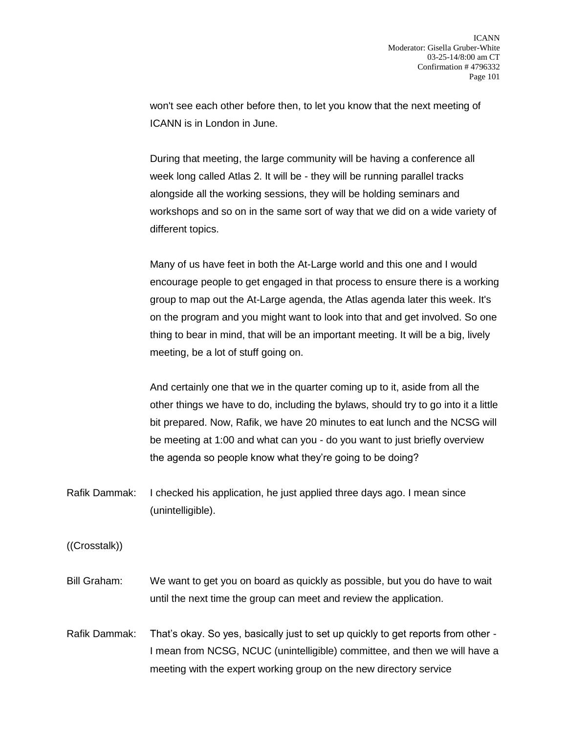won't see each other before then, to let you know that the next meeting of ICANN is in London in June.

During that meeting, the large community will be having a conference all week long called Atlas 2. It will be - they will be running parallel tracks alongside all the working sessions, they will be holding seminars and workshops and so on in the same sort of way that we did on a wide variety of different topics.

Many of us have feet in both the At-Large world and this one and I would encourage people to get engaged in that process to ensure there is a working group to map out the At-Large agenda, the Atlas agenda later this week. It's on the program and you might want to look into that and get involved. So one thing to bear in mind, that will be an important meeting. It will be a big, lively meeting, be a lot of stuff going on.

And certainly one that we in the quarter coming up to it, aside from all the other things we have to do, including the bylaws, should try to go into it a little bit prepared. Now, Rafik, we have 20 minutes to eat lunch and the NCSG will be meeting at 1:00 and what can you - do you want to just briefly overview the agenda so people know what they're going to be doing?

Rafik Dammak: I checked his application, he just applied three days ago. I mean since (unintelligible).

((Crosstalk))

Bill Graham: We want to get you on board as quickly as possible, but you do have to wait until the next time the group can meet and review the application.

Rafik Dammak: That's okay. So yes, basically just to set up quickly to get reports from other - I mean from NCSG, NCUC (unintelligible) committee, and then we will have a meeting with the expert working group on the new directory service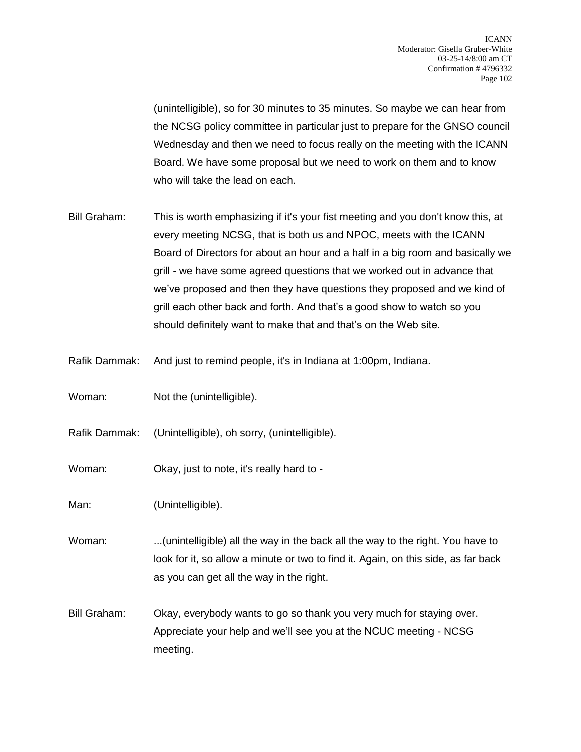(unintelligible), so for 30 minutes to 35 minutes. So maybe we can hear from the NCSG policy committee in particular just to prepare for the GNSO council Wednesday and then we need to focus really on the meeting with the ICANN Board. We have some proposal but we need to work on them and to know who will take the lead on each.

Bill Graham: This is worth emphasizing if it's your fist meeting and you don't know this, at every meeting NCSG, that is both us and NPOC, meets with the ICANN Board of Directors for about an hour and a half in a big room and basically we grill - we have some agreed questions that we worked out in advance that we've proposed and then they have questions they proposed and we kind of grill each other back and forth. And that's a good show to watch so you should definitely want to make that and that's on the Web site.

Rafik Dammak: And just to remind people, it's in Indiana at 1:00pm, Indiana.

Woman: Not the (unintelligible).

Rafik Dammak: (Unintelligible), oh sorry, (unintelligible).

Woman: Okay, just to note, it's really hard to -

Man: (Unintelligible).

Woman: ...(unintelligible) all the way in the back all the way to the right. You have to look for it, so allow a minute or two to find it. Again, on this side, as far back as you can get all the way in the right.

Bill Graham: Okay, everybody wants to go so thank you very much for staying over. Appreciate your help and we'll see you at the NCUC meeting - NCSG meeting.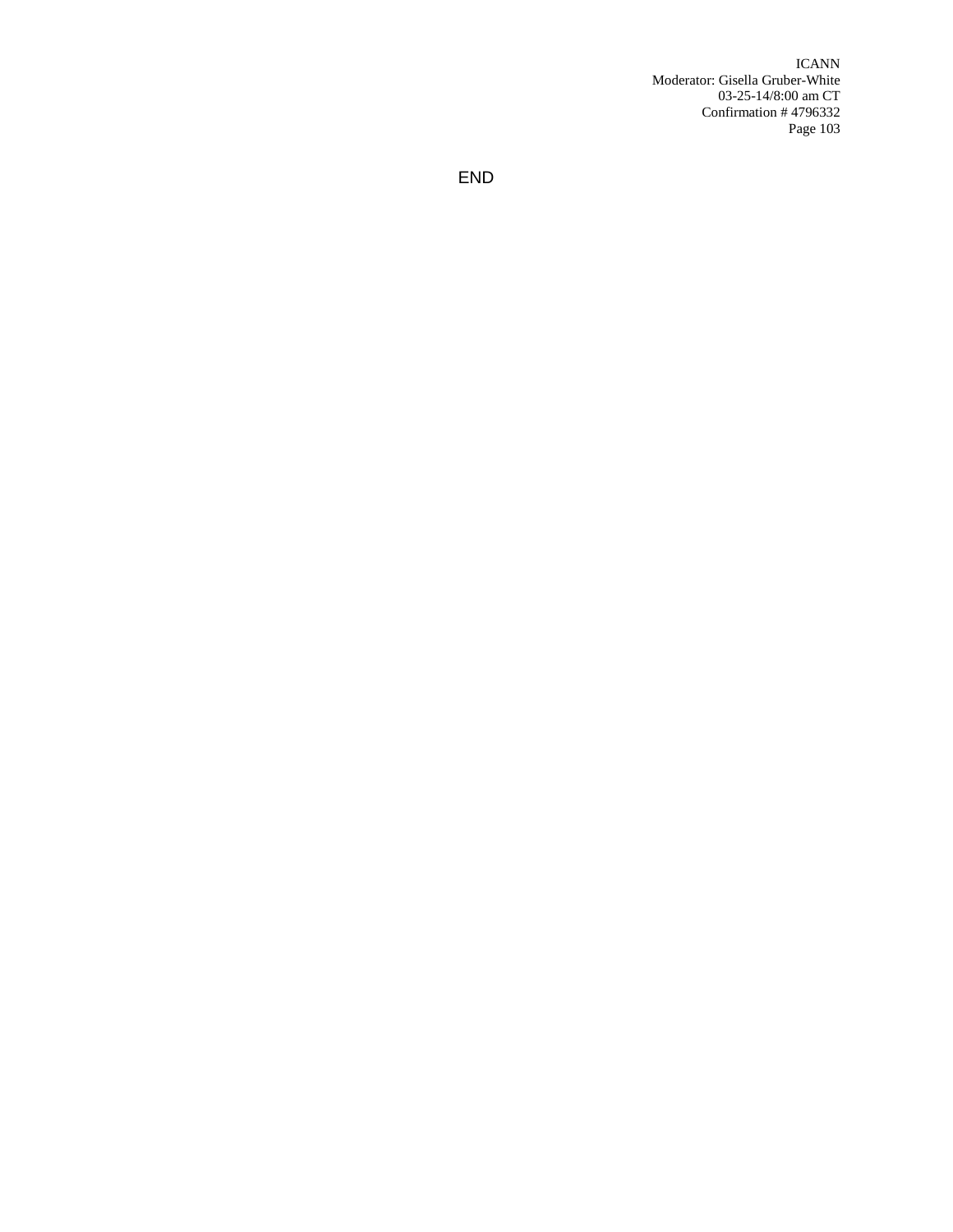END